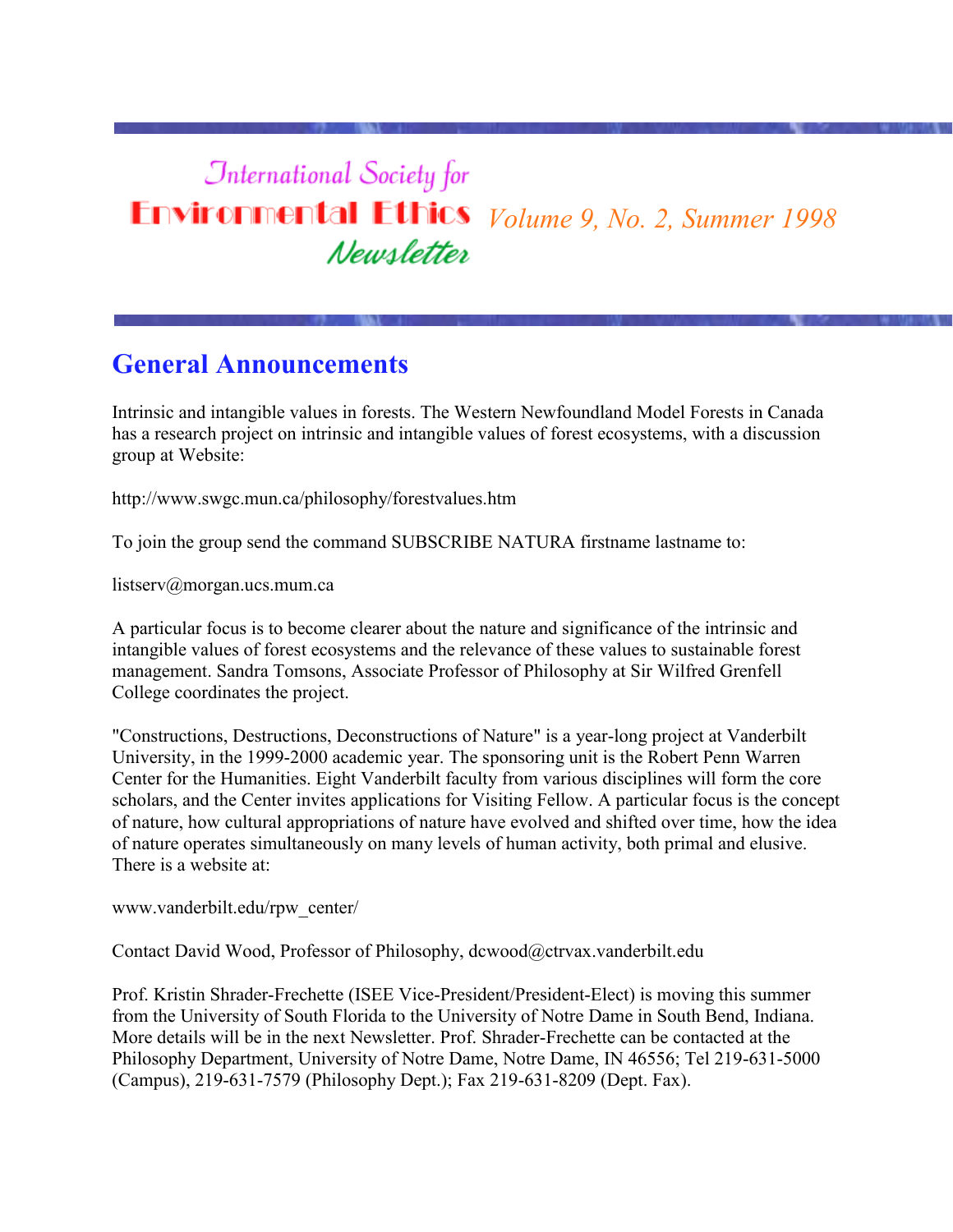# International Society for Environmental Ethics Newsletter

*Volume 9, No. 2, Summer 1998*

## General Announcements

Intrinsic and intangible values in forests. The Western Newfoundland Model Forests in Canada has a research project on intrinsic and intangible values of forest ecosystems, with a discussion group at Website:

http://www.swgc.mun.ca/philosophy/forestvalues.htm

To join the group send the command SUBSCRIBE NATURA firstname lastname to:

listserv@morgan.ucs.mum.ca

A particular focus is to become clearer about the nature and significance of the intrinsic and intangible values of forest ecosystems and the relevance of these values to sustainable forest management. Sandra Tomsons, Associate Professor of Philosophy at Sir Wilfred Grenfell College coordinates the project.

"Constructions, Destructions, Deconstructions of Nature" is a year-long project at Vanderbilt University, in the 1999-2000 academic year. The sponsoring unit is the Robert Penn Warren Center for the Humanities. Eight Vanderbilt faculty from various disciplines will form the core scholars, and the Center invites applications for Visiting Fellow. A particular focus is the concept of nature, how cultural appropriations of nature have evolved and shifted over time, how the idea of nature operates simultaneously on many levels of human activity, both primal and elusive. There is a website at:

www.vanderbilt.edu/rpw_center/

Contact David Wood, Professor of Philosophy, dcwood@ctrvax.vanderbilt.edu

Prof. Kristin Shrader-Frechette (ISEE Vice-President/President-Elect) is moving this summer from the University of South Florida to the University of Notre Dame in South Bend, Indiana. More details will be in the next Newsletter. Prof. Shrader-Frechette can be contacted at the Philosophy Department, University of Notre Dame, Notre Dame, IN 46556; Tel 219-631-5000 (Campus), 219-631-7579 (Philosophy Dept.); Fax 219-631-8209 (Dept. Fax).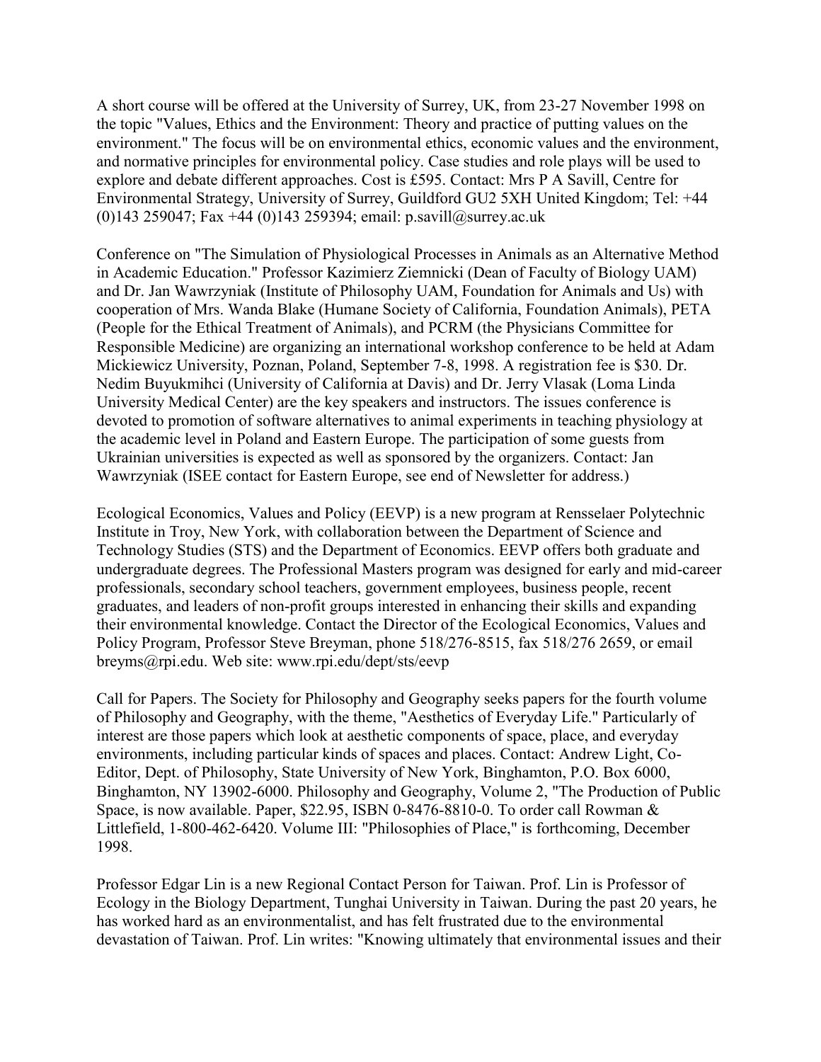A short course will be offered at the University of Surrey, UK, from 23-27 November 1998 on the topic "Values, Ethics and the Environment: Theory and practice of putting values on the environment." The focus will be on environmental ethics, economic values and the environment, and normative principles for environmental policy. Case studies and role plays will be used to explore and debate different approaches. Cost is £595. Contact: Mrs P A Savill, Centre for Environmental Strategy, University of Surrey, Guildford GU2 5XH United Kingdom; Tel: +44 (0)143 259047; Fax +44 (0)143 259394; email: p.savill@surrey.ac.uk

Conference on "The Simulation of Physiological Processes in Animals as an Alternative Method in Academic Education." Professor Kazimierz Ziemnicki (Dean of Faculty of Biology UAM) and Dr. Jan Wawrzyniak (Institute of Philosophy UAM, Foundation for Animals and Us) with cooperation of Mrs. Wanda Blake (Humane Society of California, Foundation Animals), PETA (People for the Ethical Treatment of Animals), and PCRM (the Physicians Committee for Responsible Medicine) are organizing an international workshop conference to be held at Adam Mickiewicz University, Poznan, Poland, September 7-8, 1998. A registration fee is $30. Dr. Nedim Buyukmihci (University of California at Davis) and Dr. Jerry Vlasak (Loma Linda University Medical Center) are the key speakers and instructors. The issues conference is devoted to promotion of software alternatives to animal experiments in teaching physiology at the academic level in Poland and Eastern Europe. The participation of some guests from Ukrainian universities is expected as well as sponsored by the organizers. Contact: Jan Wawrzyniak (ISEE contact for Eastern Europe, see end of Newsletter for address.)

Ecological Economics, Values and Policy (EEVP) is a new program at Rensselaer Polytechnic Institute in Troy, New York, with collaboration between the Department of Science and Technology Studies (STS) and the Department of Economics. EEVP offers both graduate and undergraduate degrees. The Professional Masters program was designed for early and mid-career professionals, secondary school teachers, government employees, business people, recent graduates, and leaders of non-profit groups interested in enhancing their skills and expanding their environmental knowledge. Contact the Director of the Ecological Economics, Values and Policy Program, Professor Steve Breyman, phone 518/276-8515, fax 518/276 2659, or email breyms@rpi.edu. Web site: www.rpi.edu/dept/sts/eevp

Call for Papers. The Society for Philosophy and Geography seeks papers for the fourth volume of Philosophy and Geography, with the theme, "Aesthetics of Everyday Life." Particularly of interest are those papers which look at aesthetic components of space, place, and everyday environments, including particular kinds of spaces and places. Contact: Andrew Light, Co-Editor, Dept. of Philosophy, State University of New York, Binghamton, P.O. Box 6000, Binghamton, NY 13902-6000. Philosophy and Geography, Volume 2, "The Production of Public Space, is now available. Paper, $22.95, ISBN 0-8476-8810-0. To order call Rowman & Littlefield, 1-800-462-6420. Volume III: "Philosophies of Place," is forthcoming, December 1998.

Professor Edgar Lin is a new Regional Contact Person for Taiwan. Prof. Lin is Professor of Ecology in the Biology Department, Tunghai University in Taiwan. During the past 20 years, he has worked hard as an environmentalist, and has felt frustrated due to the environmental devastation of Taiwan. Prof. Lin writes: "Knowing ultimately that environmental issues and their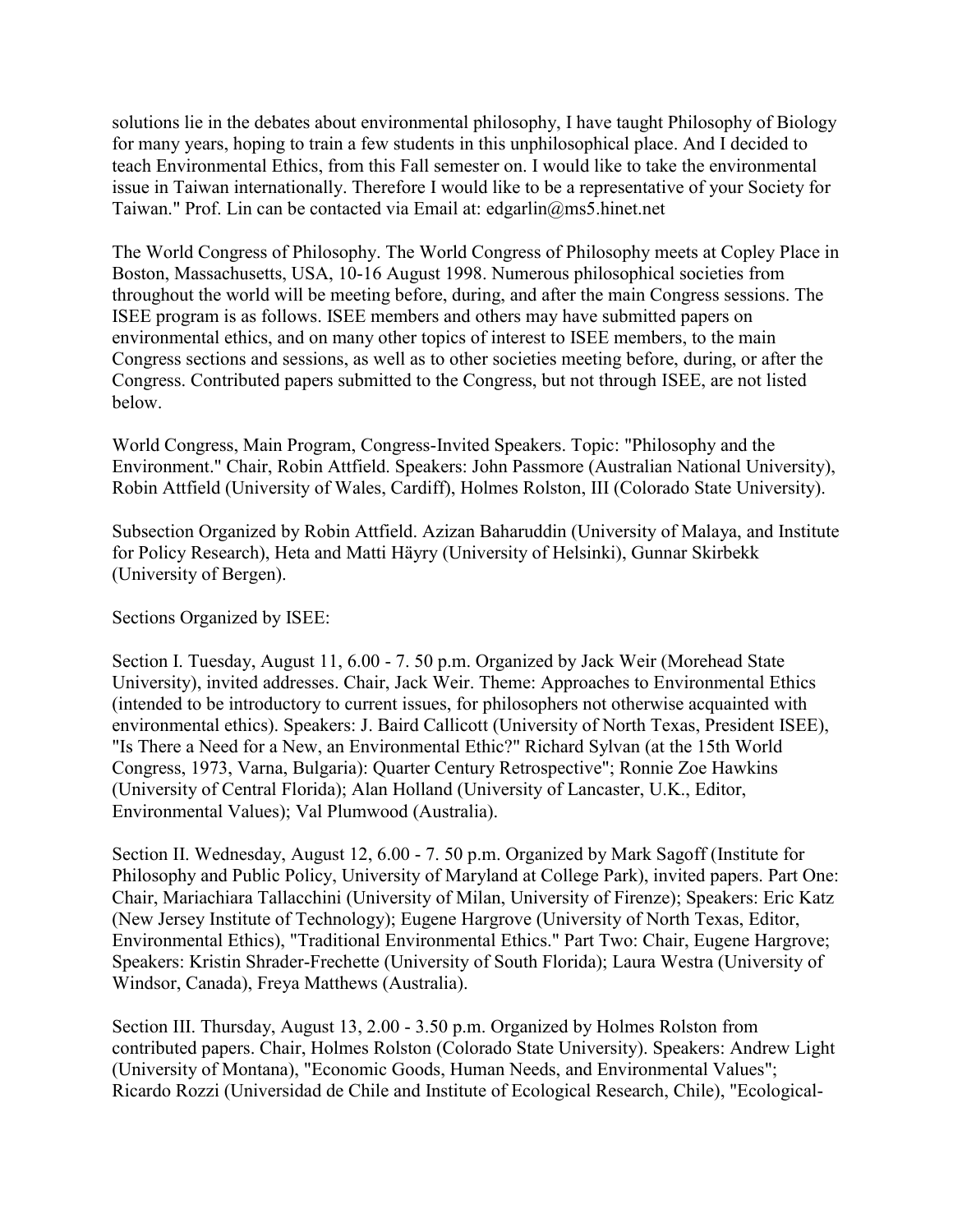solutions lie in the debates about environmental philosophy, I have taught Philosophy of Biology for many years, hoping to train a few students in this unphilosophical place. And I decided to teach Environmental Ethics, from this Fall semester on. I would like to take the environmental issue in Taiwan internationally. Therefore I would like to be a representative of your Society for Taiwan." Prof. Lin can be contacted via Email at: edgarlin@ms5.hinet.net

The World Congress of Philosophy. The World Congress of Philosophy meets at Copley Place in Boston, Massachusetts, USA, 10-16 August 1998. Numerous philosophical societies from throughout the world will be meeting before, during, and after the main Congress sessions. The ISEE program is as follows. ISEE members and others may have submitted papers on environmental ethics, and on many other topics of interest to ISEE members, to the main Congress sections and sessions, as well as to other societies meeting before, during, or after the Congress. Contributed papers submitted to the Congress, but not through ISEE, are not listed below.

World Congress, Main Program, Congress-Invited Speakers. Topic: "Philosophy and the Environment." Chair, Robin Attfield. Speakers: John Passmore (Australian National University), Robin Attfield (University of Wales, Cardiff), Holmes Rolston, III (Colorado State University).

Subsection Organized by Robin Attfield. Azizan Baharuddin (University of Malaya, and Institute for Policy Research), Heta and Matti Häyry (University of Helsinki), Gunnar Skirbekk (University of Bergen).

Sections Organized by ISEE:

Section I. Tuesday, August 11, 6.00 - 7. 50 p.m. Organized by Jack Weir (Morehead State University), invited addresses. Chair, Jack Weir. Theme: Approaches to Environmental Ethics (intended to be introductory to current issues, for philosophers not otherwise acquainted with environmental ethics). Speakers: J. Baird Callicott (University of North Texas, President ISEE), "Is There a Need for a New, an Environmental Ethic?" Richard Sylvan (at the 15th World Congress, 1973, Varna, Bulgaria): Quarter Century Retrospective"; Ronnie Zoe Hawkins (University of Central Florida); Alan Holland (University of Lancaster, U.K., Editor, Environmental Values); Val Plumwood (Australia).

Section II. Wednesday, August 12, 6.00 - 7. 50 p.m. Organized by Mark Sagoff (Institute for Philosophy and Public Policy, University of Maryland at College Park), invited papers. Part One: Chair, Mariachiara Tallacchini (University of Milan, University of Firenze); Speakers: Eric Katz (New Jersey Institute of Technology); Eugene Hargrove (University of North Texas, Editor, Environmental Ethics), "Traditional Environmental Ethics." Part Two: Chair, Eugene Hargrove; Speakers: Kristin Shrader-Frechette (University of South Florida); Laura Westra (University of Windsor, Canada), Freya Matthews (Australia).

Section III. Thursday, August 13, 2.00 - 3.50 p.m. Organized by Holmes Rolston from contributed papers. Chair, Holmes Rolston (Colorado State University). Speakers: Andrew Light (University of Montana), "Economic Goods, Human Needs, and Environmental Values"; Ricardo Rozzi (Universidad de Chile and Institute of Ecological Research, Chile), "Ecological-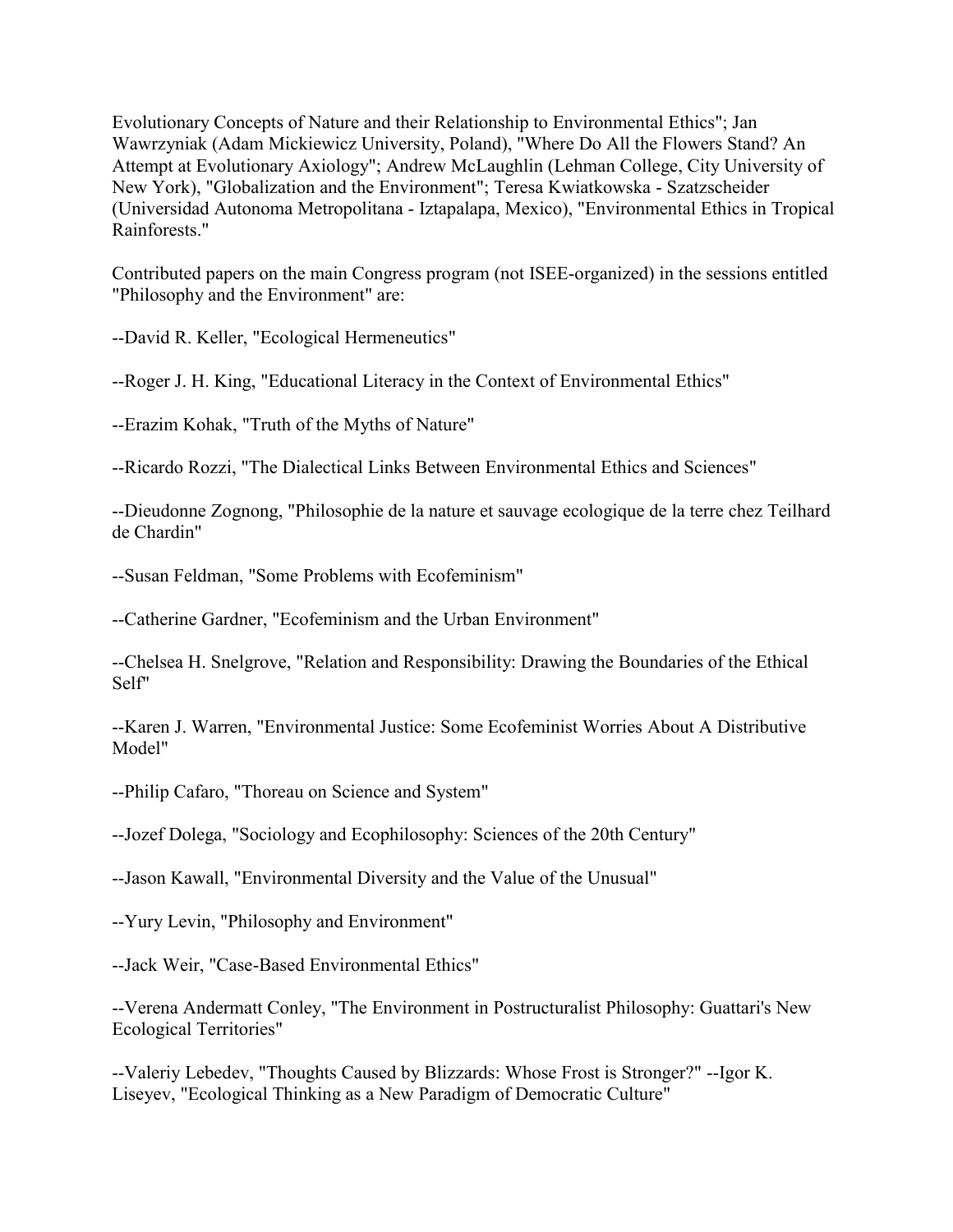Evolutionary Concepts of Nature and their Relationship to Environmental Ethics"; Jan Wawrzyniak (Adam Mickiewicz University, Poland), "Where Do All the Flowers Stand? An Attempt at Evolutionary Axiology"; Andrew McLaughlin (Lehman College, City University of New York), "Globalization and the Environment"; Teresa Kwiatkowska - Szatzscheider (Universidad Autonoma Metropolitana - Iztapalapa, Mexico), "Environmental Ethics in Tropical Rainforests."

Contributed papers on the main Congress program (not ISEE-organized) in the sessions entitled "Philosophy and the Environment" are:

--David R. Keller, "Ecological Hermeneutics"

--Roger J. H. King, "Educational Literacy in the Context of Environmental Ethics"

--Erazim Kohak, "Truth of the Myths of Nature"

--Ricardo Rozzi, "The Dialectical Links Between Environmental Ethics and Sciences"

--Dieudonne Zognong, "Philosophie de la nature et sauvage ecologique de la terre chez Teilhard de Chardin"

--Susan Feldman, "Some Problems with Ecofeminism"

--Catherine Gardner, "Ecofeminism and the Urban Environment"

--Chelsea H. Snelgrove, "Relation and Responsibility: Drawing the Boundaries of the Ethical Self"

--Karen J. Warren, "Environmental Justice: Some Ecofeminist Worries About A Distributive Model"

--Philip Cafaro, "Thoreau on Science and System"

--Jozef Dolega, "Sociology and Ecophilosophy: Sciences of the 20th Century"

--Jason Kawall, "Environmental Diversity and the Value of the Unusual"

--Yury Levin, "Philosophy and Environment"

--Jack Weir, "Case-Based Environmental Ethics"

--Verena Andermatt Conley, "The Environment in Postructuralist Philosophy: Guattari's New Ecological Territories"

--Valeriy Lebedev, "Thoughts Caused by Blizzards: Whose Frost is Stronger?" --Igor K. Liseyev, "Ecological Thinking as a New Paradigm of Democratic Culture"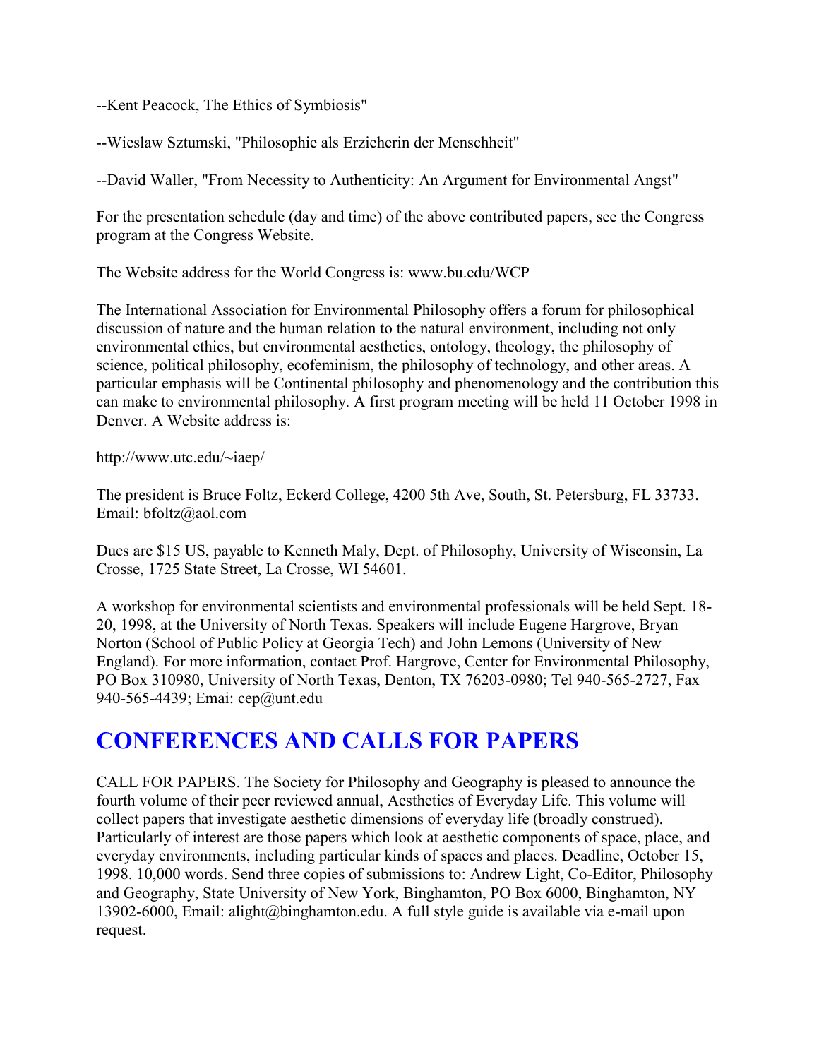--Kent Peacock, The Ethics of Symbiosis"

--Wieslaw Sztumski, "Philosophie als Erzieherin der Menschheit"

--David Waller, "From Necessity to Authenticity: An Argument for Environmental Angst"

For the presentation schedule (day and time) of the above contributed papers, see the Congress program at the Congress Website.

The Website address for the World Congress is: www.bu.edu/WCP

The International Association for Environmental Philosophy offers a forum for philosophical discussion of nature and the human relation to the natural environment, including not only environmental ethics, but environmental aesthetics, ontology, theology, the philosophy of science, political philosophy, ecofeminism, the philosophy of technology, and other areas. A particular emphasis will be Continental philosophy and phenomenology and the contribution this can make to environmental philosophy. A first program meeting will be held 11 October 1998 in Denver. A Website address is:

http://www.utc.edu/~iaep/

The president is Bruce Foltz, Eckerd College, 4200 5th Ave, South, St. Petersburg, FL 33733. Email: bfoltz@aol.com

Dues are $15 US, payable to Kenneth Maly, Dept. of Philosophy, University of Wisconsin, La Crosse, 1725 State Street, La Crosse, WI 54601.

A workshop for environmental scientists and environmental professionals will be held Sept. 18-20, 1998, at the University of North Texas. Speakers will include Eugene Hargrove, Bryan Norton (School of Public Policy at Georgia Tech) and John Lemons (University of New England). For more information, contact Prof. Hargrove, Center for Environmental Philosophy, PO Box 310980, University of North Texas, Denton, TX 76203-0980; Tel 940-565-2727, Fax 940-565-4439; Emai: cep@unt.edu

## CONFERENCES AND CALLS FOR PAPERS

CALL FOR PAPERS. The Society for Philosophy and Geography is pleased to announce the fourth volume of their peer reviewed annual, Aesthetics of Everyday Life. This volume will collect papers that investigate aesthetic dimensions of everyday life (broadly construed). Particularly of interest are those papers which look at aesthetic components of space, place, and everyday environments, including particular kinds of spaces and places. Deadline, October 15, 1998. 10,000 words. Send three copies of submissions to: Andrew Light, Co-Editor, Philosophy and Geography, State University of New York, Binghamton, PO Box 6000, Binghamton, NY 13902-6000, Email: alight@binghamton.edu. A full style guide is available via e-mail upon request.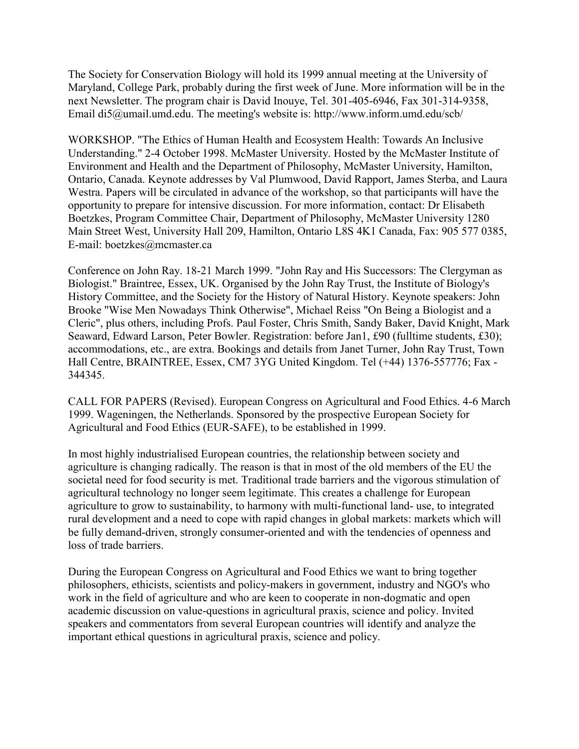The Society for Conservation Biology will hold its 1999 annual meeting at the University of Maryland, College Park, probably during the first week of June. More information will be in the next Newsletter. The program chair is David Inouye, Tel. 301-405-6946, Fax 301-314-9358, Email di5@umail.umd.edu. The meeting's website is: http://www.inform.umd.edu/scb/

WORKSHOP. "The Ethics of Human Health and Ecosystem Health: Towards An Inclusive Understanding." 2-4 October 1998. McMaster University. Hosted by the McMaster Institute of Environment and Health and the Department of Philosophy, McMaster University, Hamilton, Ontario, Canada. Keynote addresses by Val Plumwood, David Rapport, James Sterba, and Laura Westra. Papers will be circulated in advance of the workshop, so that participants will have the opportunity to prepare for intensive discussion. For more information, contact: Dr Elisabeth Boetzkes, Program Committee Chair, Department of Philosophy, McMaster University 1280 Main Street West, University Hall 209, Hamilton, Ontario L8S 4K1 Canada, Fax: 905 577 0385, E-mail: boetzkes@mcmaster.ca

Conference on John Ray. 18-21 March 1999. "John Ray and His Successors: The Clergyman as Biologist." Braintree, Essex, UK. Organised by the John Ray Trust, the Institute of Biology's History Committee, and the Society for the History of Natural History. Keynote speakers: John Brooke "Wise Men Nowadays Think Otherwise", Michael Reiss "On Being a Biologist and a Cleric", plus others, including Profs. Paul Foster, Chris Smith, Sandy Baker, David Knight, Mark Seaward, Edward Larson, Peter Bowler. Registration: before Jan1, £90 (fulltime students, £30); accommodations, etc., are extra. Bookings and details from Janet Turner, John Ray Trust, Town Hall Centre, BRAINTREE, Essex, CM7 3YG United Kingdom. Tel (+44) 1376-557776; Fax - 344345.

CALL FOR PAPERS (Revised). European Congress on Agricultural and Food Ethics. 4-6 March 1999. Wageningen, the Netherlands. Sponsored by the prospective European Society for Agricultural and Food Ethics (EUR-SAFE), to be established in 1999.

In most highly industrialised European countries, the relationship between society and agriculture is changing radically. The reason is that in most of the old members of the EU the societal need for food security is met. Traditional trade barriers and the vigorous stimulation of agricultural technology no longer seem legitimate. This creates a challenge for European agriculture to grow to sustainability, to harmony with multi-functional land- use, to integrated rural development and a need to cope with rapid changes in global markets: markets which will be fully demand-driven, strongly consumer-oriented and with the tendencies of openness and loss of trade barriers.

During the European Congress on Agricultural and Food Ethics we want to bring together philosophers, ethicists, scientists and policy-makers in government, industry and NGO's who work in the field of agriculture and who are keen to cooperate in non-dogmatic and open academic discussion on value-questions in agricultural praxis, science and policy. Invited speakers and commentators from several European countries will identify and analyze the important ethical questions in agricultural praxis, science and policy.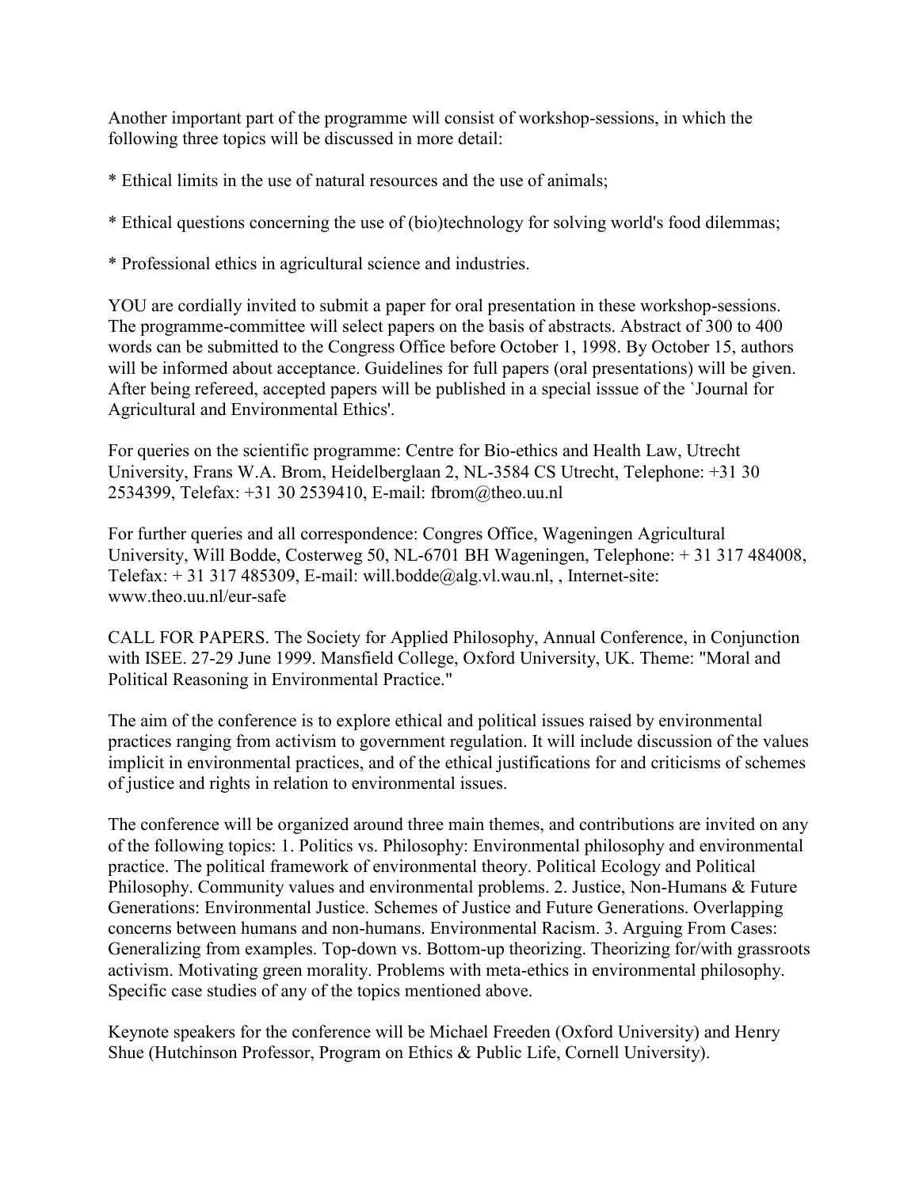Another important part of the programme will consist of workshop-sessions, in which the following three topics will be discussed in more detail:

* Ethical limits in the use of natural resources and the use of animals;

* Ethical questions concerning the use of (bio)technology for solving world's food dilemmas;

* Professional ethics in agricultural science and industries.

YOU are cordially invited to submit a paper for oral presentation in these workshop-sessions. The programme-committee will select papers on the basis of abstracts. Abstract of 300 to 400 words can be submitted to the Congress Office before October 1, 1998. By October 15, authors will be informed about acceptance. Guidelines for full papers (oral presentations) will be given. After being refereed, accepted papers will be published in a special isssue of the `Journal for Agricultural and Environmental Ethics'.

For queries on the scientific programme: Centre for Bio-ethics and Health Law, Utrecht University, Frans W.A. Brom, Heidelberglaan 2, NL-3584 CS Utrecht, Telephone: +31 30 2534399, Telefax: +31 30 2539410, E-mail: fbrom@theo.uu.nl

For further queries and all correspondence: Congres Office, Wageningen Agricultural University, Will Bodde, Costerweg 50, NL-6701 BH Wageningen, Telephone: + 31 317 484008, Telefax: + 31 317 485309, E-mail: will.bodde@alg.vl.wau.nl, , Internet-site: www.theo.uu.nl/eur-safe

CALL FOR PAPERS. The Society for Applied Philosophy, Annual Conference, in Conjunction with ISEE. 27-29 June 1999. Mansfield College, Oxford University, UK. Theme: "Moral and Political Reasoning in Environmental Practice."

The aim of the conference is to explore ethical and political issues raised by environmental practices ranging from activism to government regulation. It will include discussion of the values implicit in environmental practices, and of the ethical justifications for and criticisms of schemes of justice and rights in relation to environmental issues.

The conference will be organized around three main themes, and contributions are invited on any of the following topics: 1. Politics vs. Philosophy: Environmental philosophy and environmental practice. The political framework of environmental theory. Political Ecology and Political Philosophy. Community values and environmental problems. 2. Justice, Non-Humans & Future Generations: Environmental Justice. Schemes of Justice and Future Generations. Overlapping concerns between humans and non-humans. Environmental Racism. 3. Arguing From Cases: Generalizing from examples. Top-down vs. Bottom-up theorizing. Theorizing for/with grassroots activism. Motivating green morality. Problems with meta-ethics in environmental philosophy. Specific case studies of any of the topics mentioned above.

Keynote speakers for the conference will be Michael Freeden (Oxford University) and Henry Shue (Hutchinson Professor, Program on Ethics & Public Life, Cornell University).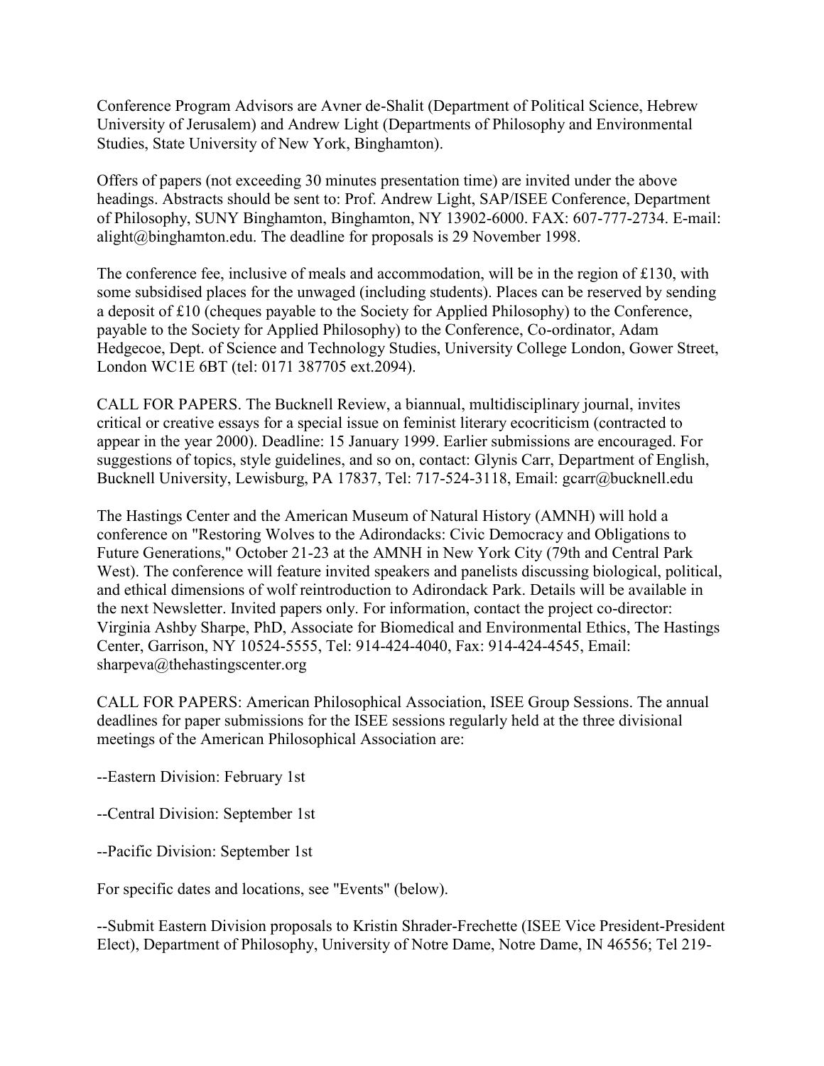Conference Program Advisors are Avner de-Shalit (Department of Political Science, Hebrew University of Jerusalem) and Andrew Light (Departments of Philosophy and Environmental Studies, State University of New York, Binghamton).

Offers of papers (not exceeding 30 minutes presentation time) are invited under the above headings. Abstracts should be sent to: Prof. Andrew Light, SAP/ISEE Conference, Department of Philosophy, SUNY Binghamton, Binghamton, NY 13902-6000. FAX: 607-777-2734. E-mail: alight@binghamton.edu. The deadline for proposals is 29 November 1998.

The conference fee, inclusive of meals and accommodation, will be in the region of £130, with some subsidised places for the unwaged (including students). Places can be reserved by sending a deposit of £10 (cheques payable to the Society for Applied Philosophy) to the Conference, payable to the Society for Applied Philosophy) to the Conference, Co-ordinator, Adam Hedgecoe, Dept. of Science and Technology Studies, University College London, Gower Street, London WC1E 6BT (tel: 0171 387705 ext.2094).

CALL FOR PAPERS. The Bucknell Review, a biannual, multidisciplinary journal, invites critical or creative essays for a special issue on feminist literary ecocriticism (contracted to appear in the year 2000). Deadline: 15 January 1999. Earlier submissions are encouraged. For suggestions of topics, style guidelines, and so on, contact: Glynis Carr, Department of English, Bucknell University, Lewisburg, PA 17837, Tel: 717-524-3118, Email: gcarr@bucknell.edu

The Hastings Center and the American Museum of Natural History (AMNH) will hold a conference on "Restoring Wolves to the Adirondacks: Civic Democracy and Obligations to Future Generations," October 21-23 at the AMNH in New York City (79th and Central Park West). The conference will feature invited speakers and panelists discussing biological, political, and ethical dimensions of wolf reintroduction to Adirondack Park. Details will be available in the next Newsletter. Invited papers only. For information, contact the project co-director: Virginia Ashby Sharpe, PhD, Associate for Biomedical and Environmental Ethics, The Hastings Center, Garrison, NY 10524-5555, Tel: 914-424-4040, Fax: 914-424-4545, Email: sharpeva@thehastingscenter.org

CALL FOR PAPERS: American Philosophical Association, ISEE Group Sessions. The annual deadlines for paper submissions for the ISEE sessions regularly held at the three divisional meetings of the American Philosophical Association are:

--Eastern Division: February 1st

--Central Division: September 1st

--Pacific Division: September 1st

For specific dates and locations, see "Events" (below).

--Submit Eastern Division proposals to Kristin Shrader-Frechette (ISEE Vice President-President Elect), Department of Philosophy, University of Notre Dame, Notre Dame, IN 46556; Tel 219-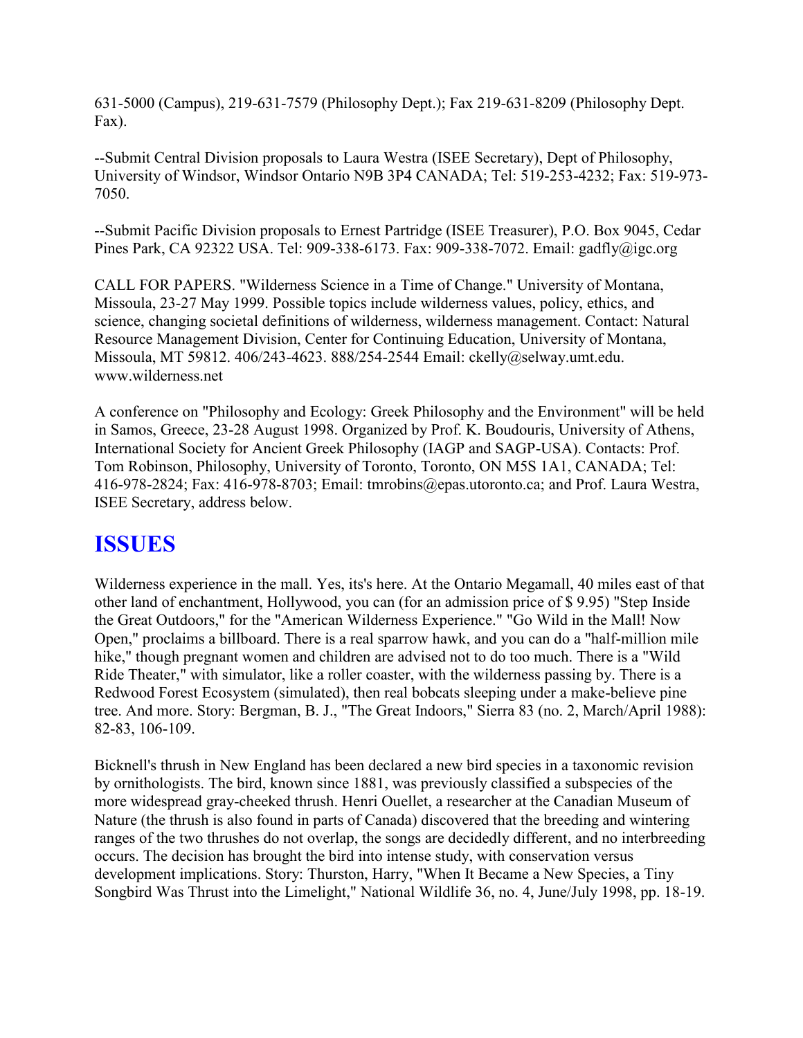631-5000 (Campus), 219-631-7579 (Philosophy Dept.); Fax 219-631-8209 (Philosophy Dept. Fax).

--Submit Central Division proposals to Laura Westra (ISEE Secretary), Dept of Philosophy, University of Windsor, Windsor Ontario N9B 3P4 CANADA; Tel: 519-253-4232; Fax: 519-973-7050.

--Submit Pacific Division proposals to Ernest Partridge (ISEE Treasurer), P.O. Box 9045, Cedar Pines Park, CA 92322 USA. Tel: 909-338-6173. Fax: 909-338-7072. Email: gadfly@igc.org

CALL FOR PAPERS. "Wilderness Science in a Time of Change." University of Montana, Missoula, 23-27 May 1999. Possible topics include wilderness values, policy, ethics, and science, changing societal definitions of wilderness, wilderness management. Contact: Natural Resource Management Division, Center for Continuing Education, University of Montana, Missoula, MT 59812. 406/243-4623. 888/254-2544 Email: ckelly@selway.umt.edu. www.wilderness.net

A conference on "Philosophy and Ecology: Greek Philosophy and the Environment" will be held in Samos, Greece, 23-28 August 1998. Organized by Prof. K. Boudouris, University of Athens, International Society for Ancient Greek Philosophy (IAGP and SAGP-USA). Contacts: Prof. Tom Robinson, Philosophy, University of Toronto, Toronto, ON M5S 1A1, CANADA; Tel: 416-978-2824; Fax: 416-978-8703; Email: tmrobins@epas.utoronto.ca; and Prof. Laura Westra, ISEE Secretary, address below.

## ISSUES

Wilderness experience in the mall. Yes, its's here. At the Ontario Megamall, 40 miles east of that other land of enchantment, Hollywood, you can (for an admission price of $ 9.95) "Step Inside the Great Outdoors," for the "American Wilderness Experience." "Go Wild in the Mall! Now Open," proclaims a billboard. There is a real sparrow hawk, and you can do a "half-million mile hike," though pregnant women and children are advised not to do too much. There is a "Wild Ride Theater," with simulator, like a roller coaster, with the wilderness passing by. There is a Redwood Forest Ecosystem (simulated), then real bobcats sleeping under a make-believe pine tree. And more. Story: Bergman, B. J., "The Great Indoors," Sierra 83 (no. 2, March/April 1988): 82-83, 106-109.

Bicknell's thrush in New England has been declared a new bird species in a taxonomic revision by ornithologists. The bird, known since 1881, was previously classified a subspecies of the more widespread gray-cheeked thrush. Henri Ouellet, a researcher at the Canadian Museum of Nature (the thrush is also found in parts of Canada) discovered that the breeding and wintering ranges of the two thrushes do not overlap, the songs are decidedly different, and no interbreeding occurs. The decision has brought the bird into intense study, with conservation versus development implications. Story: Thurston, Harry, "When It Became a New Species, a Tiny Songbird Was Thrust into the Limelight," National Wildlife 36, no. 4, June/July 1998, pp. 18-19.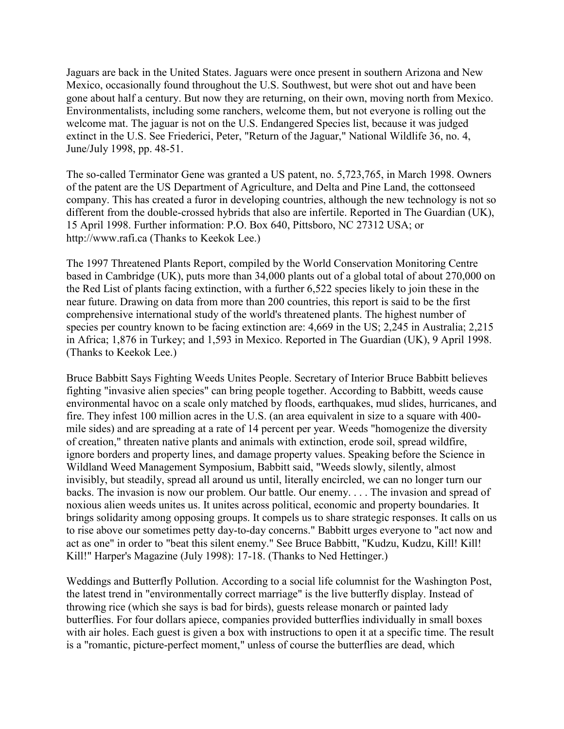Jaguars are back in the United States. Jaguars were once present in southern Arizona and New Mexico, occasionally found throughout the U.S. Southwest, but were shot out and have been gone about half a century. But now they are returning, on their own, moving north from Mexico. Environmentalists, including some ranchers, welcome them, but not everyone is rolling out the welcome mat. The jaguar is not on the U.S. Endangered Species list, because it was judged extinct in the U.S. See Friederici, Peter, "Return of the Jaguar," National Wildlife 36, no. 4, June/July 1998, pp. 48-51.

The so-called Terminator Gene was granted a US patent, no. 5,723,765, in March 1998. Owners of the patent are the US Department of Agriculture, and Delta and Pine Land, the cottonseed company. This has created a furor in developing countries, although the new technology is not so different from the double-crossed hybrids that also are infertile. Reported in The Guardian (UK), 15 April 1998. Further information: P.O. Box 640, Pittsboro, NC 27312 USA; or http://www.rafi.ca (Thanks to Keekok Lee.)

The 1997 Threatened Plants Report, compiled by the World Conservation Monitoring Centre based in Cambridge (UK), puts more than 34,000 plants out of a global total of about 270,000 on the Red List of plants facing extinction, with a further 6,522 species likely to join these in the near future. Drawing on data from more than 200 countries, this report is said to be the first comprehensive international study of the world's threatened plants. The highest number of species per country known to be facing extinction are: 4,669 in the US; 2,245 in Australia; 2,215 in Africa; 1,876 in Turkey; and 1,593 in Mexico. Reported in The Guardian (UK), 9 April 1998. (Thanks to Keekok Lee.)

Bruce Babbitt Says Fighting Weeds Unites People. Secretary of Interior Bruce Babbitt believes fighting "invasive alien species" can bring people together. According to Babbitt, weeds cause environmental havoc on a scale only matched by floods, earthquakes, mud slides, hurricanes, and fire. They infest 100 million acres in the U.S. (an area equivalent in size to a square with 400-mile sides) and are spreading at a rate of 14 percent per year. Weeds "homogenize the diversity of creation," threaten native plants and animals with extinction, erode soil, spread wildfire, ignore borders and property lines, and damage property values. Speaking before the Science in Wildland Weed Management Symposium, Babbitt said, "Weeds slowly, silently, almost invisibly, but steadily, spread all around us until, literally encircled, we can no longer turn our backs. The invasion is now our problem. Our battle. Our enemy. . . . The invasion and spread of noxious alien weeds unites us. It unites across political, economic and property boundaries. It brings solidarity among opposing groups. It compels us to share strategic responses. It calls on us to rise above our sometimes petty day-to-day concerns." Babbitt urges everyone to "act now and act as one" in order to "beat this silent enemy." See Bruce Babbitt, "Kudzu, Kudzu, Kill! Kill! Kill!" Harper's Magazine (July 1998): 17-18. (Thanks to Ned Hettinger.)

Weddings and Butterfly Pollution. According to a social life columnist for the Washington Post, the latest trend in "environmentally correct marriage" is the live butterfly display. Instead of throwing rice (which she says is bad for birds), guests release monarch or painted lady butterflies. For four dollars apiece, companies provided butterflies individually in small boxes with air holes. Each guest is given a box with instructions to open it at a specific time. The result is a "romantic, picture-perfect moment," unless of course the butterflies are dead, which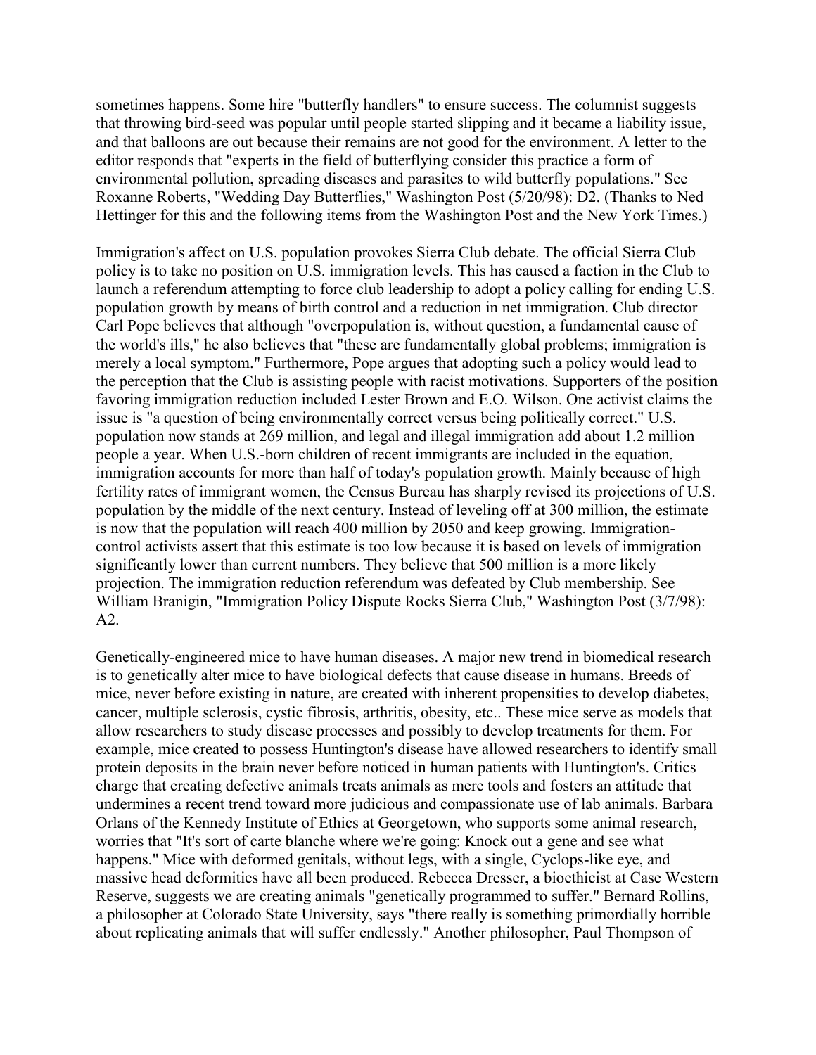sometimes happens. Some hire "butterfly handlers" to ensure success. The columnist suggests that throwing bird-seed was popular until people started slipping and it became a liability issue, and that balloons are out because their remains are not good for the environment. A letter to the editor responds that "experts in the field of butterflying consider this practice a form of environmental pollution, spreading diseases and parasites to wild butterfly populations." See Roxanne Roberts, "Wedding Day Butterflies," Washington Post (5/20/98): D2. (Thanks to Ned Hettinger for this and the following items from the Washington Post and the New York Times.)

Immigration's affect on U.S. population provokes Sierra Club debate. The official Sierra Club policy is to take no position on U.S. immigration levels. This has caused a faction in the Club to launch a referendum attempting to force club leadership to adopt a policy calling for ending U.S. population growth by means of birth control and a reduction in net immigration. Club director Carl Pope believes that although "overpopulation is, without question, a fundamental cause of the world's ills," he also believes that "these are fundamentally global problems; immigration is merely a local symptom." Furthermore, Pope argues that adopting such a policy would lead to the perception that the Club is assisting people with racist motivations. Supporters of the position favoring immigration reduction included Lester Brown and E.O. Wilson. One activist claims the issue is "a question of being environmentally correct versus being politically correct." U.S. population now stands at 269 million, and legal and illegal immigration add about 1.2 million people a year. When U.S.-born children of recent immigrants are included in the equation, immigration accounts for more than half of today's population growth. Mainly because of high fertility rates of immigrant women, the Census Bureau has sharply revised its projections of U.S. population by the middle of the next century. Instead of leveling off at 300 million, the estimate is now that the population will reach 400 million by 2050 and keep growing. Immigration-control activists assert that this estimate is too low because it is based on levels of immigration significantly lower than current numbers. They believe that 500 million is a more likely projection. The immigration reduction referendum was defeated by Club membership. See William Branigin, "Immigration Policy Dispute Rocks Sierra Club," Washington Post (3/7/98): A2.

Genetically-engineered mice to have human diseases. A major new trend in biomedical research is to genetically alter mice to have biological defects that cause disease in humans. Breeds of mice, never before existing in nature, are created with inherent propensities to develop diabetes, cancer, multiple sclerosis, cystic fibrosis, arthritis, obesity, etc.. These mice serve as models that allow researchers to study disease processes and possibly to develop treatments for them. For example, mice created to possess Huntington's disease have allowed researchers to identify small protein deposits in the brain never before noticed in human patients with Huntington's. Critics charge that creating defective animals treats animals as mere tools and fosters an attitude that undermines a recent trend toward more judicious and compassionate use of lab animals. Barbara Orlans of the Kennedy Institute of Ethics at Georgetown, who supports some animal research, worries that "It's sort of carte blanche where we're going: Knock out a gene and see what happens." Mice with deformed genitals, without legs, with a single, Cyclops-like eye, and massive head deformities have all been produced. Rebecca Dresser, a bioethicist at Case Western Reserve, suggests we are creating animals "genetically programmed to suffer." Bernard Rollins, a philosopher at Colorado State University, says "there really is something primordially horrible about replicating animals that will suffer endlessly." Another philosopher, Paul Thompson of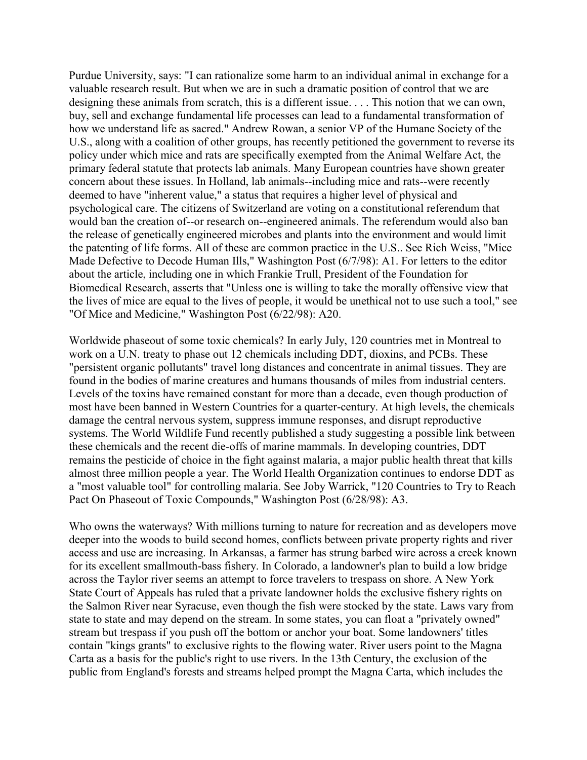Purdue University, says: "I can rationalize some harm to an individual animal in exchange for a valuable research result. But when we are in such a dramatic position of control that we are designing these animals from scratch, this is a different issue. . . . This notion that we can own, buy, sell and exchange fundamental life processes can lead to a fundamental transformation of how we understand life as sacred." Andrew Rowan, a senior VP of the Humane Society of the U.S., along with a coalition of other groups, has recently petitioned the government to reverse its policy under which mice and rats are specifically exempted from the Animal Welfare Act, the primary federal statute that protects lab animals. Many European countries have shown greater concern about these issues. In Holland, lab animals--including mice and rats--were recently deemed to have "inherent value," a status that requires a higher level of physical and psychological care. The citizens of Switzerland are voting on a constitutional referendum that would ban the creation of--or research on--engineered animals. The referendum would also ban the release of genetically engineered microbes and plants into the environment and would limit the patenting of life forms. All of these are common practice in the U.S.. See Rich Weiss, "Mice Made Defective to Decode Human Ills," Washington Post (6/7/98): A1. For letters to the editor about the article, including one in which Frankie Trull, President of the Foundation for Biomedical Research, asserts that "Unless one is willing to take the morally offensive view that the lives of mice are equal to the lives of people, it would be unethical not to use such a tool," see "Of Mice and Medicine," Washington Post (6/22/98): A20.

Worldwide phaseout of some toxic chemicals? In early July, 120 countries met in Montreal to work on a U.N. treaty to phase out 12 chemicals including DDT, dioxins, and PCBs. These "persistent organic pollutants" travel long distances and concentrate in animal tissues. They are found in the bodies of marine creatures and humans thousands of miles from industrial centers. Levels of the toxins have remained constant for more than a decade, even though production of most have been banned in Western Countries for a quarter-century. At high levels, the chemicals damage the central nervous system, suppress immune responses, and disrupt reproductive systems. The World Wildlife Fund recently published a study suggesting a possible link between these chemicals and the recent die-offs of marine mammals. In developing countries, DDT remains the pesticide of choice in the fight against malaria, a major public health threat that kills almost three million people a year. The World Health Organization continues to endorse DDT as a "most valuable tool" for controlling malaria. See Joby Warrick, "120 Countries to Try to Reach Pact On Phaseout of Toxic Compounds," Washington Post (6/28/98): A3.

Who owns the waterways? With millions turning to nature for recreation and as developers move deeper into the woods to build second homes, conflicts between private property rights and river access and use are increasing. In Arkansas, a farmer has strung barbed wire across a creek known for its excellent smallmouth-bass fishery. In Colorado, a landowner's plan to build a low bridge across the Taylor river seems an attempt to force travelers to trespass on shore. A New York State Court of Appeals has ruled that a private landowner holds the exclusive fishery rights on the Salmon River near Syracuse, even though the fish were stocked by the state. Laws vary from state to state and may depend on the stream. In some states, you can float a "privately owned" stream but trespass if you push off the bottom or anchor your boat. Some landowners' titles contain "kings grants" to exclusive rights to the flowing water. River users point to the Magna Carta as a basis for the public's right to use rivers. In the 13th Century, the exclusion of the public from England's forests and streams helped prompt the Magna Carta, which includes the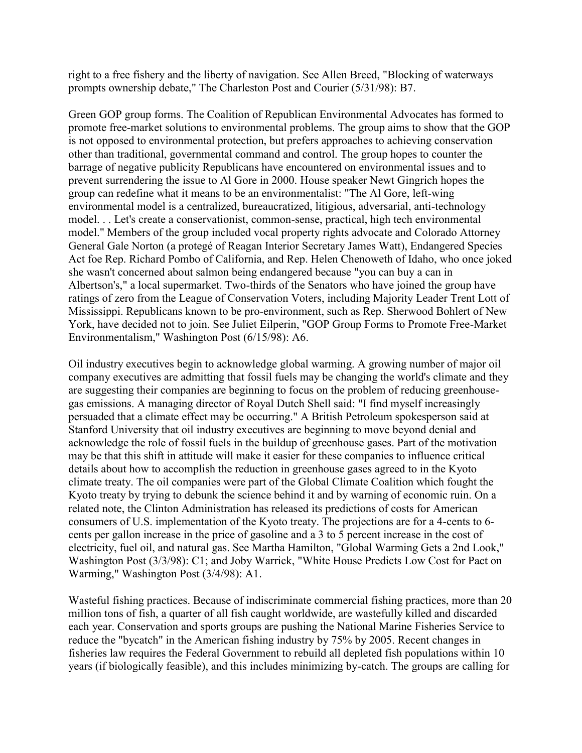right to a free fishery and the liberty of navigation. See Allen Breed, "Blocking of waterways prompts ownership debate," The Charleston Post and Courier (5/31/98): B7.

Green GOP group forms. The Coalition of Republican Environmental Advocates has formed to promote free-market solutions to environmental problems. The group aims to show that the GOP is not opposed to environmental protection, but prefers approaches to achieving conservation other than traditional, governmental command and control. The group hopes to counter the barrage of negative publicity Republicans have encountered on environmental issues and to prevent surrendering the issue to Al Gore in 2000. House speaker Newt Gingrich hopes the group can redefine what it means to be an environmentalist: "The Al Gore, left-wing environmental model is a centralized, bureaucratized, litigious, adversarial, anti-technology model. . . Let's create a conservationist, common-sense, practical, high tech environmental model." Members of the group included vocal property rights advocate and Colorado Attorney General Gale Norton (a protegé of Reagan Interior Secretary James Watt), Endangered Species Act foe Rep. Richard Pombo of California, and Rep. Helen Chenoweth of Idaho, who once joked she wasn't concerned about salmon being endangered because "you can buy a can in Albertson's," a local supermarket. Two-thirds of the Senators who have joined the group have ratings of zero from the League of Conservation Voters, including Majority Leader Trent Lott of Mississippi. Republicans known to be pro-environment, such as Rep. Sherwood Bohlert of New York, have decided not to join. See Juliet Eilperin, "GOP Group Forms to Promote Free-Market Environmentalism," Washington Post (6/15/98): A6.

Oil industry executives begin to acknowledge global warming. A growing number of major oil company executives are admitting that fossil fuels may be changing the world's climate and they are suggesting their companies are beginning to focus on the problem of reducing greenhouse-gas emissions. A managing director of Royal Dutch Shell said: "I find myself increasingly persuaded that a climate effect may be occurring." A British Petroleum spokesperson said at Stanford University that oil industry executives are beginning to move beyond denial and acknowledge the role of fossil fuels in the buildup of greenhouse gases. Part of the motivation may be that this shift in attitude will make it easier for these companies to influence critical details about how to accomplish the reduction in greenhouse gases agreed to in the Kyoto climate treaty. The oil companies were part of the Global Climate Coalition which fought the Kyoto treaty by trying to debunk the science behind it and by warning of economic ruin. On a related note, the Clinton Administration has released its predictions of costs for American consumers of U.S. implementation of the Kyoto treaty. The projections are for a 4-cents to 6-cents per gallon increase in the price of gasoline and a 3 to 5 percent increase in the cost of electricity, fuel oil, and natural gas. See Martha Hamilton, "Global Warming Gets a 2nd Look," Washington Post (3/3/98): C1; and Joby Warrick, "White House Predicts Low Cost for Pact on Warming," Washington Post (3/4/98): A1.

Wasteful fishing practices. Because of indiscriminate commercial fishing practices, more than 20 million tons of fish, a quarter of all fish caught worldwide, are wastefully killed and discarded each year. Conservation and sports groups are pushing the National Marine Fisheries Service to reduce the "bycatch" in the American fishing industry by 75% by 2005. Recent changes in fisheries law requires the Federal Government to rebuild all depleted fish populations within 10 years (if biologically feasible), and this includes minimizing by-catch. The groups are calling for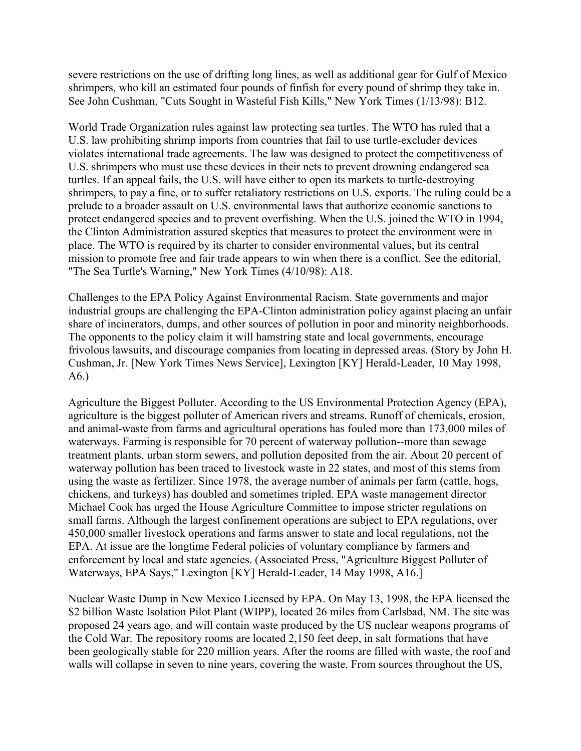severe restrictions on the use of drifting long lines, as well as additional gear for Gulf of Mexico shrimpers, who kill an estimated four pounds of finfish for every pound of shrimp they take in. See John Cushman, "Cuts Sought in Wasteful Fish Kills," New York Times (1/13/98): B12.

World Trade Organization rules against law protecting sea turtles. The WTO has ruled that a U.S. law prohibiting shrimp imports from countries that fail to use turtle-excluder devices violates international trade agreements. The law was designed to protect the competitiveness of U.S. shrimpers who must use these devices in their nets to prevent drowning endangered sea turtles. If an appeal fails, the U.S. will have either to open its markets to turtle-destroying shrimpers, to pay a fine, or to suffer retaliatory restrictions on U.S. exports. The ruling could be a prelude to a broader assault on U.S. environmental laws that authorize economic sanctions to protect endangered species and to prevent overfishing. When the U.S. joined the WTO in 1994, the Clinton Administration assured skeptics that measures to protect the environment were in place. The WTO is required by its charter to consider environmental values, but its central mission to promote free and fair trade appears to win when there is a conflict. See the editorial, "The Sea Turtle's Warning," New York Times (4/10/98): A18.

Challenges to the EPA Policy Against Environmental Racism. State governments and major industrial groups are challenging the EPA-Clinton administration policy against placing an unfair share of incinerators, dumps, and other sources of pollution in poor and minority neighborhoods. The opponents to the policy claim it will hamstring state and local governments, encourage frivolous lawsuits, and discourage companies from locating in depressed areas. (Story by John H. Cushman, Jr. [New York Times News Service], Lexington [KY] Herald-Leader, 10 May 1998, A6.)

Agriculture the Biggest Polluter. According to the US Environmental Protection Agency (EPA), agriculture is the biggest polluter of American rivers and streams. Runoff of chemicals, erosion, and animal-waste from farms and agricultural operations has fouled more than 173,000 miles of waterways. Farming is responsible for 70 percent of waterway pollution--more than sewage treatment plants, urban storm sewers, and pollution deposited from the air. About 20 percent of waterway pollution has been traced to livestock waste in 22 states, and most of this stems from using the waste as fertilizer. Since 1978, the average number of animals per farm (cattle, hogs, chickens, and turkeys) has doubled and sometimes tripled. EPA waste management director Michael Cook has urged the House Agriculture Committee to impose stricter regulations on small farms. Although the largest confinement operations are subject to EPA regulations, over 450,000 smaller livestock operations and farms answer to state and local regulations, not the EPA. At issue are the longtime Federal policies of voluntary compliance by farmers and enforcement by local and state agencies. (Associated Press, "Agriculture Biggest Polluter of Waterways, EPA Says," Lexington [KY] Herald-Leader, 14 May 1998, A16.]

Nuclear Waste Dump in New Mexico Licensed by EPA. On May 13, 1998, the EPA licensed the $2 billion Waste Isolation Pilot Plant (WIPP), located 26 miles from Carlsbad, NM. The site was proposed 24 years ago, and will contain waste produced by the US nuclear weapons programs of the Cold War. The repository rooms are located 2,150 feet deep, in salt formations that have been geologically stable for 220 million years. After the rooms are filled with waste, the roof and walls will collapse in seven to nine years, covering the waste. From sources throughout the US,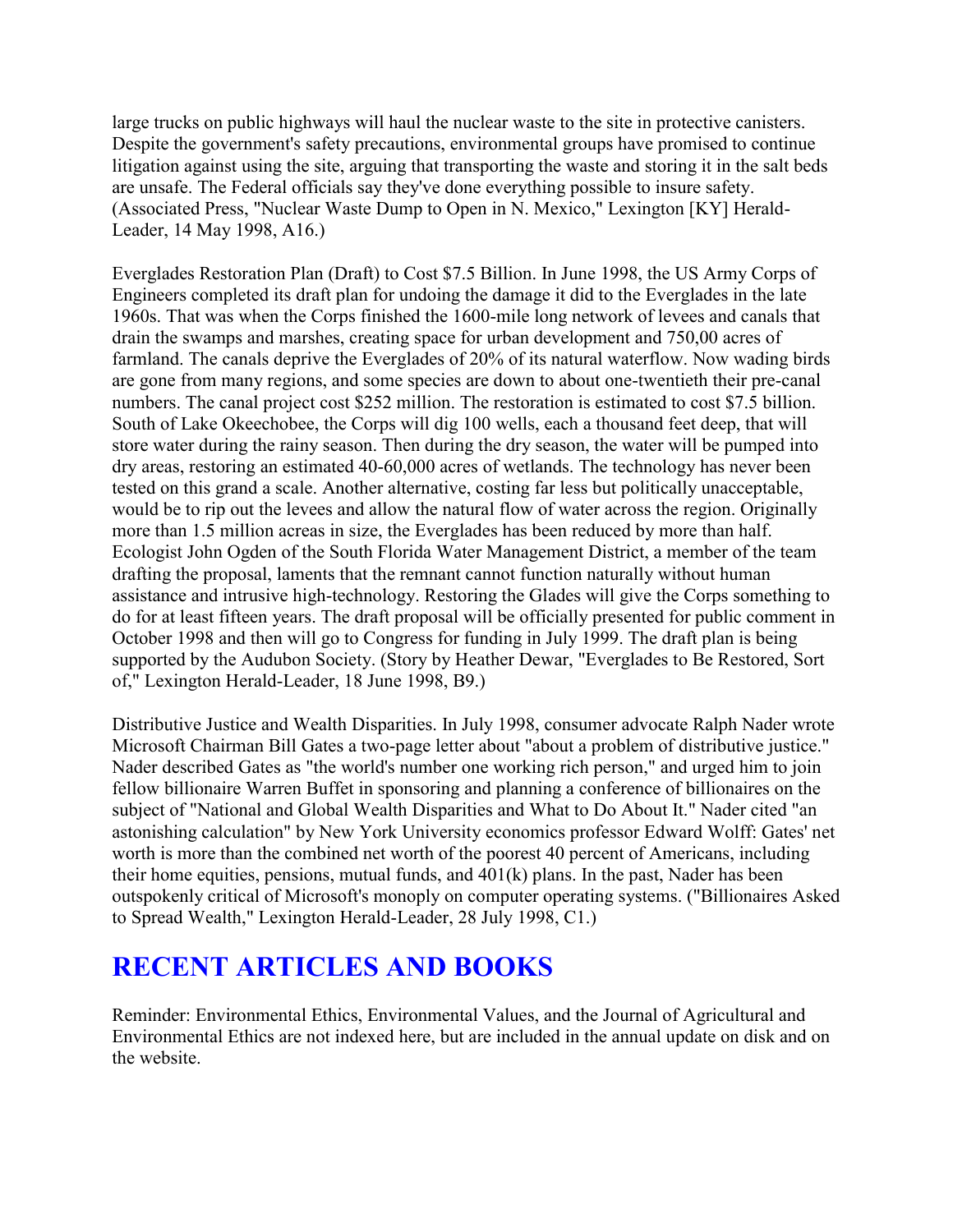large trucks on public highways will haul the nuclear waste to the site in protective canisters. Despite the government's safety precautions, environmental groups have promised to continue litigation against using the site, arguing that transporting the waste and storing it in the salt beds are unsafe. The Federal officials say they've done everything possible to insure safety. (Associated Press, "Nuclear Waste Dump to Open in N. Mexico," Lexington [KY] Herald-Leader, 14 May 1998, A16.)

Everglades Restoration Plan (Draft) to Cost $7.5 Billion. In June 1998, the US Army Corps of Engineers completed its draft plan for undoing the damage it did to the Everglades in the late 1960s. That was when the Corps finished the 1600-mile long network of levees and canals that drain the swamps and marshes, creating space for urban development and 750,00 acres of farmland. The canals deprive the Everglades of 20% of its natural waterflow. Now wading birds are gone from many regions, and some species are down to about one-twentieth their pre-canal numbers. The canal project cost $252 million. The restoration is estimated to cost $7.5 billion. South of Lake Okeechobee, the Corps will dig 100 wells, each a thousand feet deep, that will store water during the rainy season. Then during the dry season, the water will be pumped into dry areas, restoring an estimated 40-60,000 acres of wetlands. The technology has never been tested on this grand a scale. Another alternative, costing far less but politically unacceptable, would be to rip out the levees and allow the natural flow of water across the region. Originally more than 1.5 million acreas in size, the Everglades has been reduced by more than half. Ecologist John Ogden of the South Florida Water Management District, a member of the team drafting the proposal, laments that the remnant cannot function naturally without human assistance and intrusive high-technology. Restoring the Glades will give the Corps something to do for at least fifteen years. The draft proposal will be officially presented for public comment in October 1998 and then will go to Congress for funding in July 1999. The draft plan is being supported by the Audubon Society. (Story by Heather Dewar, "Everglades to Be Restored, Sort of," Lexington Herald-Leader, 18 June 1998, B9.)

Distributive Justice and Wealth Disparities. In July 1998, consumer advocate Ralph Nader wrote Microsoft Chairman Bill Gates a two-page letter about "about a problem of distributive justice." Nader described Gates as "the world's number one working rich person," and urged him to join fellow billionaire Warren Buffet in sponsoring and planning a conference of billionaires on the subject of "National and Global Wealth Disparities and What to Do About It." Nader cited "an astonishing calculation" by New York University economics professor Edward Wolff: Gates' net worth is more than the combined net worth of the poorest 40 percent of Americans, including their home equities, pensions, mutual funds, and 401(k) plans. In the past, Nader has been outspokenly critical of Microsoft's monopoly on computer operating systems. ("Billionaires Asked to Spread Wealth," Lexington Herald-Leader, 28 July 1998, C1.)

## RECENT ARTICLES AND BOOKS

Reminder: Environmental Ethics, Environmental Values, and the Journal of Agricultural and Environmental Ethics are not indexed here, but are included in the annual update on disk and on the website.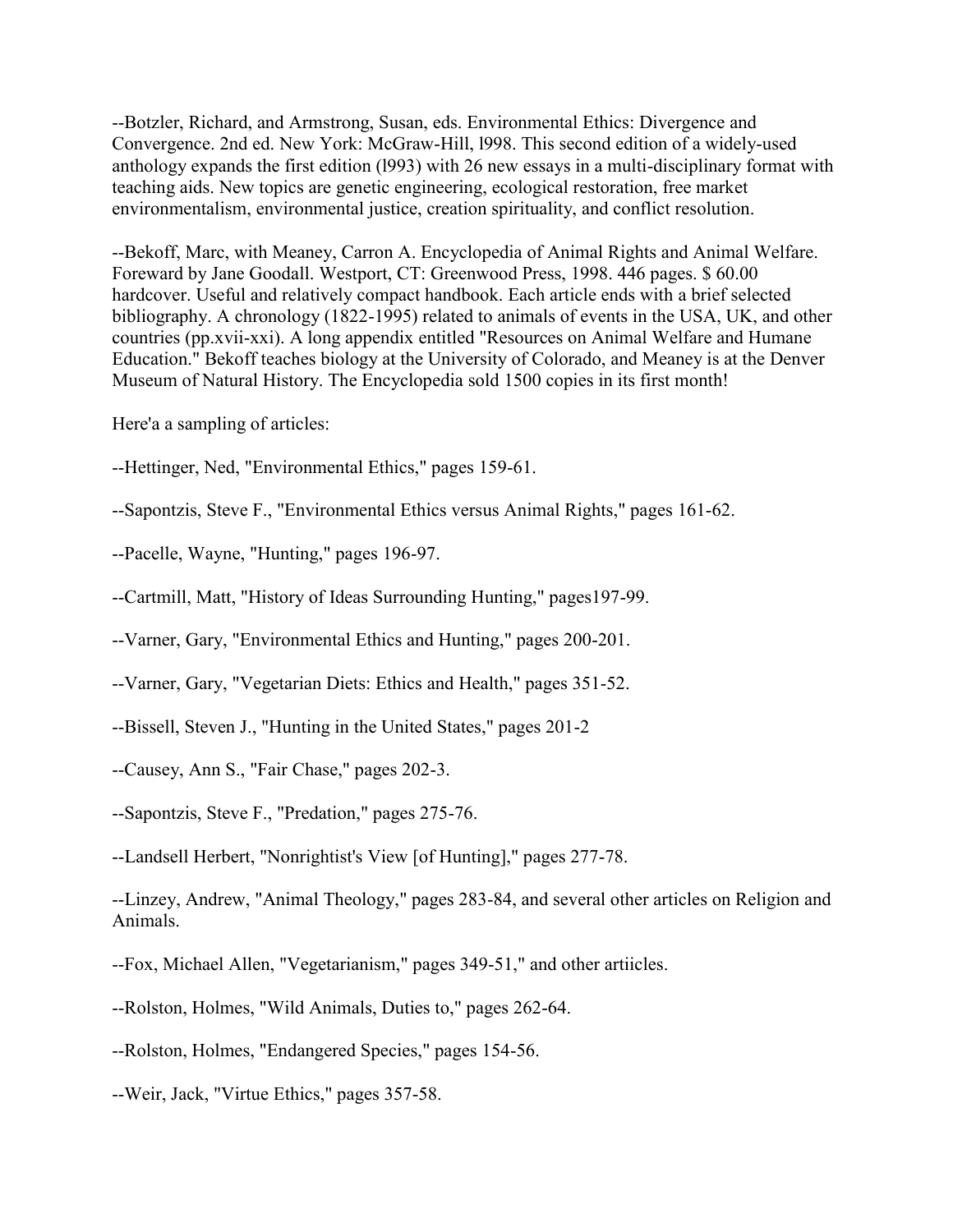--Botzler, Richard, and Armstrong, Susan, eds. Environmental Ethics: Divergence and Convergence. 2nd ed. New York: McGraw-Hill, l998. This second edition of a widely-used anthology expands the first edition (l993) with 26 new essays in a multi-disciplinary format with teaching aids. New topics are genetic engineering, ecological restoration, free market environmentalism, environmental justice, creation spirituality, and conflict resolution.

--Bekoff, Marc, with Meaney, Carron A. Encyclopedia of Animal Rights and Animal Welfare. Foreward by Jane Goodall. Westport, CT: Greenwood Press, 1998. 446 pages. $ 60.00 hardcover. Useful and relatively compact handbook. Each article ends with a brief selected bibliography. A chronology (1822-1995) related to animals of events in the USA, UK, and other countries (pp.xvii-xxi). A long appendix entitled "Resources on Animal Welfare and Humane Education." Bekoff teaches biology at the University of Colorado, and Meaney is at the Denver Museum of Natural History. The Encyclopedia sold 1500 copies in its first month!

Here'a a sampling of articles:

--Hettinger, Ned, "Environmental Ethics," pages 159-61.

--Sapontzis, Steve F., "Environmental Ethics versus Animal Rights," pages 161-62.

--Pacelle, Wayne, "Hunting," pages 196-97.

--Cartmill, Matt, "History of Ideas Surrounding Hunting," pages197-99.

--Varner, Gary, "Environmental Ethics and Hunting," pages 200-201.

--Varner, Gary, "Vegetarian Diets: Ethics and Health," pages 351-52.

--Bissell, Steven J., "Hunting in the United States," pages 201-2

--Causey, Ann S., "Fair Chase," pages 202-3.

--Sapontzis, Steve F., "Predation," pages 275-76.

--Landsell Herbert, "Nonrightist's View [of Hunting]," pages 277-78.

--Linzey, Andrew, "Animal Theology," pages 283-84, and several other articles on Religion and Animals.

--Fox, Michael Allen, "Vegetarianism," pages 349-51," and other artiicles.

--Rolston, Holmes, "Wild Animals, Duties to," pages 262-64.

--Rolston, Holmes, "Endangered Species," pages 154-56.

--Weir, Jack, "Virtue Ethics," pages 357-58.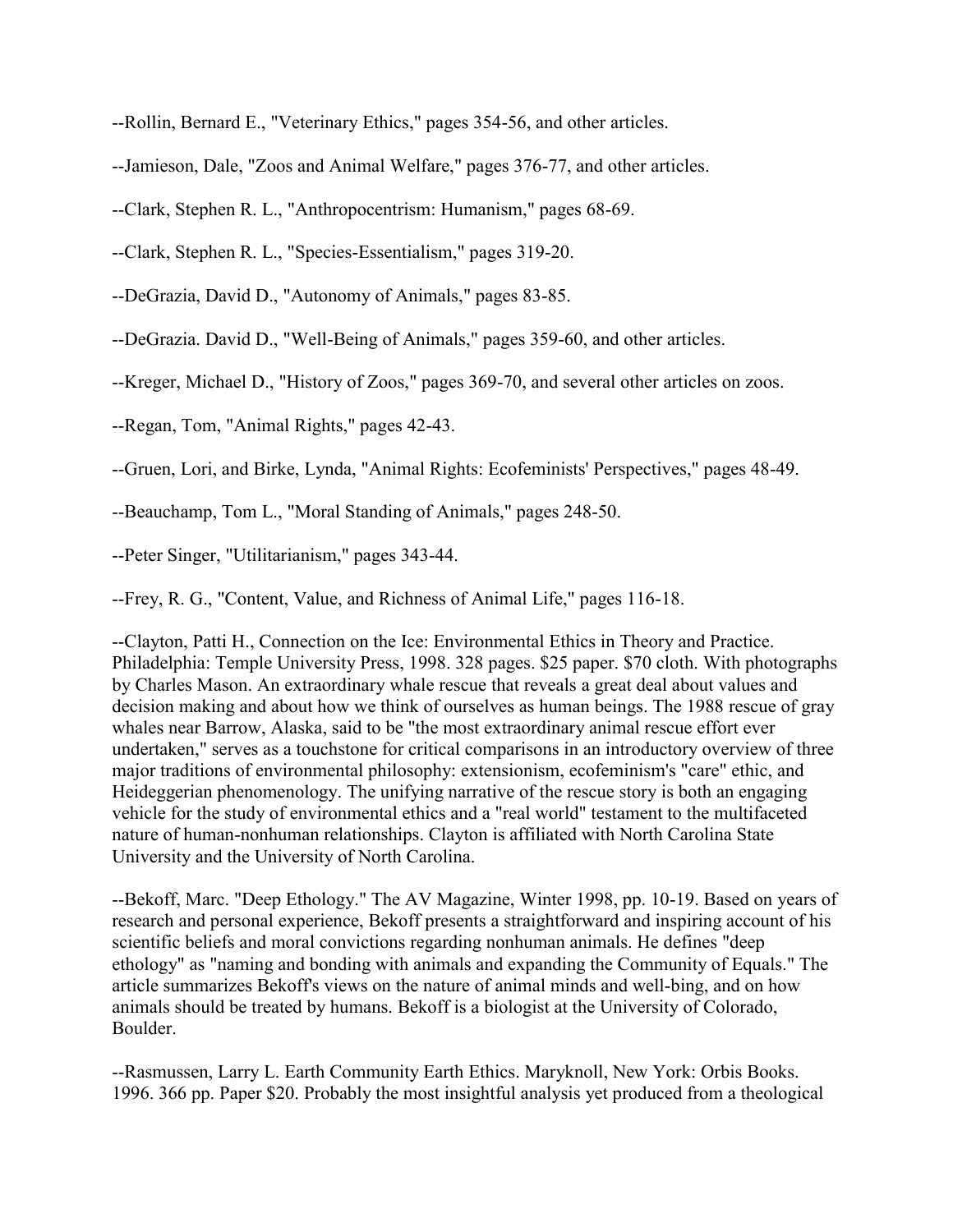--Rollin, Bernard E., "Veterinary Ethics," pages 354-56, and other articles.

--Jamieson, Dale, "Zoos and Animal Welfare," pages 376-77, and other articles.

--Clark, Stephen R. L., "Anthropocentrism: Humanism," pages 68-69.

--Clark, Stephen R. L., "Species-Essentialism," pages 319-20.

--DeGrazia, David D., "Autonomy of Animals," pages 83-85.

--DeGrazia. David D., "Well-Being of Animals," pages 359-60, and other articles.

--Kreger, Michael D., "History of Zoos," pages 369-70, and several other articles on zoos.

--Regan, Tom, "Animal Rights," pages 42-43.

--Gruen, Lori, and Birke, Lynda, "Animal Rights: Ecofeminists' Perspectives," pages 48-49.

--Beauchamp, Tom L., "Moral Standing of Animals," pages 248-50.

--Peter Singer, "Utilitarianism," pages 343-44.

--Frey, R. G., "Content, Value, and Richness of Animal Life," pages 116-18.

--Clayton, Patti H., Connection on the Ice: Environmental Ethics in Theory and Practice. Philadelphia: Temple University Press, 1998. 328 pages. $25 paper. $70 cloth. With photographs by Charles Mason. An extraordinary whale rescue that reveals a great deal about values and decision making and about how we think of ourselves as human beings. The 1988 rescue of gray whales near Barrow, Alaska, said to be "the most extraordinary animal rescue effort ever undertaken," serves as a touchstone for critical comparisons in an introductory overview of three major traditions of environmental philosophy: extensionism, ecofeminism's "care" ethic, and Heideggerian phenomenology. The unifying narrative of the rescue story is both an engaging vehicle for the study of environmental ethics and a "real world" testament to the multifaceted nature of human-nonhuman relationships. Clayton is affiliated with North Carolina State University and the University of North Carolina.

--Bekoff, Marc. "Deep Ethology." The AV Magazine, Winter 1998, pp. 10-19. Based on years of research and personal experience, Bekoff presents a straightforward and inspiring account of his scientific beliefs and moral convictions regarding nonhuman animals. He defines "deep ethology" as "naming and bonding with animals and expanding the Community of Equals." The article summarizes Bekoff's views on the nature of animal minds and well-bing, and on how animals should be treated by humans. Bekoff is a biologist at the University of Colorado, Boulder.

--Rasmussen, Larry L. Earth Community Earth Ethics. Maryknoll, New York: Orbis Books. 1996. 366 pp. Paper $20. Probably the most insightful analysis yet produced from a theological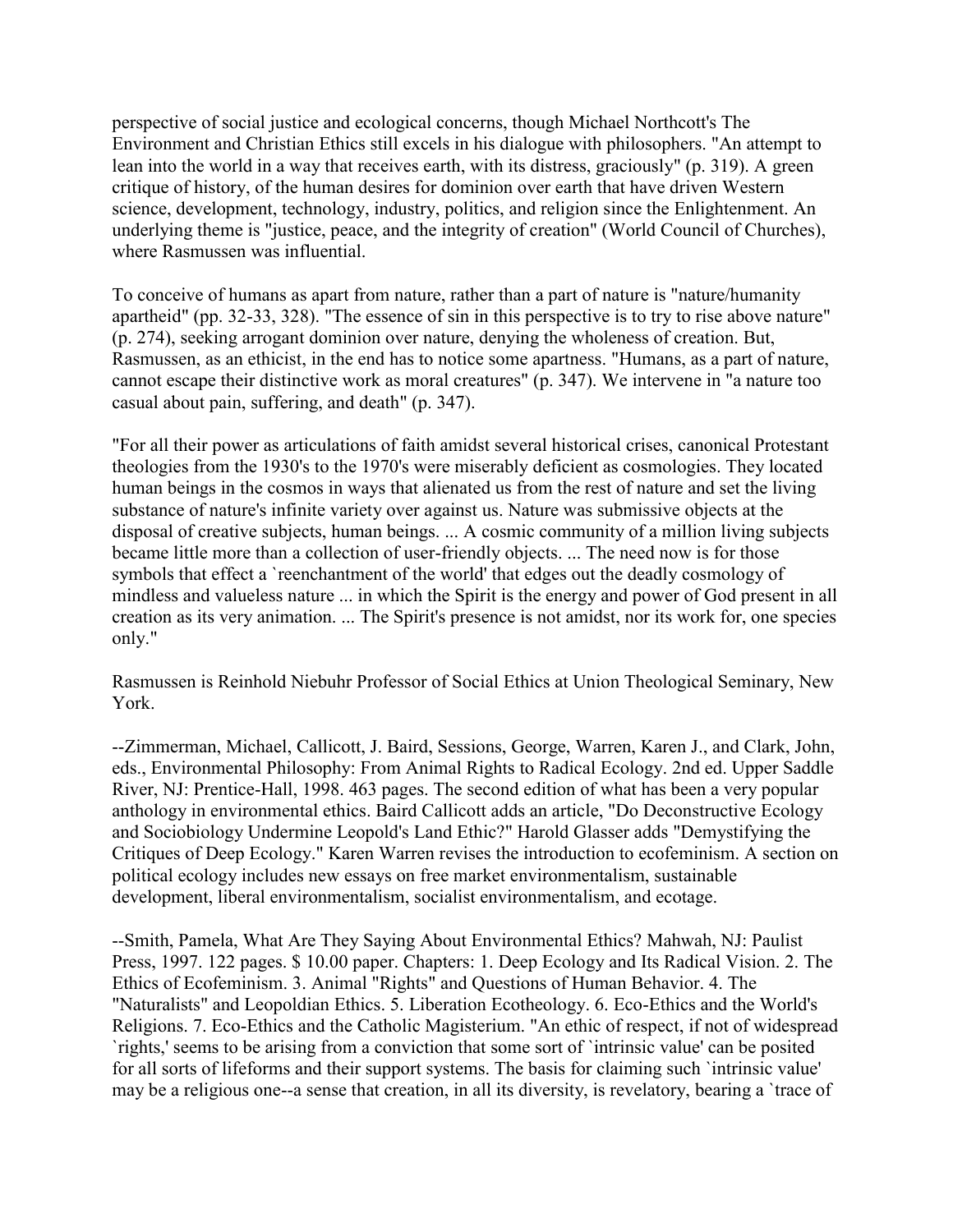perspective of social justice and ecological concerns, though Michael Northcott's The Environment and Christian Ethics still excels in his dialogue with philosophers. "An attempt to lean into the world in a way that receives earth, with its distress, graciously" (p. 319). A green critique of history, of the human desires for dominion over earth that have driven Western science, development, technology, industry, politics, and religion since the Enlightenment. An underlying theme is "justice, peace, and the integrity of creation" (World Council of Churches), where Rasmussen was influential.

To conceive of humans as apart from nature, rather than a part of nature is "nature/humanity apartheid" (pp. 32-33, 328). "The essence of sin in this perspective is to try to rise above nature" (p. 274), seeking arrogant dominion over nature, denying the wholeness of creation. But, Rasmussen, as an ethicist, in the end has to notice some apartness. "Humans, as a part of nature, cannot escape their distinctive work as moral creatures" (p. 347). We intervene in "a nature too casual about pain, suffering, and death" (p. 347).

"For all their power as articulations of faith amidst several historical crises, canonical Protestant theologies from the 1930's to the 1970's were miserably deficient as cosmologies. They located human beings in the cosmos in ways that alienated us from the rest of nature and set the living substance of nature's infinite variety over against us. Nature was submissive objects at the disposal of creative subjects, human beings. ... A cosmic community of a million living subjects became little more than a collection of user-friendly objects. ... The need now is for those symbols that effect a `reenchantment of the world' that edges out the deadly cosmology of mindless and valueless nature ... in which the Spirit is the energy and power of God present in all creation as its very animation. ... The Spirit's presence is not amidst, nor its work for, one species only."

Rasmussen is Reinhold Niebuhr Professor of Social Ethics at Union Theological Seminary, New York.

--Zimmerman, Michael, Callicott, J. Baird, Sessions, George, Warren, Karen J., and Clark, John, eds., Environmental Philosophy: From Animal Rights to Radical Ecology. 2nd ed. Upper Saddle River, NJ: Prentice-Hall, 1998. 463 pages. The second edition of what has been a very popular anthology in environmental ethics. Baird Callicott adds an article, "Do Deconstructive Ecology and Sociobiology Undermine Leopold's Land Ethic?" Harold Glasser adds "Demystifying the Critiques of Deep Ecology." Karen Warren revises the introduction to ecofeminism. A section on political ecology includes new essays on free market environmentalism, sustainable development, liberal environmentalism, socialist environmentalism, and ecotage.

--Smith, Pamela, What Are They Saying About Environmental Ethics? Mahwah, NJ: Paulist Press, 1997. 122 pages. $ 10.00 paper. Chapters: 1. Deep Ecology and Its Radical Vision. 2. The Ethics of Ecofeminism. 3. Animal "Rights" and Questions of Human Behavior. 4. The "Naturalists" and Leopoldian Ethics. 5. Liberation Ecotheology. 6. Eco-Ethics and the World's Religions. 7. Eco-Ethics and the Catholic Magisterium. "An ethic of respect, if not of widespread `rights,' seems to be arising from a conviction that some sort of `intrinsic value' can be posited for all sorts of lifeforms and their support systems. The basis for claiming such `intrinsic value' may be a religious one--a sense that creation, in all its diversity, is revelatory, bearing a `trace of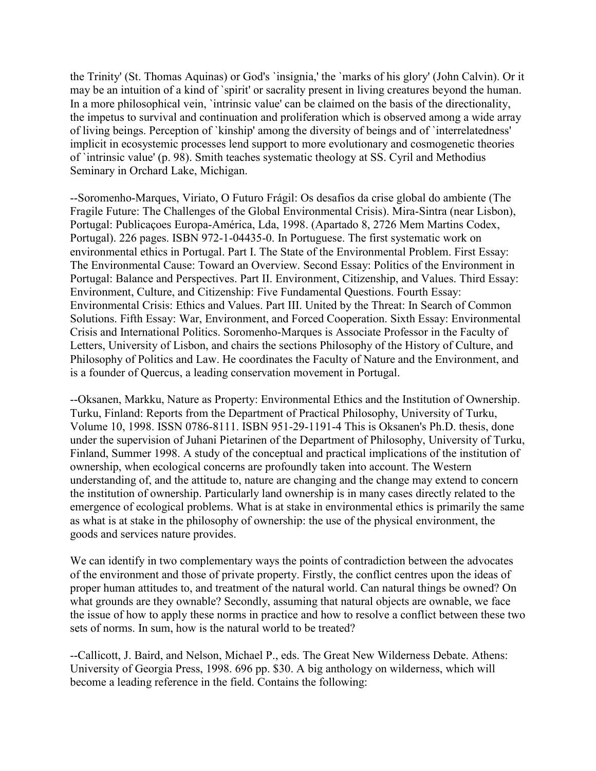the Trinity' (St. Thomas Aquinas) or God's `insignia,' the `marks of his glory' (John Calvin). Or it may be an intuition of a kind of `spirit' or sacrality present in living creatures beyond the human. In a more philosophical vein, `intrinsic value' can be claimed on the basis of the directionality, the impetus to survival and continuation and proliferation which is observed among a wide array of living beings. Perception of `kinship' among the diversity of beings and of `interrelatedness' implicit in ecosystemic processes lend support to more evolutionary and cosmogenetic theories of `intrinsic value' (p. 98). Smith teaches systematic theology at SS. Cyril and Methodius Seminary in Orchard Lake, Michigan.

--Soromenho-Marques, Viriato, O Futuro Frágil: Os desafios da crise global do ambiente (The Fragile Future: The Challenges of the Global Environmental Crisis). Mira-Sintra (near Lisbon), Portugal: Publicaçoes Europa-América, Lda, 1998. (Apartado 8, 2726 Mem Martins Codex, Portugal). 226 pages. ISBN 972-1-04435-0. In Portuguese. The first systematic work on environmental ethics in Portugal. Part I. The State of the Environmental Problem. First Essay: The Environmental Cause: Toward an Overview. Second Essay: Politics of the Environment in Portugal: Balance and Perspectives. Part II. Environment, Citizenship, and Values. Third Essay: Environment, Culture, and Citizenship: Five Fundamental Questions. Fourth Essay: Environmental Crisis: Ethics and Values. Part III. United by the Threat: In Search of Common Solutions. Fifth Essay: War, Environment, and Forced Cooperation. Sixth Essay: Environmental Crisis and International Politics. Soromenho-Marques is Associate Professor in the Faculty of Letters, University of Lisbon, and chairs the sections Philosophy of the History of Culture, and Philosophy of Politics and Law. He coordinates the Faculty of Nature and the Environment, and is a founder of Quercus, a leading conservation movement in Portugal.

--Oksanen, Markku, Nature as Property: Environmental Ethics and the Institution of Ownership. Turku, Finland: Reports from the Department of Practical Philosophy, University of Turku, Volume 10, 1998. ISSN 0786-8111. ISBN 951-29-1191-4 This is Oksanen's Ph.D. thesis, done under the supervision of Juhani Pietarinen of the Department of Philosophy, University of Turku, Finland, Summer 1998. A study of the conceptual and practical implications of the institution of ownership, when ecological concerns are profoundly taken into account. The Western understanding of, and the attitude to, nature are changing and the change may extend to concern the institution of ownership. Particularly land ownership is in many cases directly related to the emergence of ecological problems. What is at stake in environmental ethics is primarily the same as what is at stake in the philosophy of ownership: the use of the physical environment, the goods and services nature provides.

We can identify in two complementary ways the points of contradiction between the advocates of the environment and those of private property. Firstly, the conflict centres upon the ideas of proper human attitudes to, and treatment of the natural world. Can natural things be owned? On what grounds are they ownable? Secondly, assuming that natural objects are ownable, we face the issue of how to apply these norms in practice and how to resolve a conflict between these two sets of norms. In sum, how is the natural world to be treated?

--Callicott, J. Baird, and Nelson, Michael P., eds. The Great New Wilderness Debate. Athens: University of Georgia Press, 1998. 696 pp. $30. A big anthology on wilderness, which will become a leading reference in the field. Contains the following: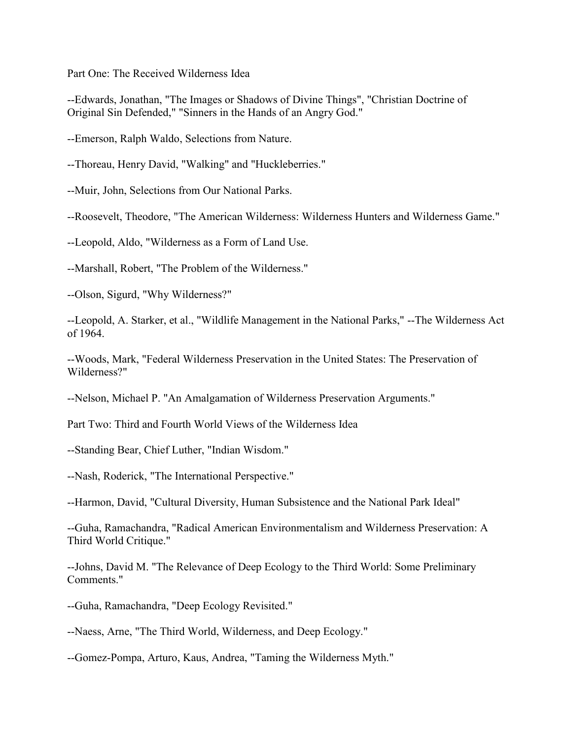Part One: The Received Wilderness Idea

--Edwards, Jonathan, "The Images or Shadows of Divine Things", "Christian Doctrine of Original Sin Defended," "Sinners in the Hands of an Angry God."

--Emerson, Ralph Waldo, Selections from Nature.

--Thoreau, Henry David, "Walking" and "Huckleberries."

--Muir, John, Selections from Our National Parks.

--Roosevelt, Theodore, "The American Wilderness: Wilderness Hunters and Wilderness Game."

--Leopold, Aldo, "Wilderness as a Form of Land Use.

--Marshall, Robert, "The Problem of the Wilderness."

--Olson, Sigurd, "Why Wilderness?"

--Leopold, A. Starker, et al., "Wildlife Management in the National Parks," --The Wilderness Act of 1964.

--Woods, Mark, "Federal Wilderness Preservation in the United States: The Preservation of Wilderness?"

--Nelson, Michael P. "An Amalgamation of Wilderness Preservation Arguments."

Part Two: Third and Fourth World Views of the Wilderness Idea

--Standing Bear, Chief Luther, "Indian Wisdom."

--Nash, Roderick, "The International Perspective."

--Harmon, David, "Cultural Diversity, Human Subsistence and the National Park Ideal"

--Guha, Ramachandra, "Radical American Environmentalism and Wilderness Preservation: A Third World Critique."

--Johns, David M. "The Relevance of Deep Ecology to the Third World: Some Preliminary Comments."

--Guha, Ramachandra, "Deep Ecology Revisited."

--Naess, Arne, "The Third World, Wilderness, and Deep Ecology."

--Gomez-Pompa, Arturo, Kaus, Andrea, "Taming the Wilderness Myth."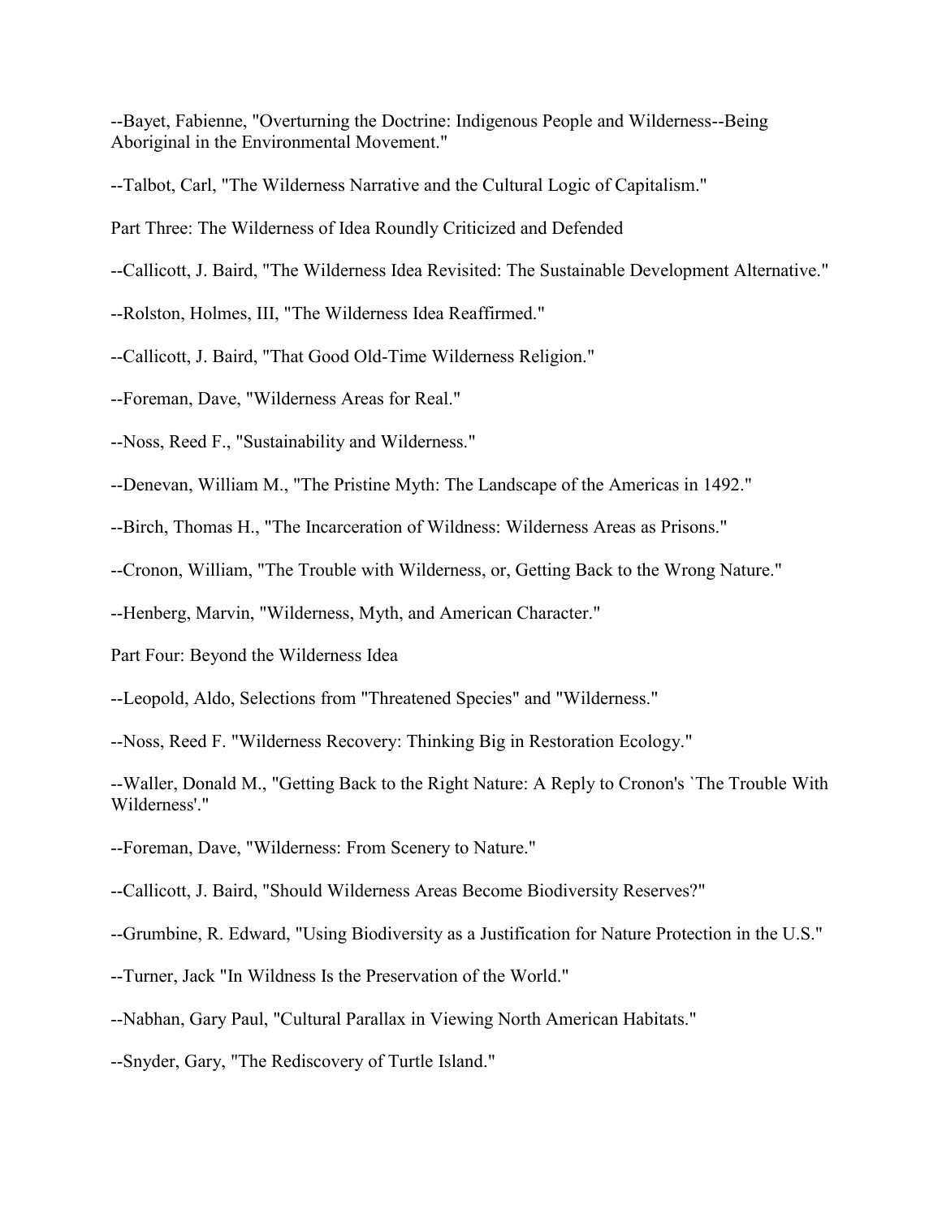--Bayet, Fabienne, "Overturning the Doctrine: Indigenous People and Wilderness--Being Aboriginal in the Environmental Movement."

--Talbot, Carl, "The Wilderness Narrative and the Cultural Logic of Capitalism."

Part Three: The Wilderness of Idea Roundly Criticized and Defended

--Callicott, J. Baird, "The Wilderness Idea Revisited: The Sustainable Development Alternative."

--Rolston, Holmes, III, "The Wilderness Idea Reaffirmed."

--Callicott, J. Baird, "That Good Old-Time Wilderness Religion."

--Foreman, Dave, "Wilderness Areas for Real."

--Noss, Reed F., "Sustainability and Wilderness."

--Denevan, William M., "The Pristine Myth: The Landscape of the Americas in 1492."

--Birch, Thomas H., "The Incarceration of Wildness: Wilderness Areas as Prisons."

--Cronon, William, "The Trouble with Wilderness, or, Getting Back to the Wrong Nature."

--Henberg, Marvin, "Wilderness, Myth, and American Character."

Part Four: Beyond the Wilderness Idea

--Leopold, Aldo, Selections from "Threatened Species" and "Wilderness."

--Noss, Reed F. "Wilderness Recovery: Thinking Big in Restoration Ecology."

--Waller, Donald M., "Getting Back to the Right Nature: A Reply to Cronon's `The Trouble With Wilderness'."

--Foreman, Dave, "Wilderness: From Scenery to Nature."

--Callicott, J. Baird, "Should Wilderness Areas Become Biodiversity Reserves?"

--Grumbine, R. Edward, "Using Biodiversity as a Justification for Nature Protection in the U.S."

--Turner, Jack "In Wildness Is the Preservation of the World."

--Nabhan, Gary Paul, "Cultural Parallax in Viewing North American Habitats."

--Snyder, Gary, "The Rediscovery of Turtle Island."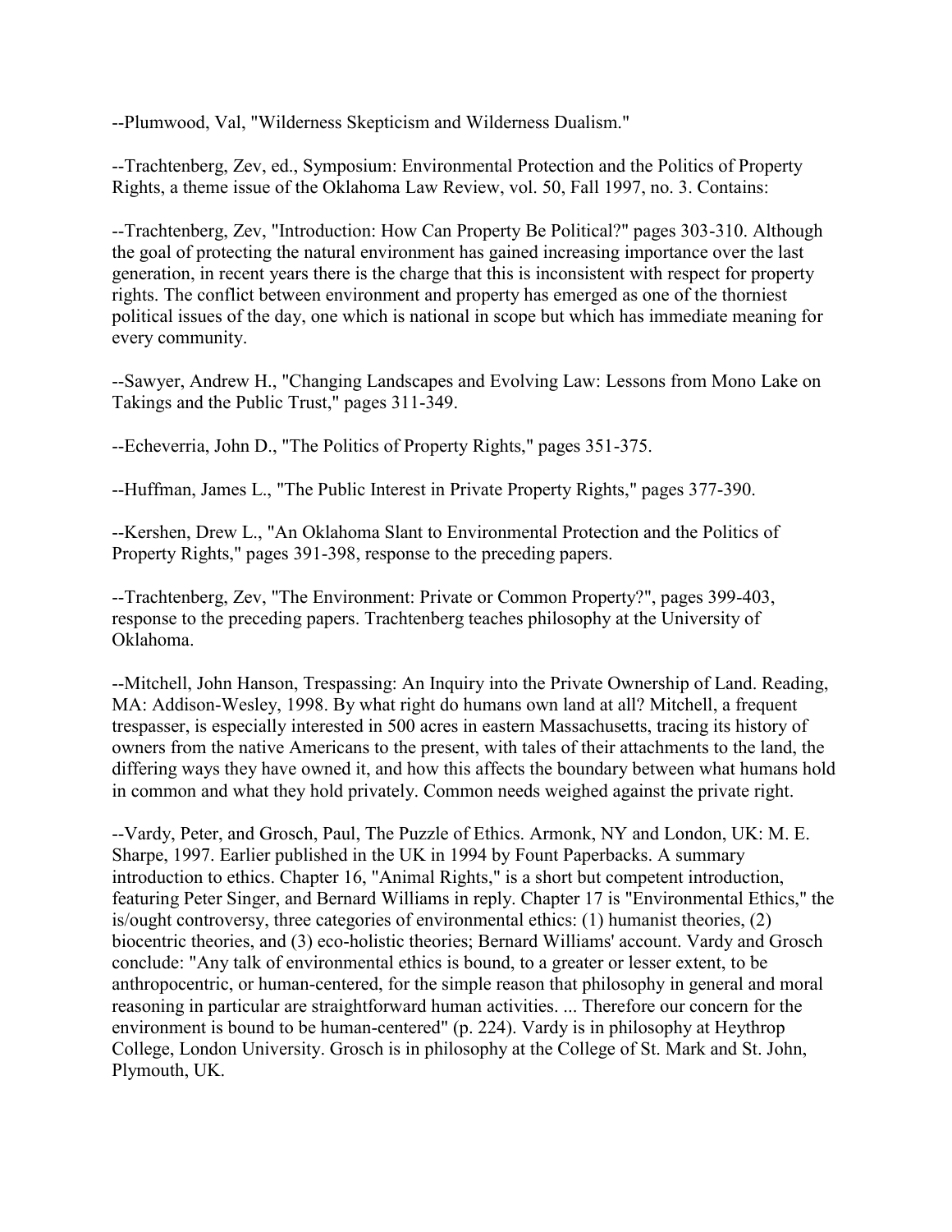--Plumwood, Val, "Wilderness Skepticism and Wilderness Dualism."

--Trachtenberg, Zev, ed., Symposium: Environmental Protection and the Politics of Property Rights, a theme issue of the Oklahoma Law Review, vol. 50, Fall 1997, no. 3. Contains:

--Trachtenberg, Zev, "Introduction: How Can Property Be Political?" pages 303-310. Although the goal of protecting the natural environment has gained increasing importance over the last generation, in recent years there is the charge that this is inconsistent with respect for property rights. The conflict between environment and property has emerged as one of the thorniest political issues of the day, one which is national in scope but which has immediate meaning for every community.

--Sawyer, Andrew H., "Changing Landscapes and Evolving Law: Lessons from Mono Lake on Takings and the Public Trust," pages 311-349.

--Echeverria, John D., "The Politics of Property Rights," pages 351-375.

--Huffman, James L., "The Public Interest in Private Property Rights," pages 377-390.

--Kershen, Drew L., "An Oklahoma Slant to Environmental Protection and the Politics of Property Rights," pages 391-398, response to the preceding papers.

--Trachtenberg, Zev, "The Environment: Private or Common Property?", pages 399-403, response to the preceding papers. Trachtenberg teaches philosophy at the University of Oklahoma.

--Mitchell, John Hanson, Trespassing: An Inquiry into the Private Ownership of Land. Reading, MA: Addison-Wesley, 1998. By what right do humans own land at all? Mitchell, a frequent trespasser, is especially interested in 500 acres in eastern Massachusetts, tracing its history of owners from the native Americans to the present, with tales of their attachments to the land, the differing ways they have owned it, and how this affects the boundary between what humans hold in common and what they hold privately. Common needs weighed against the private right.

--Vardy, Peter, and Grosch, Paul, The Puzzle of Ethics. Armonk, NY and London, UK: M. E. Sharpe, 1997. Earlier published in the UK in 1994 by Fount Paperbacks. A summary introduction to ethics. Chapter 16, "Animal Rights," is a short but competent introduction, featuring Peter Singer, and Bernard Williams in reply. Chapter 17 is "Environmental Ethics," the is/ought controversy, three categories of environmental ethics: (1) humanist theories, (2) biocentric theories, and (3) eco-holistic theories; Bernard Williams' account. Vardy and Grosch conclude: "Any talk of environmental ethics is bound, to a greater or lesser extent, to be anthropocentric, or human-centered, for the simple reason that philosophy in general and moral reasoning in particular are straightforward human activities. ... Therefore our concern for the environment is bound to be human-centered" (p. 224). Vardy is in philosophy at Heythrop College, London University. Grosch is in philosophy at the College of St. Mark and St. John, Plymouth, UK.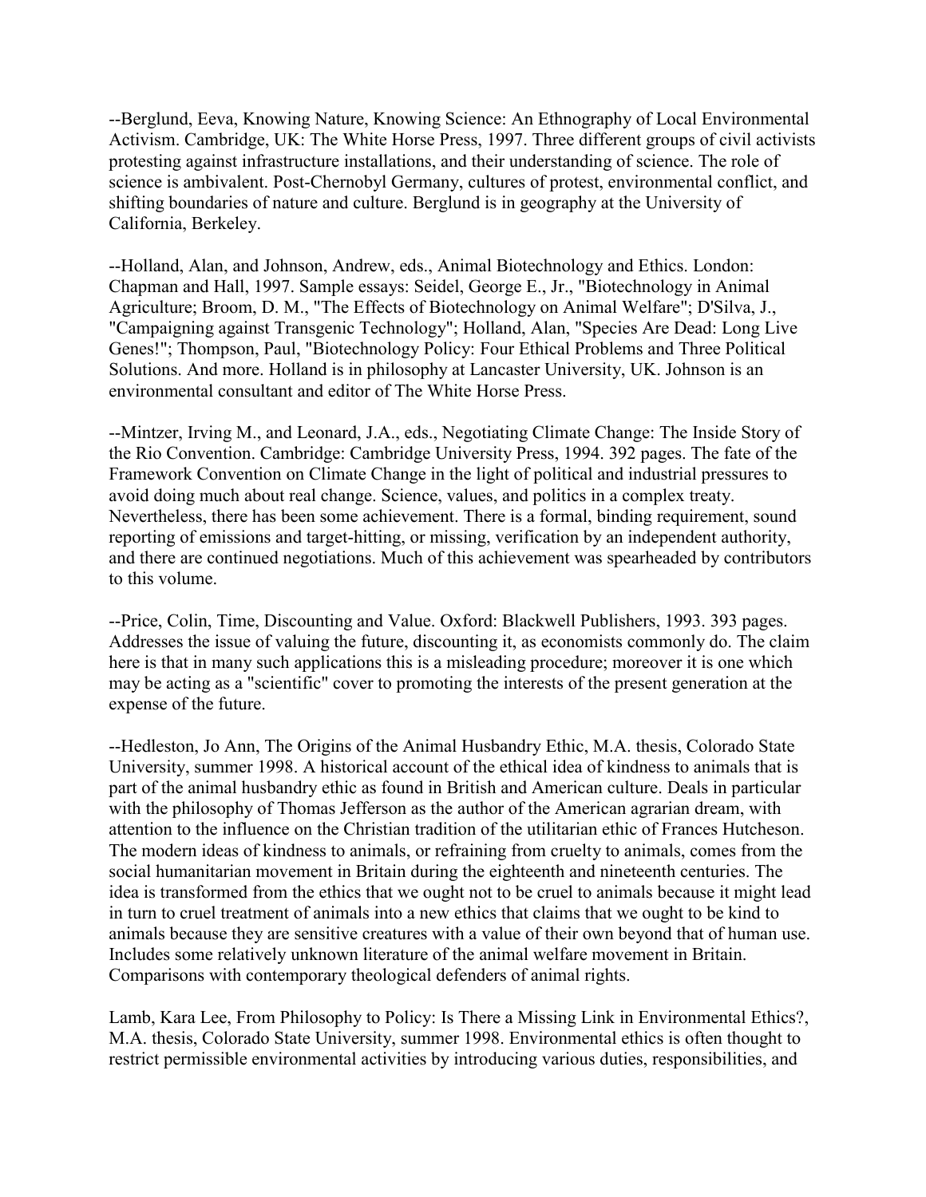--Berglund, Eeva, Knowing Nature, Knowing Science: An Ethnography of Local Environmental Activism. Cambridge, UK: The White Horse Press, 1997. Three different groups of civil activists protesting against infrastructure installations, and their understanding of science. The role of science is ambivalent. Post-Chernobyl Germany, cultures of protest, environmental conflict, and shifting boundaries of nature and culture. Berglund is in geography at the University of California, Berkeley.

--Holland, Alan, and Johnson, Andrew, eds., Animal Biotechnology and Ethics. London: Chapman and Hall, 1997. Sample essays: Seidel, George E., Jr., "Biotechnology in Animal Agriculture; Broom, D. M., "The Effects of Biotechnology on Animal Welfare"; D'Silva, J., "Campaigning against Transgenic Technology"; Holland, Alan, "Species Are Dead: Long Live Genes!"; Thompson, Paul, "Biotechnology Policy: Four Ethical Problems and Three Political Solutions. And more. Holland is in philosophy at Lancaster University, UK. Johnson is an environmental consultant and editor of The White Horse Press.

--Mintzer, Irving M., and Leonard, J.A., eds., Negotiating Climate Change: The Inside Story of the Rio Convention. Cambridge: Cambridge University Press, 1994. 392 pages. The fate of the Framework Convention on Climate Change in the light of political and industrial pressures to avoid doing much about real change. Science, values, and politics in a complex treaty. Nevertheless, there has been some achievement. There is a formal, binding requirement, sound reporting of emissions and target-hitting, or missing, verification by an independent authority, and there are continued negotiations. Much of this achievement was spearheaded by contributors to this volume.

--Price, Colin, Time, Discounting and Value. Oxford: Blackwell Publishers, 1993. 393 pages. Addresses the issue of valuing the future, discounting it, as economists commonly do. The claim here is that in many such applications this is a misleading procedure; moreover it is one which may be acting as a "scientific" cover to promoting the interests of the present generation at the expense of the future.

--Hedleston, Jo Ann, The Origins of the Animal Husbandry Ethic, M.A. thesis, Colorado State University, summer 1998. A historical account of the ethical idea of kindness to animals that is part of the animal husbandry ethic as found in British and American culture. Deals in particular with the philosophy of Thomas Jefferson as the author of the American agrarian dream, with attention to the influence on the Christian tradition of the utilitarian ethic of Frances Hutcheson. The modern ideas of kindness to animals, or refraining from cruelty to animals, comes from the social humanitarian movement in Britain during the eighteenth and nineteenth centuries. The idea is transformed from the ethics that we ought not to be cruel to animals because it might lead in turn to cruel treatment of animals into a new ethics that claims that we ought to be kind to animals because they are sensitive creatures with a value of their own beyond that of human use. Includes some relatively unknown literature of the animal welfare movement in Britain. Comparisons with contemporary theological defenders of animal rights.

Lamb, Kara Lee, From Philosophy to Policy: Is There a Missing Link in Environmental Ethics?, M.A. thesis, Colorado State University, summer 1998. Environmental ethics is often thought to restrict permissible environmental activities by introducing various duties, responsibilities, and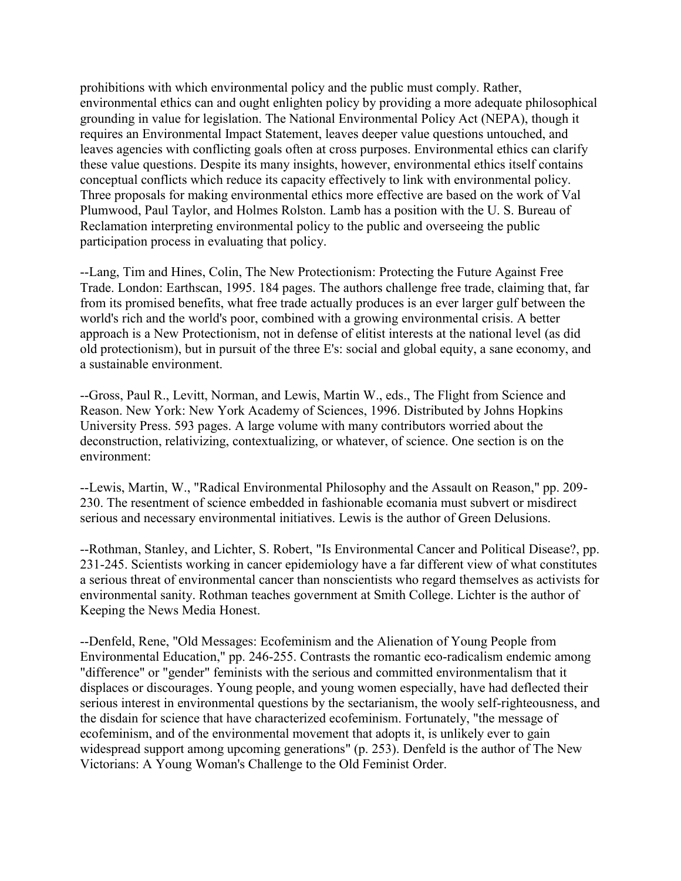prohibitions with which environmental policy and the public must comply. Rather, environmental ethics can and ought enlighten policy by providing a more adequate philosophical grounding in value for legislation. The National Environmental Policy Act (NEPA), though it requires an Environmental Impact Statement, leaves deeper value questions untouched, and leaves agencies with conflicting goals often at cross purposes. Environmental ethics can clarify these value questions. Despite its many insights, however, environmental ethics itself contains conceptual conflicts which reduce its capacity effectively to link with environmental policy. Three proposals for making environmental ethics more effective are based on the work of Val Plumwood, Paul Taylor, and Holmes Rolston. Lamb has a position with the U. S. Bureau of Reclamation interpreting environmental policy to the public and overseeing the public participation process in evaluating that policy.

--Lang, Tim and Hines, Colin, The New Protectionism: Protecting the Future Against Free Trade. London: Earthscan, 1995. 184 pages. The authors challenge free trade, claiming that, far from its promised benefits, what free trade actually produces is an ever larger gulf between the world's rich and the world's poor, combined with a growing environmental crisis. A better approach is a New Protectionism, not in defense of elitist interests at the national level (as did old protectionism), but in pursuit of the three E's: social and global equity, a sane economy, and a sustainable environment.

--Gross, Paul R., Levitt, Norman, and Lewis, Martin W., eds., The Flight from Science and Reason. New York: New York Academy of Sciences, 1996. Distributed by Johns Hopkins University Press. 593 pages. A large volume with many contributors worried about the deconstruction, relativizing, contextualizing, or whatever, of science. One section is on the environment:

--Lewis, Martin, W., "Radical Environmental Philosophy and the Assault on Reason," pp. 209-230. The resentment of science embedded in fashionable ecomania must subvert or misdirect serious and necessary environmental initiatives. Lewis is the author of Green Delusions.

--Rothman, Stanley, and Lichter, S. Robert, "Is Environmental Cancer and Political Disease?, pp. 231-245. Scientists working in cancer epidemiology have a far different view of what constitutes a serious threat of environmental cancer than nonscientists who regard themselves as activists for environmental sanity. Rothman teaches government at Smith College. Lichter is the author of Keeping the News Media Honest.

--Denfeld, Rene, "Old Messages: Ecofeminism and the Alienation of Young People from Environmental Education," pp. 246-255. Contrasts the romantic eco-radicalism endemic among "difference" or "gender" feminists with the serious and committed environmentalism that it displaces or discourages. Young people, and young women especially, have had deflected their serious interest in environmental questions by the sectarianism, the wooly self-righteousness, and the disdain for science that have characterized ecofeminism. Fortunately, "the message of ecofeminism, and of the environmental movement that adopts it, is unlikely ever to gain widespread support among upcoming generations" (p. 253). Denfeld is the author of The New Victorians: A Young Woman's Challenge to the Old Feminist Order.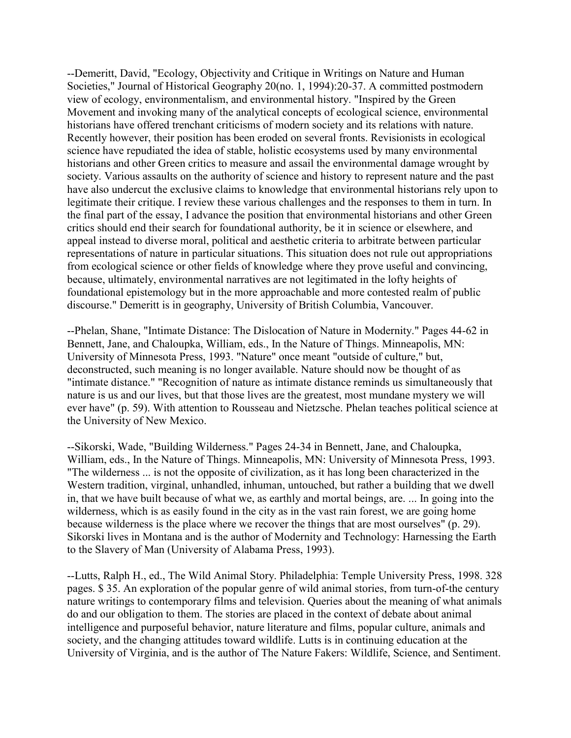--Demeritt, David, "Ecology, Objectivity and Critique in Writings on Nature and Human Societies," Journal of Historical Geography 20(no. 1, 1994):20-37. A committed postmodern view of ecology, environmentalism, and environmental history. "Inspired by the Green Movement and invoking many of the analytical concepts of ecological science, environmental historians have offered trenchant criticisms of modern society and its relations with nature. Recently however, their position has been eroded on several fronts. Revisionists in ecological science have repudiated the idea of stable, holistic ecosystems used by many environmental historians and other Green critics to measure and assail the environmental damage wrought by society. Various assaults on the authority of science and history to represent nature and the past have also undercut the exclusive claims to knowledge that environmental historians rely upon to legitimate their critique. I review these various challenges and the responses to them in turn. In the final part of the essay, I advance the position that environmental historians and other Green critics should end their search for foundational authority, be it in science or elsewhere, and appeal instead to diverse moral, political and aesthetic criteria to arbitrate between particular representations of nature in particular situations. This situation does not rule out appropriations from ecological science or other fields of knowledge where they prove useful and convincing, because, ultimately, environmental narratives are not legitimated in the lofty heights of foundational epistemology but in the more approachable and more contested realm of public discourse." Demeritt is in geography, University of British Columbia, Vancouver.

--Phelan, Shane, "Intimate Distance: The Dislocation of Nature in Modernity." Pages 44-62 in Bennett, Jane, and Chaloupka, William, eds., In the Nature of Things. Minneapolis, MN: University of Minnesota Press, 1993. "Nature" once meant "outside of culture," but, deconstructed, such meaning is no longer available. Nature should now be thought of as "intimate distance." "Recognition of nature as intimate distance reminds us simultaneously that nature is us and our lives, but that those lives are the greatest, most mundane mystery we will ever have" (p. 59). With attention to Rousseau and Nietzsche. Phelan teaches political science at the University of New Mexico.

--Sikorski, Wade, "Building Wilderness." Pages 24-34 in Bennett, Jane, and Chaloupka, William, eds., In the Nature of Things. Minneapolis, MN: University of Minnesota Press, 1993. "The wilderness ... is not the opposite of civilization, as it has long been characterized in the Western tradition, virginal, unhandled, inhuman, untouched, but rather a building that we dwell in, that we have built because of what we, as earthly and mortal beings, are. ... In going into the wilderness, which is as easily found in the city as in the vast rain forest, we are going home because wilderness is the place where we recover the things that are most ourselves" (p. 29). Sikorski lives in Montana and is the author of Modernity and Technology: Harnessing the Earth to the Slavery of Man (University of Alabama Press, 1993).

--Lutts, Ralph H., ed., The Wild Animal Story. Philadelphia: Temple University Press, 1998. 328 pages. $ 35. An exploration of the popular genre of wild animal stories, from turn-of-the century nature writings to contemporary films and television. Queries about the meaning of what animals do and our obligation to them. The stories are placed in the context of debate about animal intelligence and purposeful behavior, nature literature and films, popular culture, animals and society, and the changing attitudes toward wildlife. Lutts is in continuing education at the University of Virginia, and is the author of The Nature Fakers: Wildlife, Science, and Sentiment.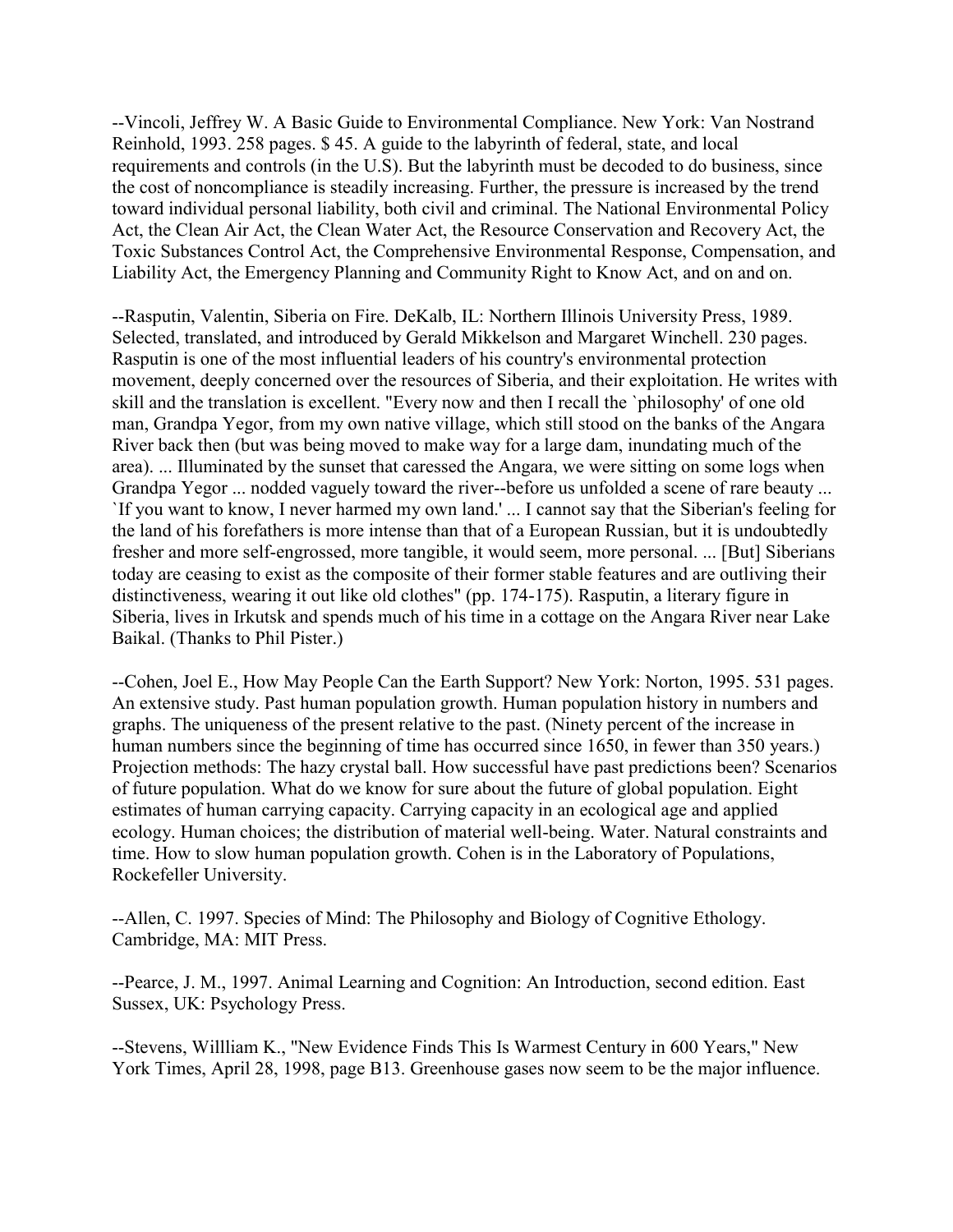--Vincoli, Jeffrey W. A Basic Guide to Environmental Compliance. New York: Van Nostrand Reinhold, 1993. 258 pages. $ 45. A guide to the labyrinth of federal, state, and local requirements and controls (in the U.S). But the labyrinth must be decoded to do business, since the cost of noncompliance is steadily increasing. Further, the pressure is increased by the trend toward individual personal liability, both civil and criminal. The National Environmental Policy Act, the Clean Air Act, the Clean Water Act, the Resource Conservation and Recovery Act, the Toxic Substances Control Act, the Comprehensive Environmental Response, Compensation, and Liability Act, the Emergency Planning and Community Right to Know Act, and on and on.

--Rasputin, Valentin, Siberia on Fire. DeKalb, IL: Northern Illinois University Press, 1989. Selected, translated, and introduced by Gerald Mikkelson and Margaret Winchell. 230 pages. Rasputin is one of the most influential leaders of his country's environmental protection movement, deeply concerned over the resources of Siberia, and their exploitation. He writes with skill and the translation is excellent. "Every now and then I recall the `philosophy' of one old man, Grandpa Yegor, from my own native village, which still stood on the banks of the Angara River back then (but was being moved to make way for a large dam, inundating much of the area). ... Illuminated by the sunset that caressed the Angara, we were sitting on some logs when Grandpa Yegor ... nodded vaguely toward the river--before us unfolded a scene of rare beauty ... `If you want to know, I never harmed my own land.' ... I cannot say that the Siberian's feeling for the land of his forefathers is more intense than that of a European Russian, but it is undoubtedly fresher and more self-engrossed, more tangible, it would seem, more personal. ... [But] Siberians today are ceasing to exist as the composite of their former stable features and are outliving their distinctiveness, wearing it out like old clothes" (pp. 174-175). Rasputin, a literary figure in Siberia, lives in Irkutsk and spends much of his time in a cottage on the Angara River near Lake Baikal. (Thanks to Phil Pister.)

--Cohen, Joel E., How May People Can the Earth Support? New York: Norton, 1995. 531 pages. An extensive study. Past human population growth. Human population history in numbers and graphs. The uniqueness of the present relative to the past. (Ninety percent of the increase in human numbers since the beginning of time has occurred since 1650, in fewer than 350 years.) Projection methods: The hazy crystal ball. How successful have past predictions been? Scenarios of future population. What do we know for sure about the future of global population. Eight estimates of human carrying capacity. Carrying capacity in an ecological age and applied ecology. Human choices; the distribution of material well-being. Water. Natural constraints and time. How to slow human population growth. Cohen is in the Laboratory of Populations, Rockefeller University.

--Allen, C. 1997. Species of Mind: The Philosophy and Biology of Cognitive Ethology. Cambridge, MA: MIT Press.

--Pearce, J. M., 1997. Animal Learning and Cognition: An Introduction, second edition. East Sussex, UK: Psychology Press.

--Stevens, Willliam K., "New Evidence Finds This Is Warmest Century in 600 Years," New York Times, April 28, 1998, page B13. Greenhouse gases now seem to be the major influence.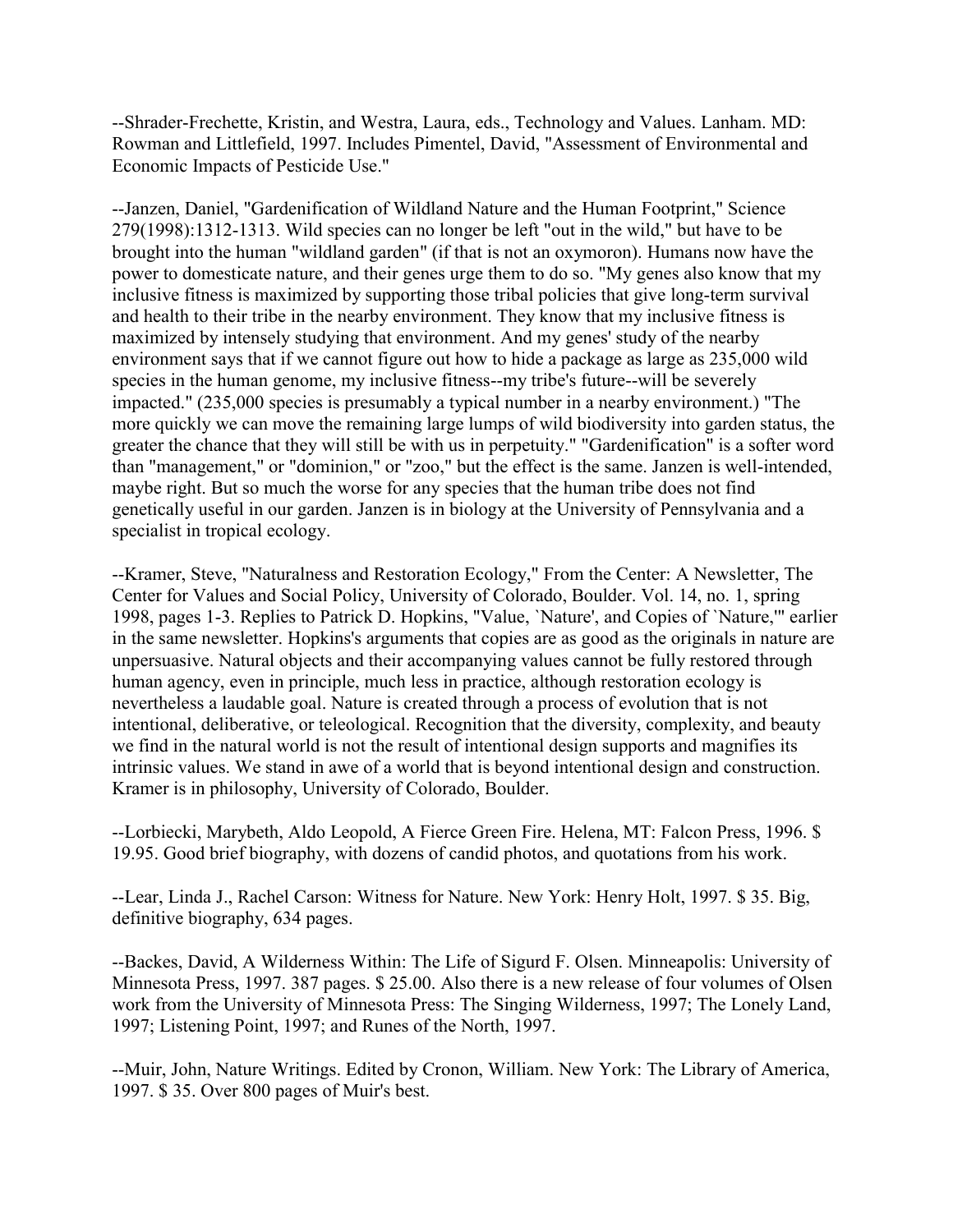--Shrader-Frechette, Kristin, and Westra, Laura, eds., Technology and Values. Lanham. MD: Rowman and Littlefield, 1997. Includes Pimentel, David, "Assessment of Environmental and Economic Impacts of Pesticide Use."

--Janzen, Daniel, "Gardenification of Wildland Nature and the Human Footprint," Science 279(1998):1312-1313. Wild species can no longer be left "out in the wild," but have to be brought into the human "wildland garden" (if that is not an oxymoron). Humans now have the power to domesticate nature, and their genes urge them to do so. "My genes also know that my inclusive fitness is maximized by supporting those tribal policies that give long-term survival and health to their tribe in the nearby environment. They know that my inclusive fitness is maximized by intensely studying that environment. And my genes' study of the nearby environment says that if we cannot figure out how to hide a package as large as 235,000 wild species in the human genome, my inclusive fitness--my tribe's future--will be severely impacted." (235,000 species is presumably a typical number in a nearby environment.) "The more quickly we can move the remaining large lumps of wild biodiversity into garden status, the greater the chance that they will still be with us in perpetuity." "Gardenification" is a softer word than "management," or "dominion," or "zoo," but the effect is the same. Janzen is well-intended, maybe right. But so much the worse for any species that the human tribe does not find genetically useful in our garden. Janzen is in biology at the University of Pennsylvania and a specialist in tropical ecology.

--Kramer, Steve, "Naturalness and Restoration Ecology," From the Center: A Newsletter, The Center for Values and Social Policy, University of Colorado, Boulder. Vol. 14, no. 1, spring 1998, pages 1-3. Replies to Patrick D. Hopkins, "Value, `Nature', and Copies of `Nature,'" earlier in the same newsletter. Hopkins's arguments that copies are as good as the originals in nature are unpersuasive. Natural objects and their accompanying values cannot be fully restored through human agency, even in principle, much less in practice, although restoration ecology is nevertheless a laudable goal. Nature is created through a process of evolution that is not intentional, deliberative, or teleological. Recognition that the diversity, complexity, and beauty we find in the natural world is not the result of intentional design supports and magnifies its intrinsic values. We stand in awe of a world that is beyond intentional design and construction. Kramer is in philosophy, University of Colorado, Boulder.

--Lorbiecki, Marybeth, Aldo Leopold, A Fierce Green Fire. Helena, MT: Falcon Press, 1996. $ 19.95. Good brief biography, with dozens of candid photos, and quotations from his work.

--Lear, Linda J., Rachel Carson: Witness for Nature. New York: Henry Holt, 1997. $ 35. Big, definitive biography, 634 pages.

--Backes, David, A Wilderness Within: The Life of Sigurd F. Olsen. Minneapolis: University of Minnesota Press, 1997. 387 pages. $ 25.00. Also there is a new release of four volumes of Olsen work from the University of Minnesota Press: The Singing Wilderness, 1997; The Lonely Land, 1997; Listening Point, 1997; and Runes of the North, 1997.

--Muir, John, Nature Writings. Edited by Cronon, William. New York: The Library of America, 1997. $ 35. Over 800 pages of Muir's best.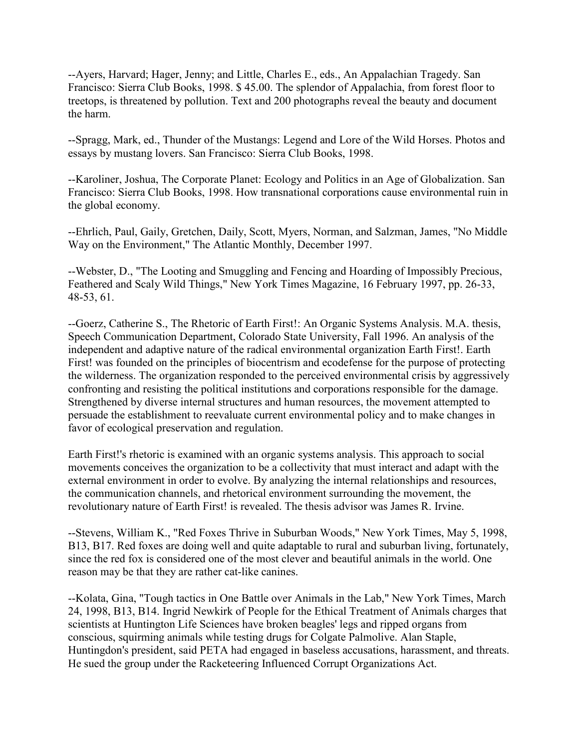--Ayers, Harvard; Hager, Jenny; and Little, Charles E., eds., An Appalachian Tragedy. San Francisco: Sierra Club Books, 1998. $ 45.00. The splendor of Appalachia, from forest floor to treetops, is threatened by pollution. Text and 200 photographs reveal the beauty and document the harm.

--Spragg, Mark, ed., Thunder of the Mustangs: Legend and Lore of the Wild Horses. Photos and essays by mustang lovers. San Francisco: Sierra Club Books, 1998.

--Karoliner, Joshua, The Corporate Planet: Ecology and Politics in an Age of Globalization. San Francisco: Sierra Club Books, 1998. How transnational corporations cause environmental ruin in the global economy.

--Ehrlich, Paul, Gaily, Gretchen, Daily, Scott, Myers, Norman, and Salzman, James, "No Middle Way on the Environment," The Atlantic Monthly, December 1997.

--Webster, D., "The Looting and Smuggling and Fencing and Hoarding of Impossibly Precious, Feathered and Scaly Wild Things," New York Times Magazine, 16 February 1997, pp. 26-33, 48-53, 61.

--Goerz, Catherine S., The Rhetoric of Earth First!: An Organic Systems Analysis. M.A. thesis, Speech Communication Department, Colorado State University, Fall 1996. An analysis of the independent and adaptive nature of the radical environmental organization Earth First!. Earth First! was founded on the principles of biocentrism and ecodefense for the purpose of protecting the wilderness. The organization responded to the perceived environmental crisis by aggressively confronting and resisting the political institutions and corporations responsible for the damage. Strengthened by diverse internal structures and human resources, the movement attempted to persuade the establishment to reevaluate current environmental policy and to make changes in favor of ecological preservation and regulation.

Earth First!'s rhetoric is examined with an organic systems analysis. This approach to social movements conceives the organization to be a collectivity that must interact and adapt with the external environment in order to evolve. By analyzing the internal relationships and resources, the communication channels, and rhetorical environment surrounding the movement, the revolutionary nature of Earth First! is revealed. The thesis advisor was James R. Irvine.

--Stevens, William K., "Red Foxes Thrive in Suburban Woods," New York Times, May 5, 1998, B13, B17. Red foxes are doing well and quite adaptable to rural and suburban living, fortunately, since the red fox is considered one of the most clever and beautiful animals in the world. One reason may be that they are rather cat-like canines.

--Kolata, Gina, "Tough tactics in One Battle over Animals in the Lab," New York Times, March 24, 1998, B13, B14. Ingrid Newkirk of People for the Ethical Treatment of Animals charges that scientists at Huntington Life Sciences have broken beagles' legs and ripped organs from conscious, squirming animals while testing drugs for Colgate Palmolive. Alan Staple, Huntingdon's president, said PETA had engaged in baseless accusations, harassment, and threats. He sued the group under the Racketeering Influenced Corrupt Organizations Act.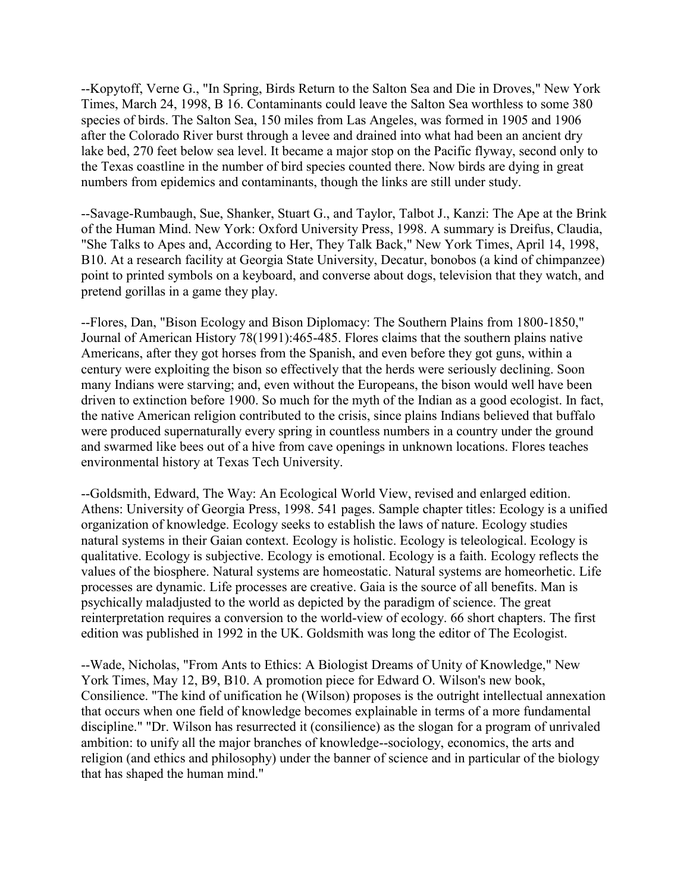--Kopytoff, Verne G., "In Spring, Birds Return to the Salton Sea and Die in Droves," New York Times, March 24, 1998, B 16. Contaminants could leave the Salton Sea worthless to some 380 species of birds. The Salton Sea, 150 miles from Las Angeles, was formed in 1905 and 1906 after the Colorado River burst through a levee and drained into what had been an ancient dry lake bed, 270 feet below sea level. It became a major stop on the Pacific flyway, second only to the Texas coastline in the number of bird species counted there. Now birds are dying in great numbers from epidemics and contaminants, though the links are still under study.

--Savage-Rumbaugh, Sue, Shanker, Stuart G., and Taylor, Talbot J., Kanzi: The Ape at the Brink of the Human Mind. New York: Oxford University Press, 1998. A summary is Dreifus, Claudia, "She Talks to Apes and, According to Her, They Talk Back," New York Times, April 14, 1998, B10. At a research facility at Georgia State University, Decatur, bonobos (a kind of chimpanzee) point to printed symbols on a keyboard, and converse about dogs, television that they watch, and pretend gorillas in a game they play.

--Flores, Dan, "Bison Ecology and Bison Diplomacy: The Southern Plains from 1800-1850," Journal of American History 78(1991):465-485. Flores claims that the southern plains native Americans, after they got horses from the Spanish, and even before they got guns, within a century were exploiting the bison so effectively that the herds were seriously declining. Soon many Indians were starving; and, even without the Europeans, the bison would well have been driven to extinction before 1900. So much for the myth of the Indian as a good ecologist. In fact, the native American religion contributed to the crisis, since plains Indians believed that buffalo were produced supernaturally every spring in countless numbers in a country under the ground and swarmed like bees out of a hive from cave openings in unknown locations. Flores teaches environmental history at Texas Tech University.

--Goldsmith, Edward, The Way: An Ecological World View, revised and enlarged edition. Athens: University of Georgia Press, 1998. 541 pages. Sample chapter titles: Ecology is a unified organization of knowledge. Ecology seeks to establish the laws of nature. Ecology studies natural systems in their Gaian context. Ecology is holistic. Ecology is teleological. Ecology is qualitative. Ecology is subjective. Ecology is emotional. Ecology is a faith. Ecology reflects the values of the biosphere. Natural systems are homeostatic. Natural systems are homeorhetic. Life processes are dynamic. Life processes are creative. Gaia is the source of all benefits. Man is psychically maladjusted to the world as depicted by the paradigm of science. The great reinterpretation requires a conversion to the world-view of ecology. 66 short chapters. The first edition was published in 1992 in the UK. Goldsmith was long the editor of The Ecologist.

--Wade, Nicholas, "From Ants to Ethics: A Biologist Dreams of Unity of Knowledge," New York Times, May 12, B9, B10. A promotion piece for Edward O. Wilson's new book, Consilience. "The kind of unification he (Wilson) proposes is the outright intellectual annexation that occurs when one field of knowledge becomes explainable in terms of a more fundamental discipline." "Dr. Wilson has resurrected it (consilience) as the slogan for a program of unrivaled ambition: to unify all the major branches of knowledge--sociology, economics, the arts and religion (and ethics and philosophy) under the banner of science and in particular of the biology that has shaped the human mind."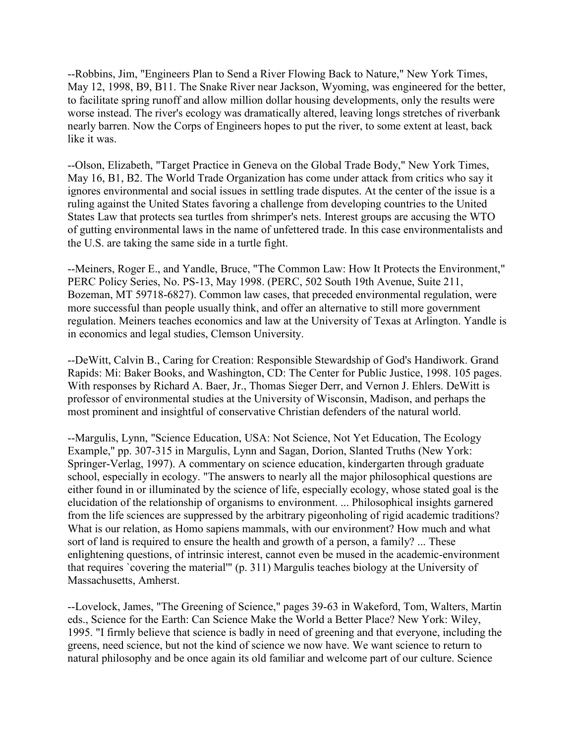--Robbins, Jim, "Engineers Plan to Send a River Flowing Back to Nature," New York Times, May 12, 1998, B9, B11. The Snake River near Jackson, Wyoming, was engineered for the better, to facilitate spring runoff and allow million dollar housing developments, only the results were worse instead. The river's ecology was dramatically altered, leaving longs stretches of riverbank nearly barren. Now the Corps of Engineers hopes to put the river, to some extent at least, back like it was.

--Olson, Elizabeth, "Target Practice in Geneva on the Global Trade Body," New York Times, May 16, B1, B2. The World Trade Organization has come under attack from critics who say it ignores environmental and social issues in settling trade disputes. At the center of the issue is a ruling against the United States favoring a challenge from developing countries to the United States Law that protects sea turtles from shrimper's nets. Interest groups are accusing the WTO of gutting environmental laws in the name of unfettered trade. In this case environmentalists and the U.S. are taking the same side in a turtle fight.

--Meiners, Roger E., and Yandle, Bruce, "The Common Law: How It Protects the Environment," PERC Policy Series, No. PS-13, May 1998. (PERC, 502 South 19th Avenue, Suite 211, Bozeman, MT 59718-6827). Common law cases, that preceded environmental regulation, were more successful than people usually think, and offer an alternative to still more government regulation. Meiners teaches economics and law at the University of Texas at Arlington. Yandle is in economics and legal studies, Clemson University.

--DeWitt, Calvin B., Caring for Creation: Responsible Stewardship of God's Handiwork. Grand Rapids: Mi: Baker Books, and Washington, CD: The Center for Public Justice, 1998. 105 pages. With responses by Richard A. Baer, Jr., Thomas Sieger Derr, and Vernon J. Ehlers. DeWitt is professor of environmental studies at the University of Wisconsin, Madison, and perhaps the most prominent and insightful of conservative Christian defenders of the natural world.

--Margulis, Lynn, "Science Education, USA: Not Science, Not Yet Education, The Ecology Example," pp. 307-315 in Margulis, Lynn and Sagan, Dorion, Slanted Truths (New York: Springer-Verlag, 1997). A commentary on science education, kindergarten through graduate school, especially in ecology. "The answers to nearly all the major philosophical questions are either found in or illuminated by the science of life, especially ecology, whose stated goal is the elucidation of the relationship of organisms to environment. ... Philosophical insights garnered from the life sciences are suppressed by the arbitrary pigeonholing of rigid academic traditions? What is our relation, as Homo sapiens mammals, with our environment? How much and what sort of land is required to ensure the health and growth of a person, a family? ... These enlightening questions, of intrinsic interest, cannot even be mused in the academic-environment that requires `covering the material'" (p. 311) Margulis teaches biology at the University of Massachusetts, Amherst.

--Lovelock, James, "The Greening of Science," pages 39-63 in Wakeford, Tom, Walters, Martin eds., Science for the Earth: Can Science Make the World a Better Place? New York: Wiley, 1995. "I firmly believe that science is badly in need of greening and that everyone, including the greens, need science, but not the kind of science we now have. We want science to return to natural philosophy and be once again its old familiar and welcome part of our culture. Science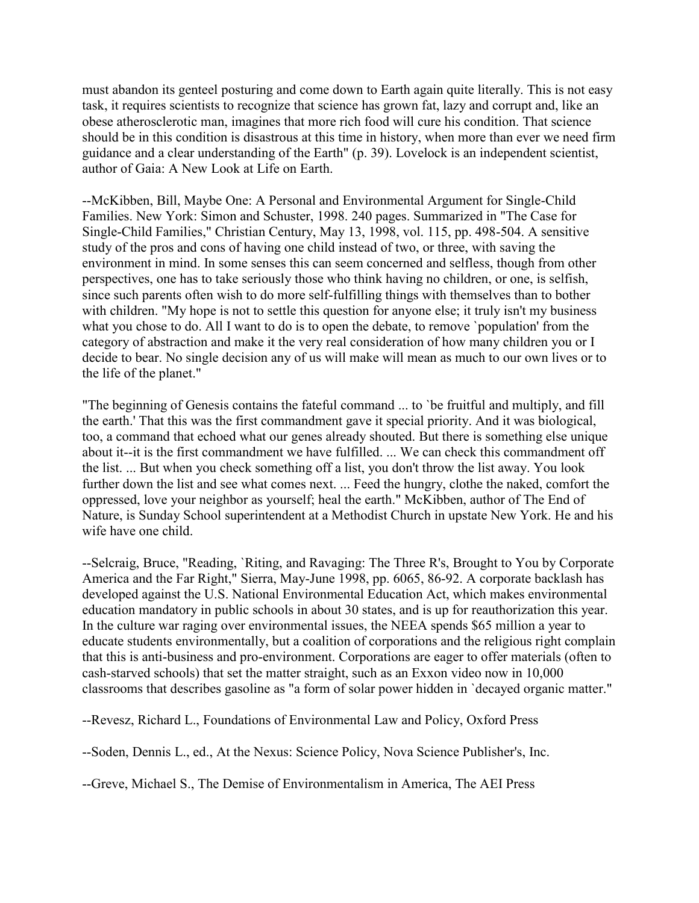must abandon its genteel posturing and come down to Earth again quite literally. This is not easy task, it requires scientists to recognize that science has grown fat, lazy and corrupt and, like an obese atherosclerotic man, imagines that more rich food will cure his condition. That science should be in this condition is disastrous at this time in history, when more than ever we need firm guidance and a clear understanding of the Earth" (p. 39). Lovelock is an independent scientist, author of Gaia: A New Look at Life on Earth.

--McKibben, Bill, Maybe One: A Personal and Environmental Argument for Single-Child Families. New York: Simon and Schuster, 1998. 240 pages. Summarized in "The Case for Single-Child Families," Christian Century, May 13, 1998, vol. 115, pp. 498-504. A sensitive study of the pros and cons of having one child instead of two, or three, with saving the environment in mind. In some senses this can seem concerned and selfless, though from other perspectives, one has to take seriously those who think having no children, or one, is selfish, since such parents often wish to do more self-fulfilling things with themselves than to bother with children. "My hope is not to settle this question for anyone else; it truly isn't my business what you chose to do. All I want to do is to open the debate, to remove `population' from the category of abstraction and make it the very real consideration of how many children you or I decide to bear. No single decision any of us will make will mean as much to our own lives or to the life of the planet."

"The beginning of Genesis contains the fateful command ... to `be fruitful and multiply, and fill the earth.' That this was the first commandment gave it special priority. And it was biological, too, a command that echoed what our genes already shouted. But there is something else unique about it--it is the first commandment we have fulfilled. ... We can check this commandment off the list. ... But when you check something off a list, you don't throw the list away. You look further down the list and see what comes next. ... Feed the hungry, clothe the naked, comfort the oppressed, love your neighbor as yourself; heal the earth." McKibben, author of The End of Nature, is Sunday School superintendent at a Methodist Church in upstate New York. He and his wife have one child.

--Selcraig, Bruce, "Reading, `Riting, and Ravaging: The Three R's, Brought to You by Corporate America and the Far Right," Sierra, May-June 1998, pp. 6065, 86-92. A corporate backlash has developed against the U.S. National Environmental Education Act, which makes environmental education mandatory in public schools in about 30 states, and is up for reauthorization this year. In the culture war raging over environmental issues, the NEEA spends $65 million a year to educate students environmentally, but a coalition of corporations and the religious right complain that this is anti-business and pro-environment. Corporations are eager to offer materials (often to cash-starved schools) that set the matter straight, such as an Exxon video now in 10,000 classrooms that describes gasoline as "a form of solar power hidden in `decayed organic matter."

--Revesz, Richard L., Foundations of Environmental Law and Policy, Oxford Press

--Soden, Dennis L., ed., At the Nexus: Science Policy, Nova Science Publisher's, Inc.

--Greve, Michael S., The Demise of Environmentalism in America, The AEI Press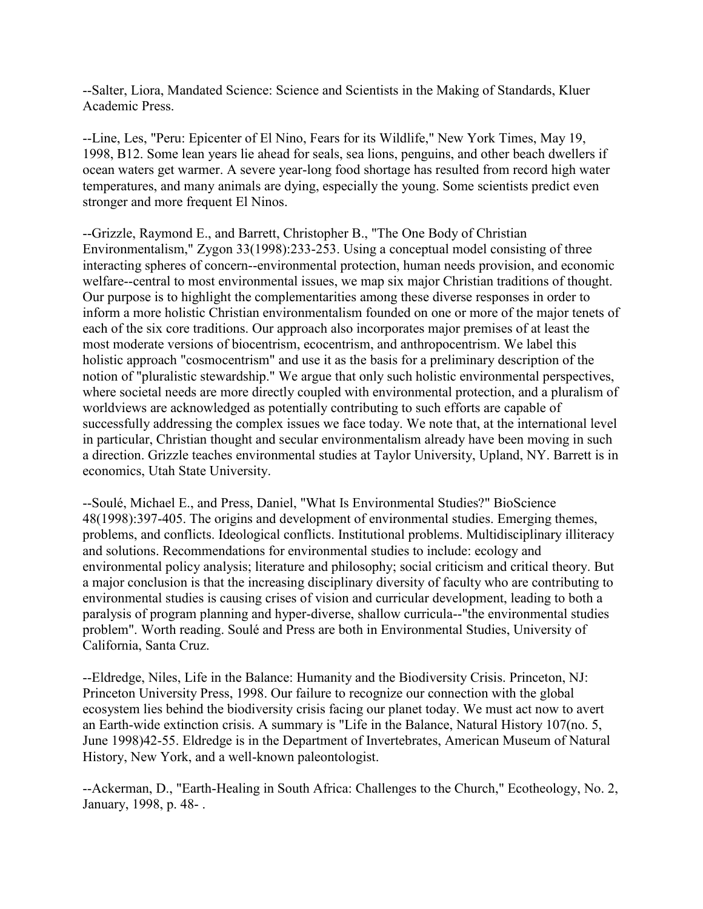--Salter, Liora, Mandated Science: Science and Scientists in the Making of Standards, Kluer Academic Press.

--Line, Les, "Peru: Epicenter of El Nino, Fears for its Wildlife," New York Times, May 19, 1998, B12. Some lean years lie ahead for seals, sea lions, penguins, and other beach dwellers if ocean waters get warmer. A severe year-long food shortage has resulted from record high water temperatures, and many animals are dying, especially the young. Some scientists predict even stronger and more frequent El Ninos.

--Grizzle, Raymond E., and Barrett, Christopher B., "The One Body of Christian Environmentalism," Zygon 33(1998):233-253. Using a conceptual model consisting of three interacting spheres of concern--environmental protection, human needs provision, and economic welfare--central to most environmental issues, we map six major Christian traditions of thought. Our purpose is to highlight the complementarities among these diverse responses in order to inform a more holistic Christian environmentalism founded on one or more of the major tenets of each of the six core traditions. Our approach also incorporates major premises of at least the most moderate versions of biocentrism, ecocentrism, and anthropocentrism. We label this holistic approach "cosmocentrism" and use it as the basis for a preliminary description of the notion of "pluralistic stewardship." We argue that only such holistic environmental perspectives, where societal needs are more directly coupled with environmental protection, and a pluralism of worldviews are acknowledged as potentially contributing to such efforts are capable of successfully addressing the complex issues we face today. We note that, at the international level in particular, Christian thought and secular environmentalism already have been moving in such a direction. Grizzle teaches environmental studies at Taylor University, Upland, NY. Barrett is in economics, Utah State University.

--Soulé, Michael E., and Press, Daniel, "What Is Environmental Studies?" BioScience 48(1998):397-405. The origins and development of environmental studies. Emerging themes, problems, and conflicts. Ideological conflicts. Institutional problems. Multidisciplinary illiteracy and solutions. Recommendations for environmental studies to include: ecology and environmental policy analysis; literature and philosophy; social criticism and critical theory. But a major conclusion is that the increasing disciplinary diversity of faculty who are contributing to environmental studies is causing crises of vision and curricular development, leading to both a paralysis of program planning and hyper-diverse, shallow curricula--"the environmental studies problem". Worth reading. Soulé and Press are both in Environmental Studies, University of California, Santa Cruz.

--Eldredge, Niles, Life in the Balance: Humanity and the Biodiversity Crisis. Princeton, NJ: Princeton University Press, 1998. Our failure to recognize our connection with the global ecosystem lies behind the biodiversity crisis facing our planet today. We must act now to avert an Earth-wide extinction crisis. A summary is "Life in the Balance, Natural History 107(no. 5, June 1998)42-55. Eldredge is in the Department of Invertebrates, American Museum of Natural History, New York, and a well-known paleontologist.

--Ackerman, D., "Earth-Healing in South Africa: Challenges to the Church," Ecotheology, No. 2, January, 1998, p. 48- .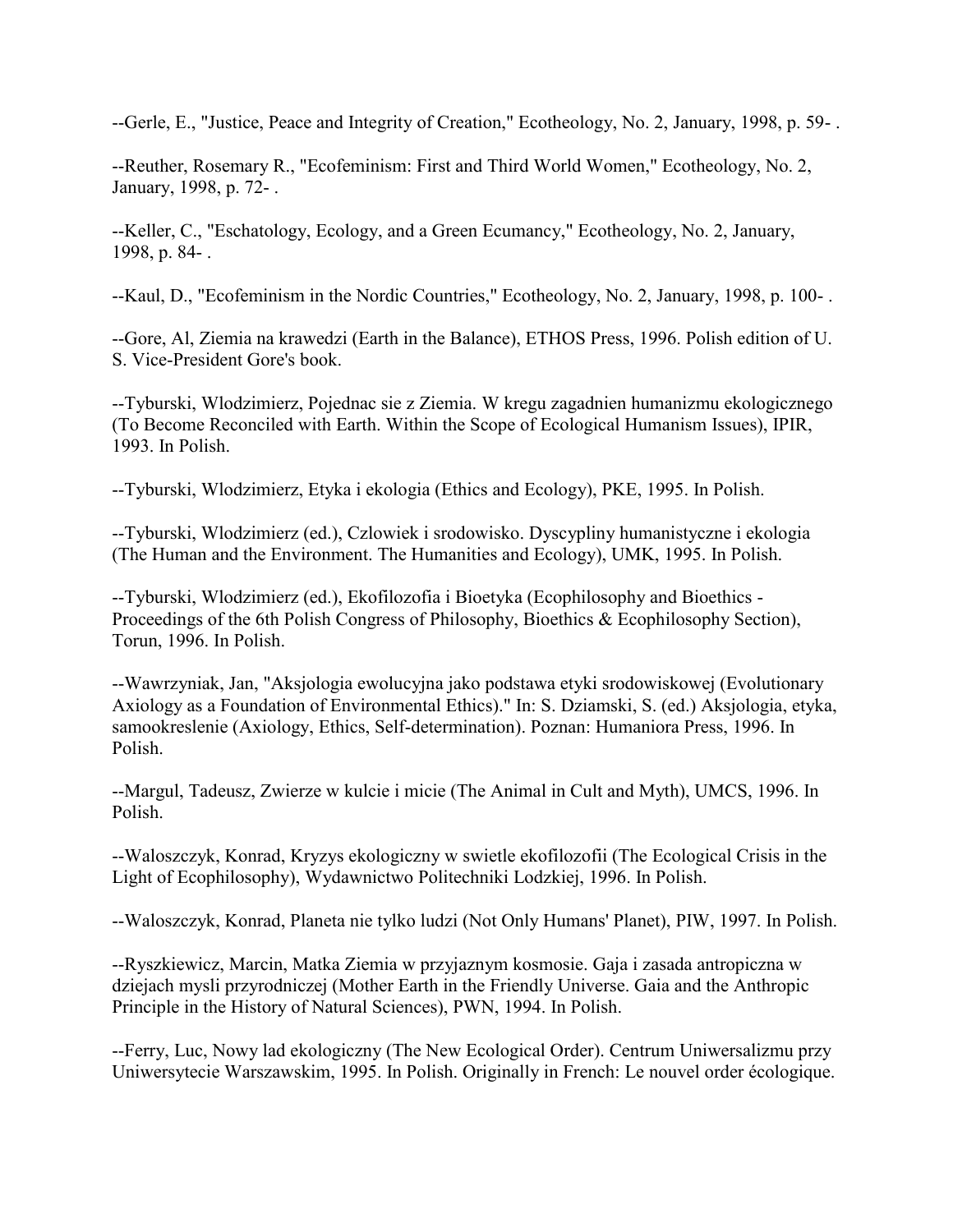--Gerle, E., "Justice, Peace and Integrity of Creation," Ecotheology, No. 2, January, 1998, p. 59- .

--Reuther, Rosemary R., "Ecofeminism: First and Third World Women," Ecotheology, No. 2, January, 1998, p. 72- .

--Keller, C., "Eschatology, Ecology, and a Green Ecumancy," Ecotheology, No. 2, January, 1998, p. 84- .

--Kaul, D., "Ecofeminism in the Nordic Countries," Ecotheology, No. 2, January, 1998, p. 100- .

--Gore, Al, Ziemia na krawedzi (Earth in the Balance), ETHOS Press, 1996. Polish edition of U. S. Vice-President Gore's book.

--Tyburski, Wlodzimierz, Pojednac sie z Ziemia. W kregu zagadnien humanizmu ekologicznego (To Become Reconciled with Earth. Within the Scope of Ecological Humanism Issues), IPIR, 1993. In Polish.

--Tyburski, Wlodzimierz, Etyka i ekologia (Ethics and Ecology), PKE, 1995. In Polish.

--Tyburski, Wlodzimierz (ed.), Czlowiek i srodowisko. Dyscypliny humanistyczne i ekologia (The Human and the Environment. The Humanities and Ecology), UMK, 1995. In Polish.

--Tyburski, Wlodzimierz (ed.), Ekofilozofia i Bioetyka (Ecophilosophy and Bioethics - Proceedings of the 6th Polish Congress of Philosophy, Bioethics & Ecophilosophy Section), Torun, 1996. In Polish.

--Wawrzyniak, Jan, "Aksjologia ewolucyjna jako podstawa etyki srodowiskowej (Evolutionary Axiology as a Foundation of Environmental Ethics)." In: S. Dziamski, S. (ed.) Aksjologia, etyka, samookreslenie (Axiology, Ethics, Self-determination). Poznan: Humaniora Press, 1996. In Polish.

--Margul, Tadeusz, Zwierze w kulcie i micie (The Animal in Cult and Myth), UMCS, 1996. In Polish.

--Waloszczyk, Konrad, Kryzys ekologiczny w swietle ekofilozofii (The Ecological Crisis in the Light of Ecophilosophy), Wydawnictwo Politechniki Lodzkiej, 1996. In Polish.

--Waloszczyk, Konrad, Planeta nie tylko ludzi (Not Only Humans' Planet), PIW, 1997. In Polish.

--Ryszkiewicz, Marcin, Matka Ziemia w przyjaznym kosmosie. Gaja i zasada antropiczna w dziejach mysli przyrodniczej (Mother Earth in the Friendly Universe. Gaia and the Anthropic Principle in the History of Natural Sciences), PWN, 1994. In Polish.

--Ferry, Luc, Nowy lad ekologiczny (The New Ecological Order). Centrum Uniwersalizmu przy Uniwersytecie Warszawskim, 1995. In Polish. Originally in French: Le nouvel order écologique.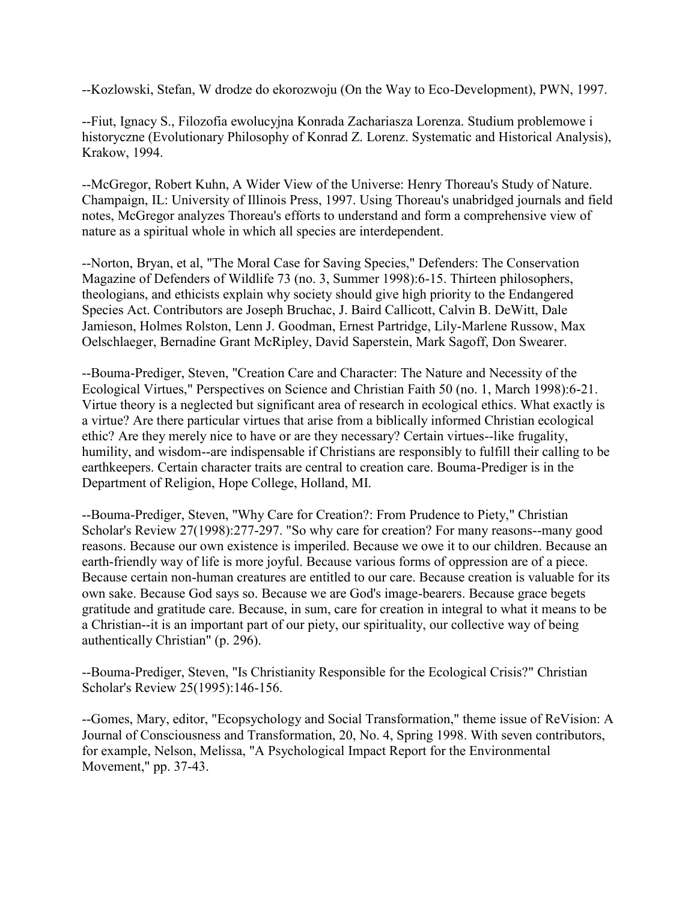--Kozlowski, Stefan, W drodze do ekorozwoju (On the Way to Eco-Development), PWN, 1997.

--Fiut, Ignacy S., Filozofia ewolucyjna Konrada Zachariasza Lorenza. Studium problemowe i historyczne (Evolutionary Philosophy of Konrad Z. Lorenz. Systematic and Historical Analysis), Krakow, 1994.

--McGregor, Robert Kuhn, A Wider View of the Universe: Henry Thoreau's Study of Nature. Champaign, IL: University of Illinois Press, 1997. Using Thoreau's unabridged journals and field notes, McGregor analyzes Thoreau's efforts to understand and form a comprehensive view of nature as a spiritual whole in which all species are interdependent.

--Norton, Bryan, et al, "The Moral Case for Saving Species," Defenders: The Conservation Magazine of Defenders of Wildlife 73 (no. 3, Summer 1998):6-15. Thirteen philosophers, theologians, and ethicists explain why society should give high priority to the Endangered Species Act. Contributors are Joseph Bruchac, J. Baird Callicott, Calvin B. DeWitt, Dale Jamieson, Holmes Rolston, Lenn J. Goodman, Ernest Partridge, Lily-Marlene Russow, Max Oelschlaeger, Bernadine Grant McRipley, David Saperstein, Mark Sagoff, Don Swearer.

--Bouma-Prediger, Steven, "Creation Care and Character: The Nature and Necessity of the Ecological Virtues," Perspectives on Science and Christian Faith 50 (no. 1, March 1998):6-21. Virtue theory is a neglected but significant area of research in ecological ethics. What exactly is a virtue? Are there particular virtues that arise from a biblically informed Christian ecological ethic? Are they merely nice to have or are they necessary? Certain virtues--like frugality, humility, and wisdom--are indispensable if Christians are responsibly to fulfill their calling to be earthkeepers. Certain character traits are central to creation care. Bouma-Prediger is in the Department of Religion, Hope College, Holland, MI.

--Bouma-Prediger, Steven, "Why Care for Creation?: From Prudence to Piety," Christian Scholar's Review 27(1998):277-297. "So why care for creation? For many reasons--many good reasons. Because our own existence is imperiled. Because we owe it to our children. Because an earth-friendly way of life is more joyful. Because various forms of oppression are of a piece. Because certain non-human creatures are entitled to our care. Because creation is valuable for its own sake. Because God says so. Because we are God's image-bearers. Because grace begets gratitude and gratitude care. Because, in sum, care for creation in integral to what it means to be a Christian--it is an important part of our piety, our spirituality, our collective way of being authentically Christian" (p. 296).

--Bouma-Prediger, Steven, "Is Christianity Responsible for the Ecological Crisis?" Christian Scholar's Review 25(1995):146-156.

--Gomes, Mary, editor, "Ecopsychology and Social Transformation," theme issue of ReVision: A Journal of Consciousness and Transformation, 20, No. 4, Spring 1998. With seven contributors, for example, Nelson, Melissa, "A Psychological Impact Report for the Environmental Movement," pp. 37-43.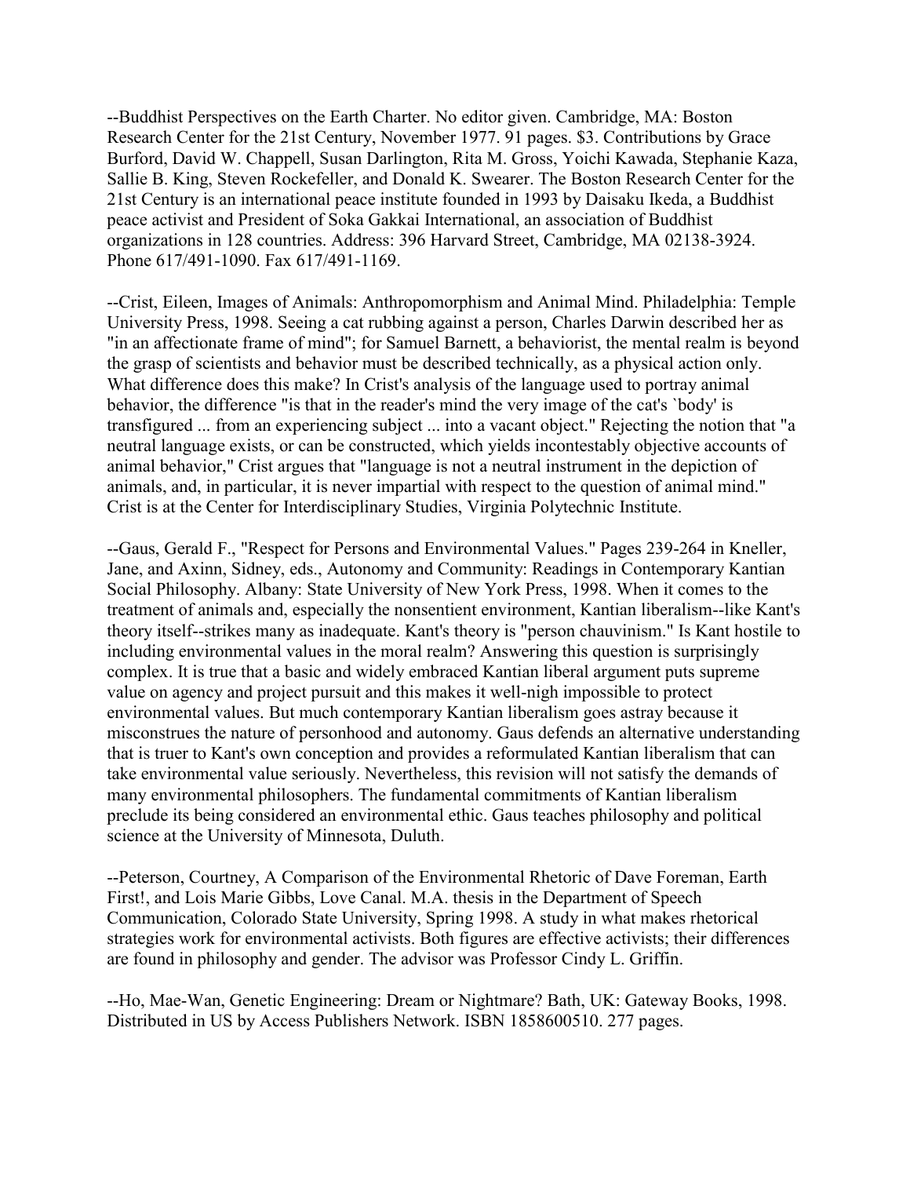--Buddhist Perspectives on the Earth Charter. No editor given. Cambridge, MA: Boston Research Center for the 21st Century, November 1977. 91 pages. $3. Contributions by Grace Burford, David W. Chappell, Susan Darlington, Rita M. Gross, Yoichi Kawada, Stephanie Kaza, Sallie B. King, Steven Rockefeller, and Donald K. Swearer. The Boston Research Center for the 21st Century is an international peace institute founded in 1993 by Daisaku Ikeda, a Buddhist peace activist and President of Soka Gakkai International, an association of Buddhist organizations in 128 countries. Address: 396 Harvard Street, Cambridge, MA 02138-3924. Phone 617/491-1090. Fax 617/491-1169.

--Crist, Eileen, Images of Animals: Anthropomorphism and Animal Mind. Philadelphia: Temple University Press, 1998. Seeing a cat rubbing against a person, Charles Darwin described her as "in an affectionate frame of mind"; for Samuel Barnett, a behaviorist, the mental realm is beyond the grasp of scientists and behavior must be described technically, as a physical action only. What difference does this make? In Crist's analysis of the language used to portray animal behavior, the difference "is that in the reader's mind the very image of the cat's `body' is transfigured ... from an experiencing subject ... into a vacant object." Rejecting the notion that "a neutral language exists, or can be constructed, which yields incontestably objective accounts of animal behavior," Crist argues that "language is not a neutral instrument in the depiction of animals, and, in particular, it is never impartial with respect to the question of animal mind." Crist is at the Center for Interdisciplinary Studies, Virginia Polytechnic Institute.

--Gaus, Gerald F., "Respect for Persons and Environmental Values." Pages 239-264 in Kneller, Jane, and Axinn, Sidney, eds., Autonomy and Community: Readings in Contemporary Kantian Social Philosophy. Albany: State University of New York Press, 1998. When it comes to the treatment of animals and, especially the nonsentient environment, Kantian liberalism--like Kant's theory itself--strikes many as inadequate. Kant's theory is "person chauvinism." Is Kant hostile to including environmental values in the moral realm? Answering this question is surprisingly complex. It is true that a basic and widely embraced Kantian liberal argument puts supreme value on agency and project pursuit and this makes it well-nigh impossible to protect environmental values. But much contemporary Kantian liberalism goes astray because it misconstrues the nature of personhood and autonomy. Gaus defends an alternative understanding that is truer to Kant's own conception and provides a reformulated Kantian liberalism that can take environmental value seriously. Nevertheless, this revision will not satisfy the demands of many environmental philosophers. The fundamental commitments of Kantian liberalism preclude its being considered an environmental ethic. Gaus teaches philosophy and political science at the University of Minnesota, Duluth.

--Peterson, Courtney, A Comparison of the Environmental Rhetoric of Dave Foreman, Earth First!, and Lois Marie Gibbs, Love Canal. M.A. thesis in the Department of Speech Communication, Colorado State University, Spring 1998. A study in what makes rhetorical strategies work for environmental activists. Both figures are effective activists; their differences are found in philosophy and gender. The advisor was Professor Cindy L. Griffin.

--Ho, Mae-Wan, Genetic Engineering: Dream or Nightmare? Bath, UK: Gateway Books, 1998. Distributed in US by Access Publishers Network. ISBN 1858600510. 277 pages.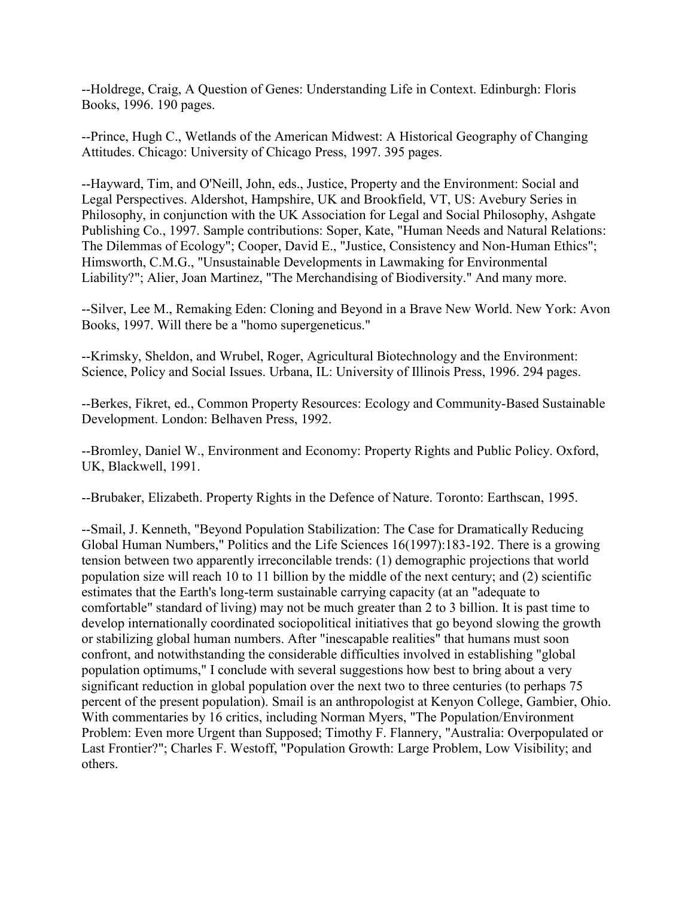--Holdrege, Craig, A Question of Genes: Understanding Life in Context. Edinburgh: Floris Books, 1996. 190 pages.

--Prince, Hugh C., Wetlands of the American Midwest: A Historical Geography of Changing Attitudes. Chicago: University of Chicago Press, 1997. 395 pages.

--Hayward, Tim, and O'Neill, John, eds., Justice, Property and the Environment: Social and Legal Perspectives. Aldershot, Hampshire, UK and Brookfield, VT, US: Avebury Series in Philosophy, in conjunction with the UK Association for Legal and Social Philosophy, Ashgate Publishing Co., 1997. Sample contributions: Soper, Kate, "Human Needs and Natural Relations: The Dilemmas of Ecology"; Cooper, David E., "Justice, Consistency and Non-Human Ethics"; Himsworth, C.M.G., "Unsustainable Developments in Lawmaking for Environmental Liability?"; Alier, Joan Martinez, "The Merchandising of Biodiversity." And many more.

--Silver, Lee M., Remaking Eden: Cloning and Beyond in a Brave New World. New York: Avon Books, 1997. Will there be a "homo supergeneticus."

--Krimsky, Sheldon, and Wrubel, Roger, Agricultural Biotechnology and the Environment: Science, Policy and Social Issues. Urbana, IL: University of Illinois Press, 1996. 294 pages.

--Berkes, Fikret, ed., Common Property Resources: Ecology and Community-Based Sustainable Development. London: Belhaven Press, 1992.

--Bromley, Daniel W., Environment and Economy: Property Rights and Public Policy. Oxford, UK, Blackwell, 1991.

--Brubaker, Elizabeth. Property Rights in the Defence of Nature. Toronto: Earthscan, 1995.

--Smail, J. Kenneth, "Beyond Population Stabilization: The Case for Dramatically Reducing Global Human Numbers," Politics and the Life Sciences 16(1997):183-192. There is a growing tension between two apparently irreconcilable trends: (1) demographic projections that world population size will reach 10 to 11 billion by the middle of the next century; and (2) scientific estimates that the Earth's long-term sustainable carrying capacity (at an "adequate to comfortable" standard of living) may not be much greater than 2 to 3 billion. It is past time to develop internationally coordinated sociopolitical initiatives that go beyond slowing the growth or stabilizing global human numbers. After "inescapable realities" that humans must soon confront, and notwithstanding the considerable difficulties involved in establishing "global population optimums," I conclude with several suggestions how best to bring about a very significant reduction in global population over the next two to three centuries (to perhaps 75 percent of the present population). Smail is an anthropologist at Kenyon College, Gambier, Ohio. With commentaries by 16 critics, including Norman Myers, "The Population/Environment Problem: Even more Urgent than Supposed; Timothy F. Flannery, "Australia: Overpopulated or Last Frontier?"; Charles F. Westoff, "Population Growth: Large Problem, Low Visibility; and others.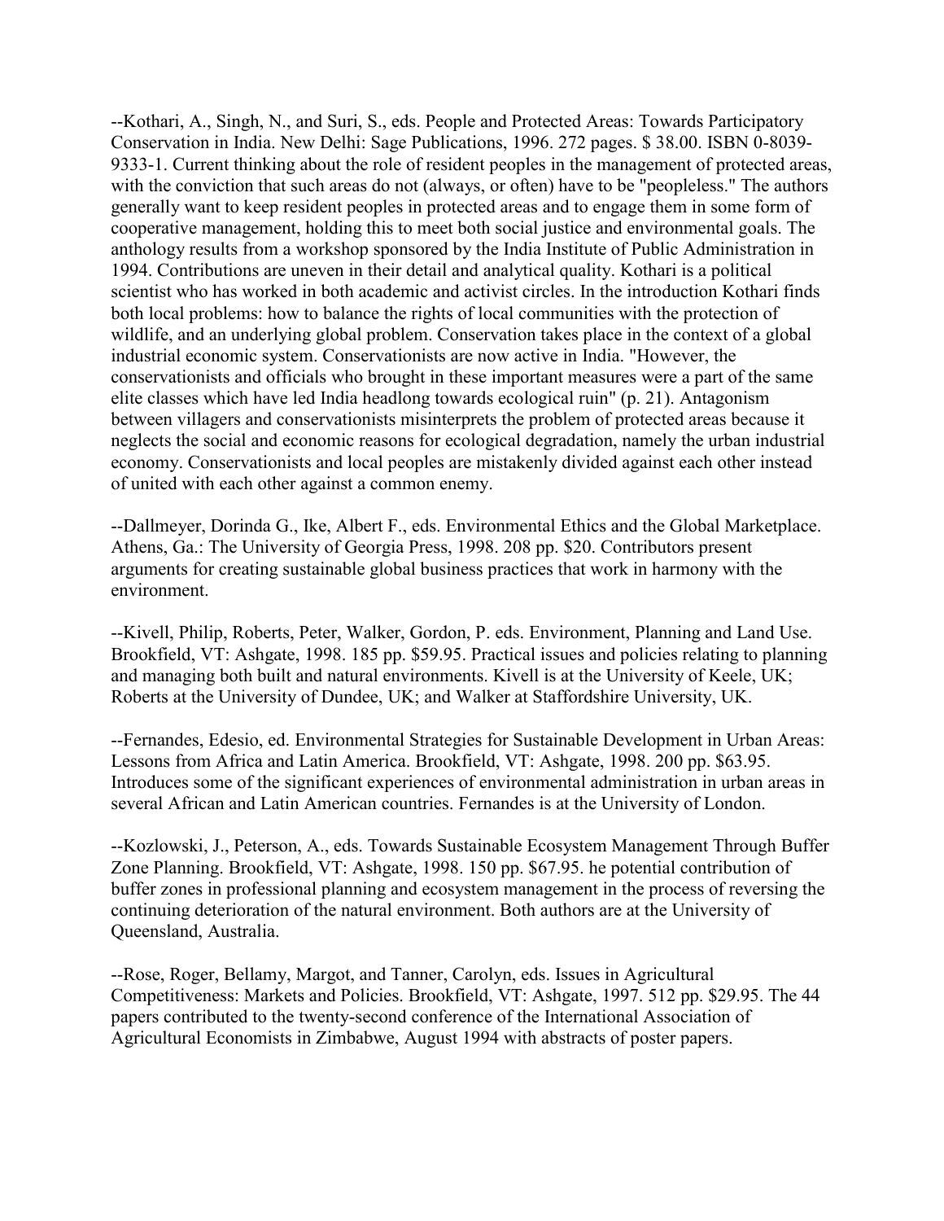--Kothari, A., Singh, N., and Suri, S., eds. People and Protected Areas: Towards Participatory Conservation in India. New Delhi: Sage Publications, 1996. 272 pages. $ 38.00. ISBN 0-8039-9333-1. Current thinking about the role of resident peoples in the management of protected areas, with the conviction that such areas do not (always, or often) have to be "peopleless." The authors generally want to keep resident peoples in protected areas and to engage them in some form of cooperative management, holding this to meet both social justice and environmental goals. The anthology results from a workshop sponsored by the India Institute of Public Administration in 1994. Contributions are uneven in their detail and analytical quality. Kothari is a political scientist who has worked in both academic and activist circles. In the introduction Kothari finds both local problems: how to balance the rights of local communities with the protection of wildlife, and an underlying global problem. Conservation takes place in the context of a global industrial economic system. Conservationists are now active in India. "However, the conservationists and officials who brought in these important measures were a part of the same elite classes which have led India headlong towards ecological ruin" (p. 21). Antagonism between villagers and conservationists misinterprets the problem of protected areas because it neglects the social and economic reasons for ecological degradation, namely the urban industrial economy. Conservationists and local peoples are mistakenly divided against each other instead of united with each other against a common enemy.

--Dallmeyer, Dorinda G., Ike, Albert F., eds. Environmental Ethics and the Global Marketplace. Athens, Ga.: The University of Georgia Press, 1998. 208 pp. $20. Contributors present arguments for creating sustainable global business practices that work in harmony with the environment.

--Kivell, Philip, Roberts, Peter, Walker, Gordon, P. eds. Environment, Planning and Land Use. Brookfield, VT: Ashgate, 1998. 185 pp. $59.95. Practical issues and policies relating to planning and managing both built and natural environments. Kivell is at the University of Keele, UK; Roberts at the University of Dundee, UK; and Walker at Staffordshire University, UK.

--Fernandes, Edesio, ed. Environmental Strategies for Sustainable Development in Urban Areas: Lessons from Africa and Latin America. Brookfield, VT: Ashgate, 1998. 200 pp. $63.95. Introduces some of the significant experiences of environmental administration in urban areas in several African and Latin American countries. Fernandes is at the University of London.

--Kozlowski, J., Peterson, A., eds. Towards Sustainable Ecosystem Management Through Buffer Zone Planning. Brookfield, VT: Ashgate, 1998. 150 pp. $67.95. he potential contribution of buffer zones in professional planning and ecosystem management in the process of reversing the continuing deterioration of the natural environment. Both authors are at the University of Queensland, Australia.

--Rose, Roger, Bellamy, Margot, and Tanner, Carolyn, eds. Issues in Agricultural Competitiveness: Markets and Policies. Brookfield, VT: Ashgate, 1997. 512 pp. $29.95. The 44 papers contributed to the twenty-second conference of the International Association of Agricultural Economists in Zimbabwe, August 1994 with abstracts of poster papers.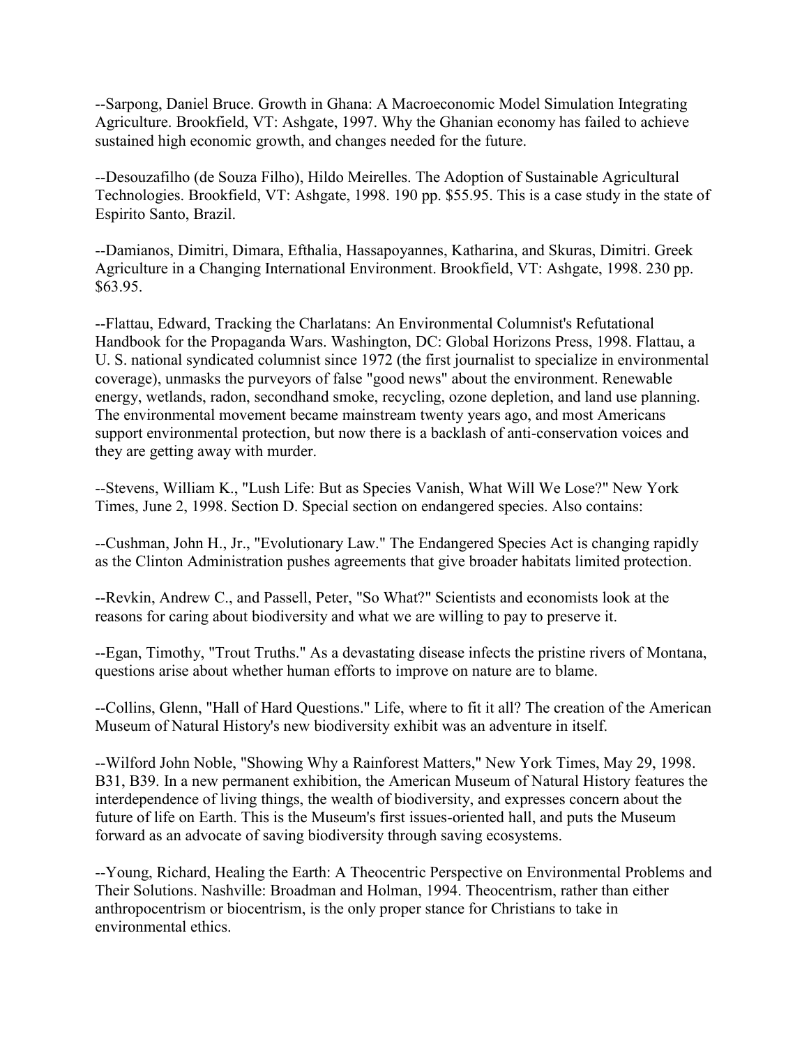--Sarpong, Daniel Bruce. Growth in Ghana: A Macroeconomic Model Simulation Integrating Agriculture. Brookfield, VT: Ashgate, 1997. Why the Ghanian economy has failed to achieve sustained high economic growth, and changes needed for the future.

--Desouzafilho (de Souza Filho), Hildo Meirelles. The Adoption of Sustainable Agricultural Technologies. Brookfield, VT: Ashgate, 1998. 190 pp. $55.95. This is a case study in the state of Espirito Santo, Brazil.

--Damianos, Dimitri, Dimara, Efthalia, Hassapoyannes, Katharina, and Skuras, Dimitri. Greek Agriculture in a Changing International Environment. Brookfield, VT: Ashgate, 1998. 230 pp. $63.95.

--Flattau, Edward, Tracking the Charlatans: An Environmental Columnist's Refutational Handbook for the Propaganda Wars. Washington, DC: Global Horizons Press, 1998. Flattau, a U. S. national syndicated columnist since 1972 (the first journalist to specialize in environmental coverage), unmasks the purveyors of false "good news" about the environment. Renewable energy, wetlands, radon, secondhand smoke, recycling, ozone depletion, and land use planning. The environmental movement became mainstream twenty years ago, and most Americans support environmental protection, but now there is a backlash of anti-conservation voices and they are getting away with murder.

--Stevens, William K., "Lush Life: But as Species Vanish, What Will We Lose?" New York Times, June 2, 1998. Section D. Special section on endangered species. Also contains:

--Cushman, John H., Jr., "Evolutionary Law." The Endangered Species Act is changing rapidly as the Clinton Administration pushes agreements that give broader habitats limited protection.

--Revkin, Andrew C., and Passell, Peter, "So What?" Scientists and economists look at the reasons for caring about biodiversity and what we are willing to pay to preserve it.

--Egan, Timothy, "Trout Truths." As a devastating disease infects the pristine rivers of Montana, questions arise about whether human efforts to improve on nature are to blame.

--Collins, Glenn, "Hall of Hard Questions." Life, where to fit it all? The creation of the American Museum of Natural History's new biodiversity exhibit was an adventure in itself.

--Wilford John Noble, "Showing Why a Rainforest Matters," New York Times, May 29, 1998. B31, B39. In a new permanent exhibition, the American Museum of Natural History features the interdependence of living things, the wealth of biodiversity, and expresses concern about the future of life on Earth. This is the Museum's first issues-oriented hall, and puts the Museum forward as an advocate of saving biodiversity through saving ecosystems.

--Young, Richard, Healing the Earth: A Theocentric Perspective on Environmental Problems and Their Solutions. Nashville: Broadman and Holman, 1994. Theocentrism, rather than either anthropocentrism or biocentrism, is the only proper stance for Christians to take in environmental ethics.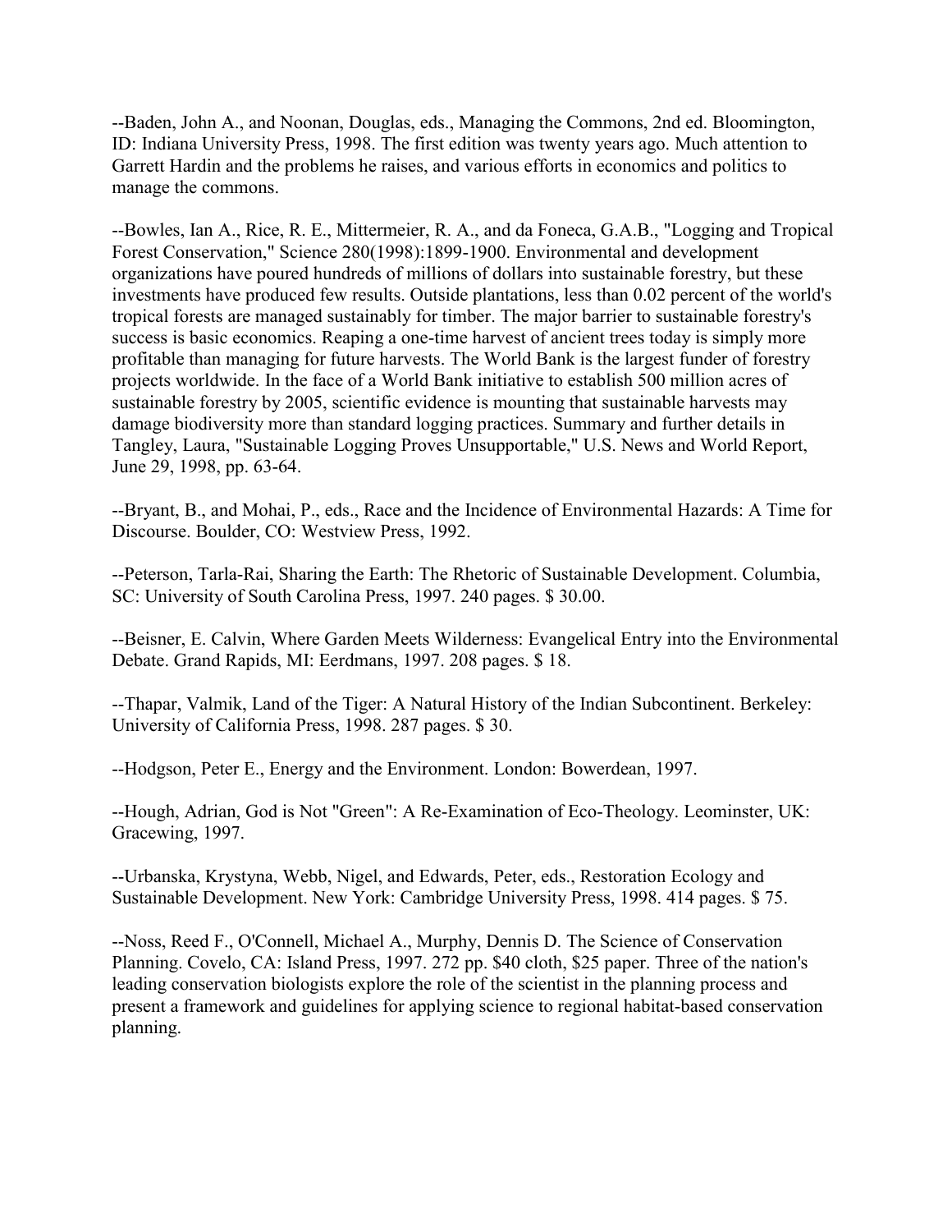--Baden, John A., and Noonan, Douglas, eds., Managing the Commons, 2nd ed. Bloomington, ID: Indiana University Press, 1998. The first edition was twenty years ago. Much attention to Garrett Hardin and the problems he raises, and various efforts in economics and politics to manage the commons.

--Bowles, Ian A., Rice, R. E., Mittermeier, R. A., and da Foneca, G.A.B., "Logging and Tropical Forest Conservation," Science 280(1998):1899-1900. Environmental and development organizations have poured hundreds of millions of dollars into sustainable forestry, but these investments have produced few results. Outside plantations, less than 0.02 percent of the world's tropical forests are managed sustainably for timber. The major barrier to sustainable forestry's success is basic economics. Reaping a one-time harvest of ancient trees today is simply more profitable than managing for future harvests. The World Bank is the largest funder of forestry projects worldwide. In the face of a World Bank initiative to establish 500 million acres of sustainable forestry by 2005, scientific evidence is mounting that sustainable harvests may damage biodiversity more than standard logging practices. Summary and further details in Tangley, Laura, "Sustainable Logging Proves Unsupportable," U.S. News and World Report, June 29, 1998, pp. 63-64.

--Bryant, B., and Mohai, P., eds., Race and the Incidence of Environmental Hazards: A Time for Discourse. Boulder, CO: Westview Press, 1992.

--Peterson, Tarla-Rai, Sharing the Earth: The Rhetoric of Sustainable Development. Columbia, SC: University of South Carolina Press, 1997. 240 pages. $ 30.00.

--Beisner, E. Calvin, Where Garden Meets Wilderness: Evangelical Entry into the Environmental Debate. Grand Rapids, MI: Eerdmans, 1997. 208 pages. $ 18.

--Thapar, Valmik, Land of the Tiger: A Natural History of the Indian Subcontinent. Berkeley: University of California Press, 1998. 287 pages. $ 30.

--Hodgson, Peter E., Energy and the Environment. London: Bowerdean, 1997.

--Hough, Adrian, God is Not "Green": A Re-Examination of Eco-Theology. Leominster, UK: Gracewing, 1997.

--Urbanska, Krystyna, Webb, Nigel, and Edwards, Peter, eds., Restoration Ecology and Sustainable Development. New York: Cambridge University Press, 1998. 414 pages. $ 75.

--Noss, Reed F., O'Connell, Michael A., Murphy, Dennis D. The Science of Conservation Planning. Covelo, CA: Island Press, 1997. 272 pp. $40 cloth, $25 paper. Three of the nation's leading conservation biologists explore the role of the scientist in the planning process and present a framework and guidelines for applying science to regional habitat-based conservation planning.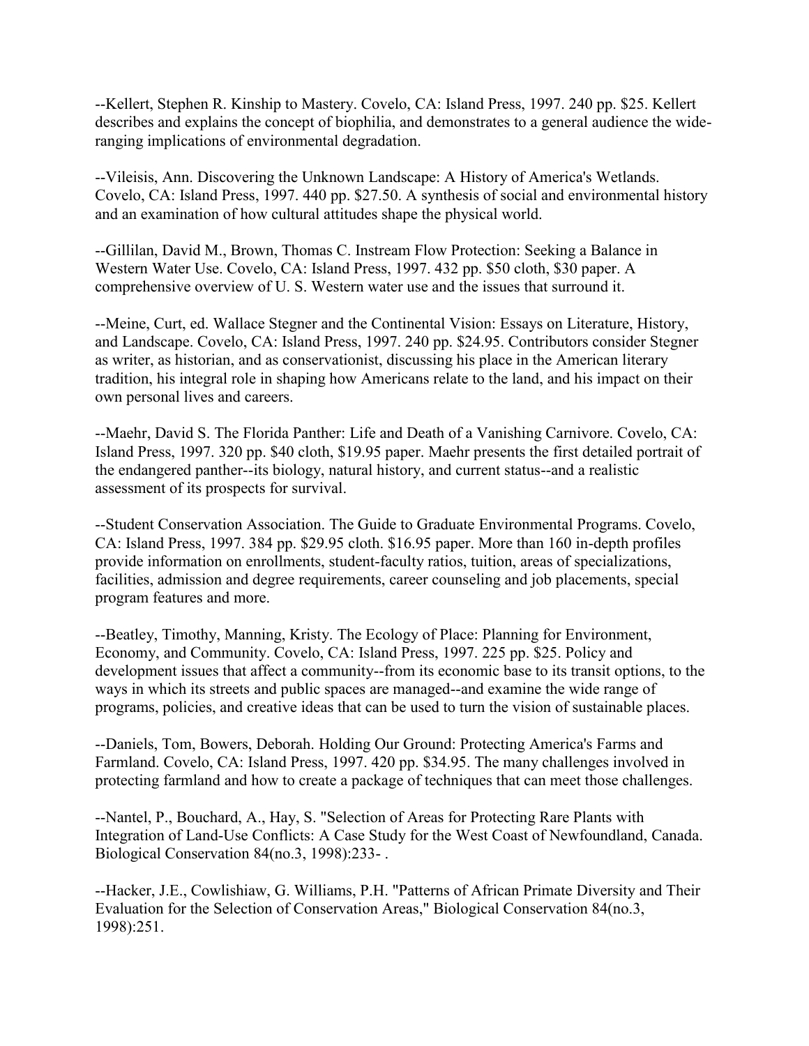--Kellert, Stephen R. Kinship to Mastery. Covelo, CA: Island Press, 1997. 240 pp. $25. Kellert describes and explains the concept of biophilia, and demonstrates to a general audience the wide-ranging implications of environmental degradation.

--Vileisis, Ann. Discovering the Unknown Landscape: A History of America's Wetlands. Covelo, CA: Island Press, 1997. 440 pp. $27.50. A synthesis of social and environmental history and an examination of how cultural attitudes shape the physical world.

--Gillilan, David M., Brown, Thomas C. Instream Flow Protection: Seeking a Balance in Western Water Use. Covelo, CA: Island Press, 1997. 432 pp. $50 cloth, $30 paper. A comprehensive overview of U. S. Western water use and the issues that surround it.

--Meine, Curt, ed. Wallace Stegner and the Continental Vision: Essays on Literature, History, and Landscape. Covelo, CA: Island Press, 1997. 240 pp. $24.95. Contributors consider Stegner as writer, as historian, and as conservationist, discussing his place in the American literary tradition, his integral role in shaping how Americans relate to the land, and his impact on their own personal lives and careers.

--Maehr, David S. The Florida Panther: Life and Death of a Vanishing Carnivore. Covelo, CA: Island Press, 1997. 320 pp. $40 cloth, $19.95 paper. Maehr presents the first detailed portrait of the endangered panther--its biology, natural history, and current status--and a realistic assessment of its prospects for survival.

--Student Conservation Association. The Guide to Graduate Environmental Programs. Covelo, CA: Island Press, 1997. 384 pp. $29.95 cloth. $16.95 paper. More than 160 in-depth profiles provide information on enrollments, student-faculty ratios, tuition, areas of specializations, facilities, admission and degree requirements, career counseling and job placements, special program features and more.

--Beatley, Timothy, Manning, Kristy. The Ecology of Place: Planning for Environment, Economy, and Community. Covelo, CA: Island Press, 1997. 225 pp. $25. Policy and development issues that affect a community--from its economic base to its transit options, to the ways in which its streets and public spaces are managed--and examine the wide range of programs, policies, and creative ideas that can be used to turn the vision of sustainable places.

--Daniels, Tom, Bowers, Deborah. Holding Our Ground: Protecting America's Farms and Farmland. Covelo, CA: Island Press, 1997. 420 pp. $34.95. The many challenges involved in protecting farmland and how to create a package of techniques that can meet those challenges.

--Nantel, P., Bouchard, A., Hay, S. "Selection of Areas for Protecting Rare Plants with Integration of Land-Use Conflicts: A Case Study for the West Coast of Newfoundland, Canada. Biological Conservation 84(no.3, 1998):233- .

--Hacker, J.E., Cowlishiaw, G. Williams, P.H. "Patterns of African Primate Diversity and Their Evaluation for the Selection of Conservation Areas," Biological Conservation 84(no.3, 1998):251.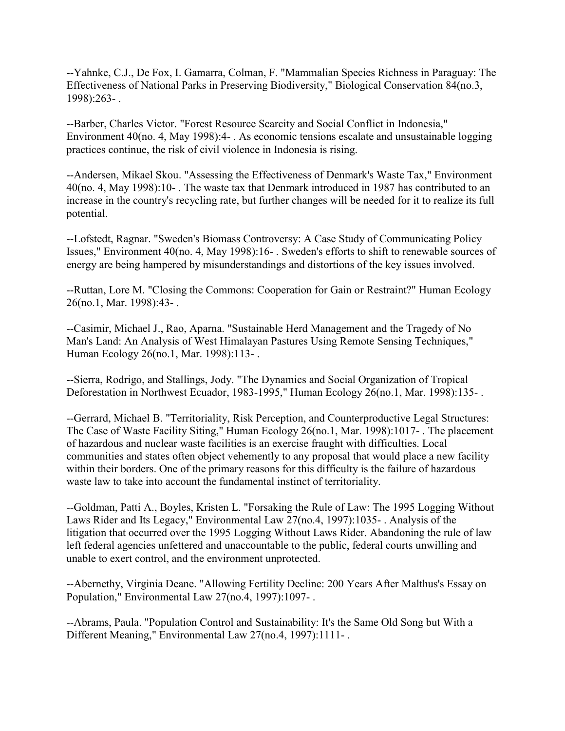--Yahnke, C.J., De Fox, I. Gamarra, Colman, F. "Mammalian Species Richness in Paraguay: The Effectiveness of National Parks in Preserving Biodiversity," Biological Conservation 84(no.3, 1998):263- .

--Barber, Charles Victor. "Forest Resource Scarcity and Social Conflict in Indonesia," Environment 40(no. 4, May 1998):4- . As economic tensions escalate and unsustainable logging practices continue, the risk of civil violence in Indonesia is rising.

--Andersen, Mikael Skou. "Assessing the Effectiveness of Denmark's Waste Tax," Environment 40(no. 4, May 1998):10- . The waste tax that Denmark introduced in 1987 has contributed to an increase in the country's recycling rate, but further changes will be needed for it to realize its full potential.

--Lofstedt, Ragnar. "Sweden's Biomass Controversy: A Case Study of Communicating Policy Issues," Environment 40(no. 4, May 1998):16- . Sweden's efforts to shift to renewable sources of energy are being hampered by misunderstandings and distortions of the key issues involved.

--Ruttan, Lore M. "Closing the Commons: Cooperation for Gain or Restraint?" Human Ecology 26(no.1, Mar. 1998):43- .

--Casimir, Michael J., Rao, Aparna. "Sustainable Herd Management and the Tragedy of No Man's Land: An Analysis of West Himalayan Pastures Using Remote Sensing Techniques," Human Ecology 26(no.1, Mar. 1998):113- .

--Sierra, Rodrigo, and Stallings, Jody. "The Dynamics and Social Organization of Tropical Deforestation in Northwest Ecuador, 1983-1995," Human Ecology 26(no.1, Mar. 1998):135- .

--Gerrard, Michael B. "Territoriality, Risk Perception, and Counterproductive Legal Structures: The Case of Waste Facility Siting," Human Ecology 26(no.1, Mar. 1998):1017- . The placement of hazardous and nuclear waste facilities is an exercise fraught with difficulties. Local communities and states often object vehemently to any proposal that would place a new facility within their borders. One of the primary reasons for this difficulty is the failure of hazardous waste law to take into account the fundamental instinct of territoriality.

--Goldman, Patti A., Boyles, Kristen L. "Forsaking the Rule of Law: The 1995 Logging Without Laws Rider and Its Legacy," Environmental Law 27(no.4, 1997):1035- . Analysis of the litigation that occurred over the 1995 Logging Without Laws Rider. Abandoning the rule of law left federal agencies unfettered and unaccountable to the public, federal courts unwilling and unable to exert control, and the environment unprotected.

--Abernethy, Virginia Deane. "Allowing Fertility Decline: 200 Years After Malthus's Essay on Population," Environmental Law 27(no.4, 1997):1097- .

--Abrams, Paula. "Population Control and Sustainability: It's the Same Old Song but With a Different Meaning," Environmental Law 27(no.4, 1997):1111- .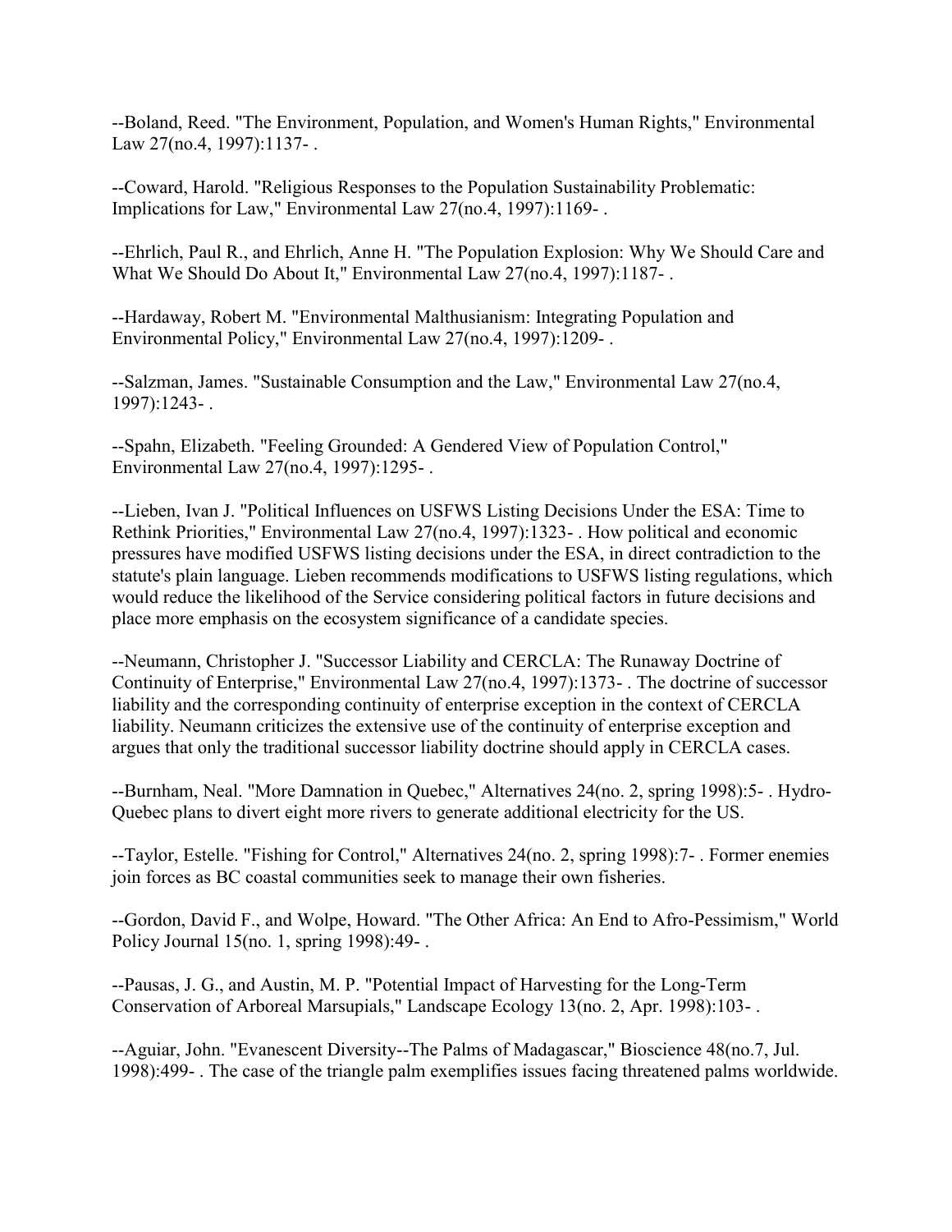--Boland, Reed. "The Environment, Population, and Women's Human Rights," Environmental Law 27(no.4, 1997):1137- .

--Coward, Harold. "Religious Responses to the Population Sustainability Problematic: Implications for Law," Environmental Law 27(no.4, 1997):1169- .

--Ehrlich, Paul R., and Ehrlich, Anne H. "The Population Explosion: Why We Should Care and What We Should Do About It," Environmental Law 27(no.4, 1997):1187- .

--Hardaway, Robert M. "Environmental Malthusianism: Integrating Population and Environmental Policy," Environmental Law 27(no.4, 1997):1209- .

--Salzman, James. "Sustainable Consumption and the Law," Environmental Law 27(no.4, 1997):1243- .

--Spahn, Elizabeth. "Feeling Grounded: A Gendered View of Population Control," Environmental Law 27(no.4, 1997):1295- .

--Lieben, Ivan J. "Political Influences on USFWS Listing Decisions Under the ESA: Time to Rethink Priorities," Environmental Law 27(no.4, 1997):1323- . How political and economic pressures have modified USFWS listing decisions under the ESA, in direct contradiction to the statute's plain language. Lieben recommends modifications to USFWS listing regulations, which would reduce the likelihood of the Service considering political factors in future decisions and place more emphasis on the ecosystem significance of a candidate species.

--Neumann, Christopher J. "Successor Liability and CERCLA: The Runaway Doctrine of Continuity of Enterprise," Environmental Law 27(no.4, 1997):1373- . The doctrine of successor liability and the corresponding continuity of enterprise exception in the context of CERCLA liability. Neumann criticizes the extensive use of the continuity of enterprise exception and argues that only the traditional successor liability doctrine should apply in CERCLA cases.

--Burnham, Neal. "More Damnation in Quebec," Alternatives 24(no. 2, spring 1998):5- . Hydro-Quebec plans to divert eight more rivers to generate additional electricity for the US.

--Taylor, Estelle. "Fishing for Control," Alternatives 24(no. 2, spring 1998):7- . Former enemies join forces as BC coastal communities seek to manage their own fisheries.

--Gordon, David F., and Wolpe, Howard. "The Other Africa: An End to Afro-Pessimism," World Policy Journal 15(no. 1, spring 1998):49- .

--Pausas, J. G., and Austin, M. P. "Potential Impact of Harvesting for the Long-Term Conservation of Arboreal Marsupials," Landscape Ecology 13(no. 2, Apr. 1998):103- .

--Aguiar, John. "Evanescent Diversity--The Palms of Madagascar," Bioscience 48(no.7, Jul. 1998):499- . The case of the triangle palm exemplifies issues facing threatened palms worldwide.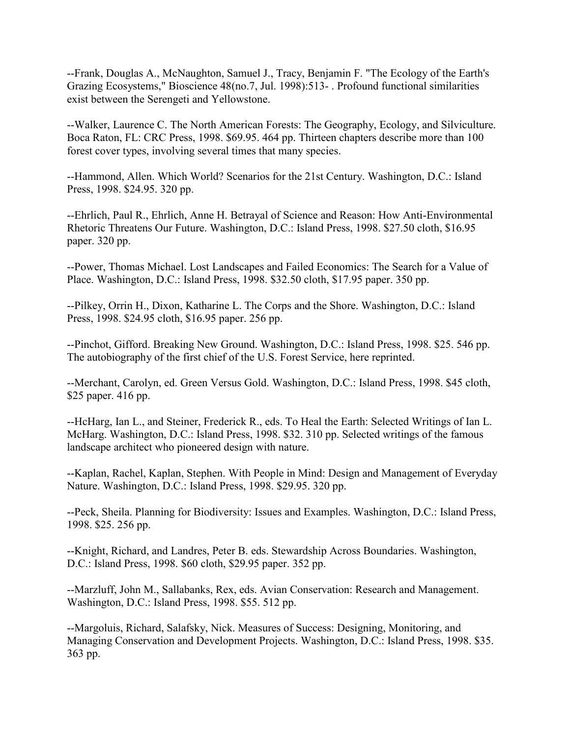--Frank, Douglas A., McNaughton, Samuel J., Tracy, Benjamin F. "The Ecology of the Earth's Grazing Ecosystems," Bioscience 48(no.7, Jul. 1998):513- . Profound functional similarities exist between the Serengeti and Yellowstone.

--Walker, Laurence C. The North American Forests: The Geography, Ecology, and Silviculture. Boca Raton, FL: CRC Press, 1998. $69.95. 464 pp. Thirteen chapters describe more than 100 forest cover types, involving several times that many species.

--Hammond, Allen. Which World? Scenarios for the 21st Century. Washington, D.C.: Island Press, 1998. $24.95. 320 pp.

--Ehrlich, Paul R., Ehrlich, Anne H. Betrayal of Science and Reason: How Anti-Environmental Rhetoric Threatens Our Future. Washington, D.C.: Island Press, 1998. $27.50 cloth, $16.95 paper. 320 pp.

--Power, Thomas Michael. Lost Landscapes and Failed Economics: The Search for a Value of Place. Washington, D.C.: Island Press, 1998. $32.50 cloth, $17.95 paper. 350 pp.

--Pilkey, Orrin H., Dixon, Katharine L. The Corps and the Shore. Washington, D.C.: Island Press, 1998. $24.95 cloth, $16.95 paper. 256 pp.

--Pinchot, Gifford. Breaking New Ground. Washington, D.C.: Island Press, 1998. $25. 546 pp. The autobiography of the first chief of the U.S. Forest Service, here reprinted.

--Merchant, Carolyn, ed. Green Versus Gold. Washington, D.C.: Island Press, 1998. $45 cloth, $25 paper. 416 pp.

--HcHarg, Ian L., and Steiner, Frederick R., eds. To Heal the Earth: Selected Writings of Ian L. McHarg. Washington, D.C.: Island Press, 1998. $32. 310 pp. Selected writings of the famous landscape architect who pioneered design with nature.

--Kaplan, Rachel, Kaplan, Stephen. With People in Mind: Design and Management of Everyday Nature. Washington, D.C.: Island Press, 1998. $29.95. 320 pp.

--Peck, Sheila. Planning for Biodiversity: Issues and Examples. Washington, D.C.: Island Press, 1998. $25. 256 pp.

--Knight, Richard, and Landres, Peter B. eds. Stewardship Across Boundaries. Washington, D.C.: Island Press, 1998. $60 cloth, $29.95 paper. 352 pp.

--Marzluff, John M., Sallabanks, Rex, eds. Avian Conservation: Research and Management. Washington, D.C.: Island Press, 1998. $55. 512 pp.

--Margoluis, Richard, Salafsky, Nick. Measures of Success: Designing, Monitoring, and Managing Conservation and Development Projects. Washington, D.C.: Island Press, 1998. $35. 363 pp.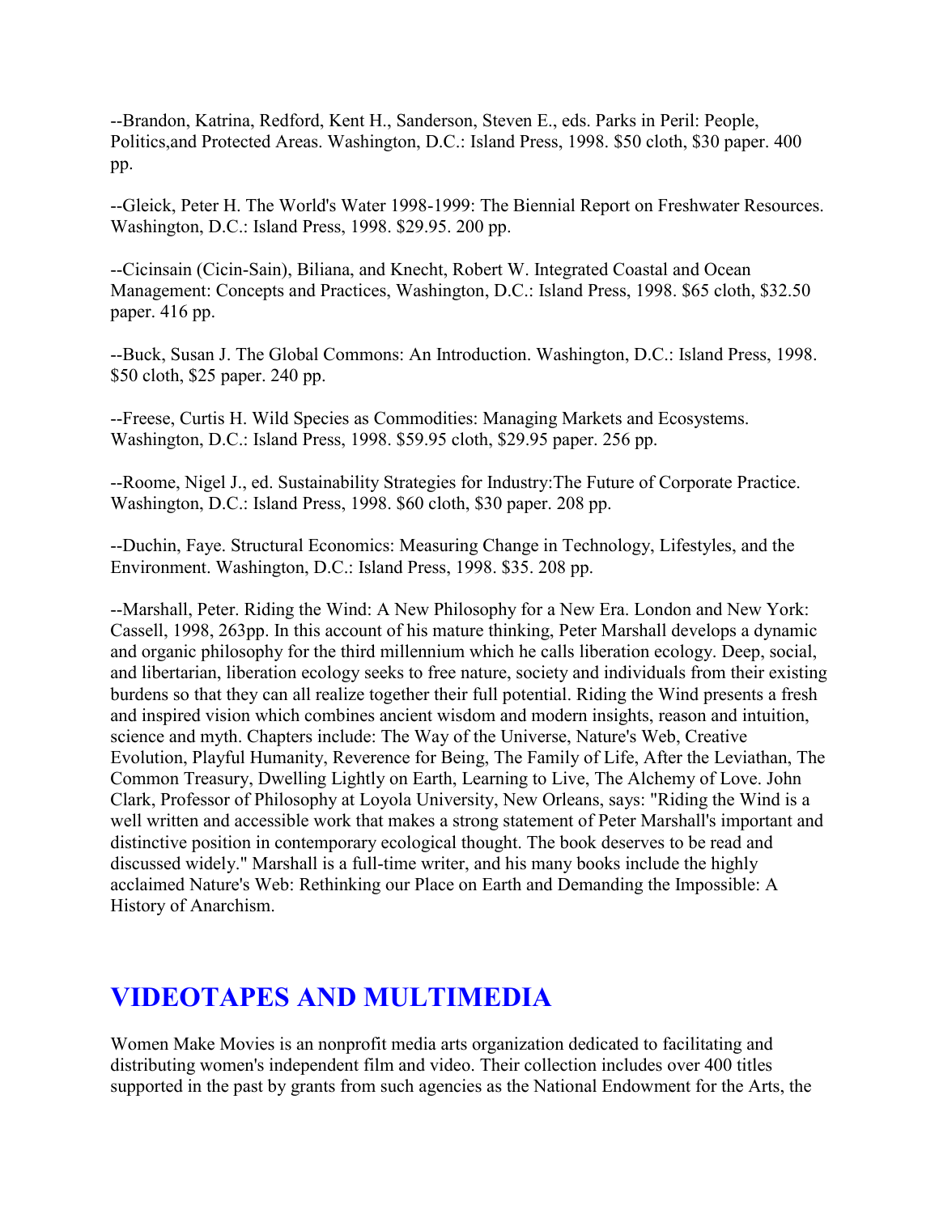--Brandon, Katrina, Redford, Kent H., Sanderson, Steven E., eds. Parks in Peril: People, Politics,and Protected Areas. Washington, D.C.: Island Press, 1998. $50 cloth, $30 paper. 400 pp.

--Gleick, Peter H. The World's Water 1998-1999: The Biennial Report on Freshwater Resources. Washington, D.C.: Island Press, 1998. $29.95. 200 pp.

--Cicinsain (Cicin-Sain), Biliana, and Knecht, Robert W. Integrated Coastal and Ocean Management: Concepts and Practices, Washington, D.C.: Island Press, 1998. $65 cloth, $32.50 paper. 416 pp.

--Buck, Susan J. The Global Commons: An Introduction. Washington, D.C.: Island Press, 1998. $50 cloth, $25 paper. 240 pp.

--Freese, Curtis H. Wild Species as Commodities: Managing Markets and Ecosystems. Washington, D.C.: Island Press, 1998. $59.95 cloth, $29.95 paper. 256 pp.

--Roome, Nigel J., ed. Sustainability Strategies for Industry:The Future of Corporate Practice. Washington, D.C.: Island Press, 1998. $60 cloth, $30 paper. 208 pp.

--Duchin, Faye. Structural Economics: Measuring Change in Technology, Lifestyles, and the Environment. Washington, D.C.: Island Press, 1998. $35. 208 pp.

--Marshall, Peter. Riding the Wind: A New Philosophy for a New Era. London and New York: Cassell, 1998, 263pp. In this account of his mature thinking, Peter Marshall develops a dynamic and organic philosophy for the third millennium which he calls liberation ecology. Deep, social, and libertarian, liberation ecology seeks to free nature, society and individuals from their existing burdens so that they can all realize together their full potential. Riding the Wind presents a fresh and inspired vision which combines ancient wisdom and modern insights, reason and intuition, science and myth. Chapters include: The Way of the Universe, Nature's Web, Creative Evolution, Playful Humanity, Reverence for Being, The Family of Life, After the Leviathan, The Common Treasury, Dwelling Lightly on Earth, Learning to Live, The Alchemy of Love. John Clark, Professor of Philosophy at Loyola University, New Orleans, says: "Riding the Wind is a well written and accessible work that makes a strong statement of Peter Marshall's important and distinctive position in contemporary ecological thought. The book deserves to be read and discussed widely." Marshall is a full-time writer, and his many books include the highly acclaimed Nature's Web: Rethinking our Place on Earth and Demanding the Impossible: A History of Anarchism.

## VIDEOTAPES AND MULTIMEDIA

Women Make Movies is an nonprofit media arts organization dedicated to facilitating and distributing women's independent film and video. Their collection includes over 400 titles supported in the past by grants from such agencies as the National Endowment for the Arts, the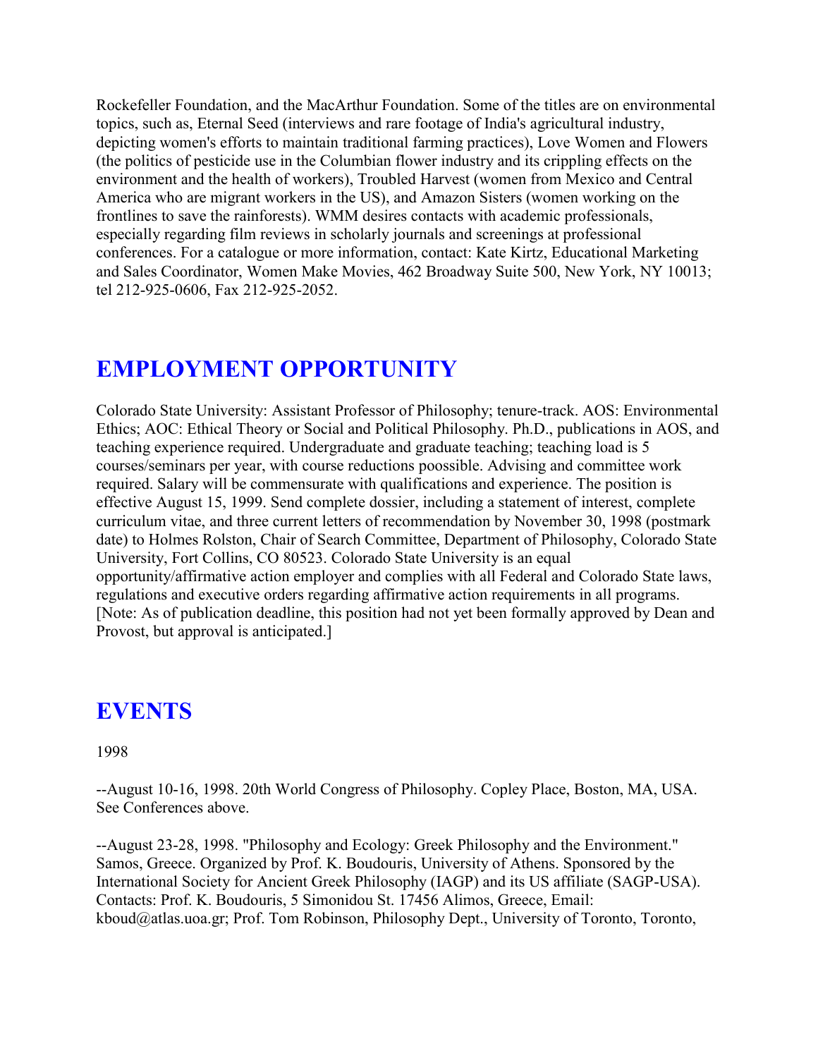Rockefeller Foundation, and the MacArthur Foundation. Some of the titles are on environmental topics, such as, Eternal Seed (interviews and rare footage of India's agricultural industry, depicting women's efforts to maintain traditional farming practices), Love Women and Flowers (the politics of pesticide use in the Columbian flower industry and its crippling effects on the environment and the health of workers), Troubled Harvest (women from Mexico and Central America who are migrant workers in the US), and Amazon Sisters (women working on the frontlines to save the rainforests). WMM desires contacts with academic professionals, especially regarding film reviews in scholarly journals and screenings at professional conferences. For a catalogue or more information, contact: Kate Kirtz, Educational Marketing and Sales Coordinator, Women Make Movies, 462 Broadway Suite 500, New York, NY 10013; tel 212-925-0606, Fax 212-925-2052.

## EMPLOYMENT OPPORTUNITY

Colorado State University: Assistant Professor of Philosophy; tenure-track. AOS: Environmental Ethics; AOC: Ethical Theory or Social and Political Philosophy. Ph.D., publications in AOS, and teaching experience required. Undergraduate and graduate teaching; teaching load is 5 courses/seminars per year, with course reductions poossible. Advising and committee work required. Salary will be commensurate with qualifications and experience. The position is effective August 15, 1999. Send complete dossier, including a statement of interest, complete curriculum vitae, and three current letters of recommendation by November 30, 1998 (postmark date) to Holmes Rolston, Chair of Search Committee, Department of Philosophy, Colorado State University, Fort Collins, CO 80523. Colorado State University is an equal opportunity/affirmative action employer and complies with all Federal and Colorado State laws, regulations and executive orders regarding affirmative action requirements in all programs. [Note: As of publication deadline, this position had not yet been formally approved by Dean and Provost, but approval is anticipated.]

## EVENTS

1998

--August 10-16, 1998. 20th World Congress of Philosophy. Copley Place, Boston, MA, USA. See Conferences above.

--August 23-28, 1998. "Philosophy and Ecology: Greek Philosophy and the Environment." Samos, Greece. Organized by Prof. K. Boudouris, University of Athens. Sponsored by the International Society for Ancient Greek Philosophy (IAGP) and its US affiliate (SAGP-USA). Contacts: Prof. K. Boudouris, 5 Simonidou St. 17456 Alimos, Greece, Email: kboud@atlas.uoa.gr; Prof. Tom Robinson, Philosophy Dept., University of Toronto, Toronto,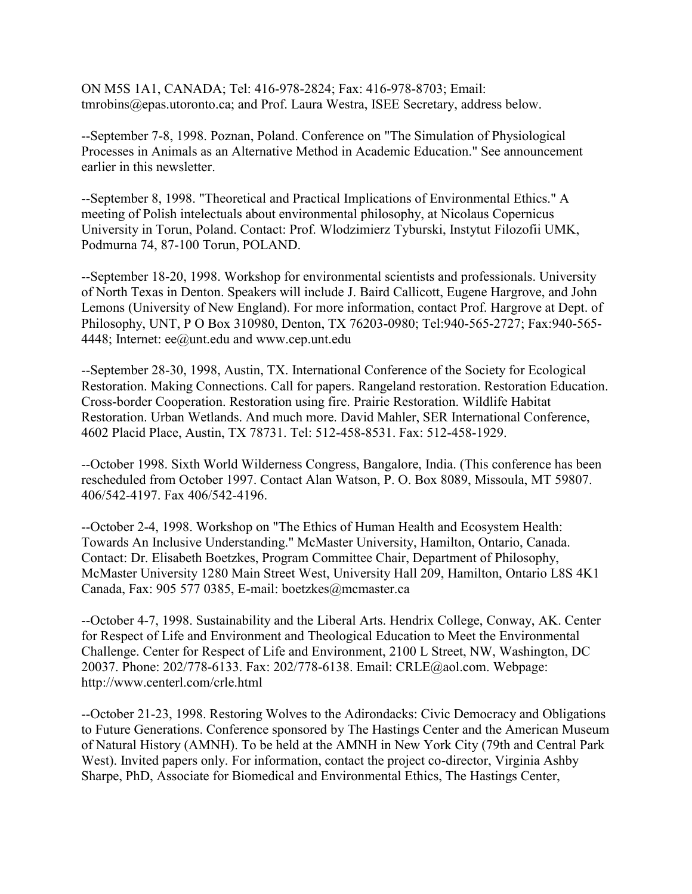ON M5S 1A1, CANADA; Tel: 416-978-2824; Fax: 416-978-8703; Email: tmrobins@epas.utoronto.ca; and Prof. Laura Westra, ISEE Secretary, address below.

--September 7-8, 1998. Poznan, Poland. Conference on "The Simulation of Physiological Processes in Animals as an Alternative Method in Academic Education." See announcement earlier in this newsletter.

--September 8, 1998. "Theoretical and Practical Implications of Environmental Ethics." A meeting of Polish intelectuals about environmental philosophy, at Nicolaus Copernicus University in Torun, Poland. Contact: Prof. Wlodzimierz Tyburski, Instytut Filozofii UMK, Podmurna 74, 87-100 Torun, POLAND.

--September 18-20, 1998. Workshop for environmental scientists and professionals. University of North Texas in Denton. Speakers will include J. Baird Callicott, Eugene Hargrove, and John Lemons (University of New England). For more information, contact Prof. Hargrove at Dept. of Philosophy, UNT, P O Box 310980, Denton, TX 76203-0980; Tel:940-565-2727; Fax:940-565-4448; Internet: ee@unt.edu and www.cep.unt.edu

--September 28-30, 1998, Austin, TX. International Conference of the Society for Ecological Restoration. Making Connections. Call for papers. Rangeland restoration. Restoration Education. Cross-border Cooperation. Restoration using fire. Prairie Restoration. Wildlife Habitat Restoration. Urban Wetlands. And much more. David Mahler, SER International Conference, 4602 Placid Place, Austin, TX 78731. Tel: 512-458-8531. Fax: 512-458-1929.

--October 1998. Sixth World Wilderness Congress, Bangalore, India. (This conference has been rescheduled from October 1997. Contact Alan Watson, P. O. Box 8089, Missoula, MT 59807. 406/542-4197. Fax 406/542-4196.

--October 2-4, 1998. Workshop on "The Ethics of Human Health and Ecosystem Health: Towards An Inclusive Understanding." McMaster University, Hamilton, Ontario, Canada. Contact: Dr. Elisabeth Boetzkes, Program Committee Chair, Department of Philosophy, McMaster University 1280 Main Street West, University Hall 209, Hamilton, Ontario L8S 4K1 Canada, Fax: 905 577 0385, E-mail: boetzkes@mcmaster.ca

--October 4-7, 1998. Sustainability and the Liberal Arts. Hendrix College, Conway, AK. Center for Respect of Life and Environment and Theological Education to Meet the Environmental Challenge. Center for Respect of Life and Environment, 2100 L Street, NW, Washington, DC 20037. Phone: 202/778-6133. Fax: 202/778-6138. Email: CRLE@aol.com. Webpage: http://www.centerl.com/crle.html

--October 21-23, 1998. Restoring Wolves to the Adirondacks: Civic Democracy and Obligations to Future Generations. Conference sponsored by The Hastings Center and the American Museum of Natural History (AMNH). To be held at the AMNH in New York City (79th and Central Park West). Invited papers only. For information, contact the project co-director, Virginia Ashby Sharpe, PhD, Associate for Biomedical and Environmental Ethics, The Hastings Center,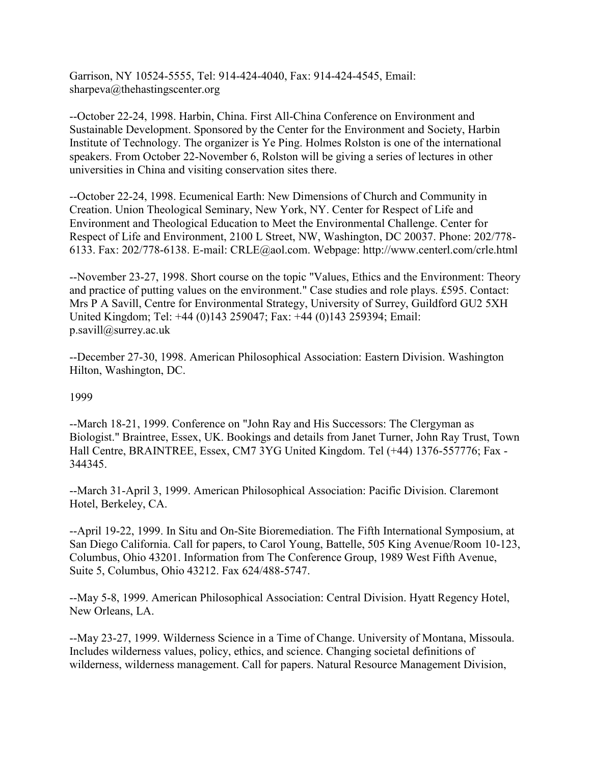Garrison, NY 10524-5555, Tel: 914-424-4040, Fax: 914-424-4545, Email: sharpeva@thehastingscenter.org

--October 22-24, 1998. Harbin, China. First All-China Conference on Environment and Sustainable Development. Sponsored by the Center for the Environment and Society, Harbin Institute of Technology. The organizer is Ye Ping. Holmes Rolston is one of the international speakers. From October 22-November 6, Rolston will be giving a series of lectures in other universities in China and visiting conservation sites there.

--October 22-24, 1998. Ecumenical Earth: New Dimensions of Church and Community in Creation. Union Theological Seminary, New York, NY. Center for Respect of Life and Environment and Theological Education to Meet the Environmental Challenge. Center for Respect of Life and Environment, 2100 L Street, NW, Washington, DC 20037. Phone: 202/778-6133. Fax: 202/778-6138. E-mail: CRLE@aol.com. Webpage: http://www.centerl.com/crle.html

--November 23-27, 1998. Short course on the topic "Values, Ethics and the Environment: Theory and practice of putting values on the environment." Case studies and role plays. £595. Contact: Mrs P A Savill, Centre for Environmental Strategy, University of Surrey, Guildford GU2 5XH United Kingdom; Tel: +44 (0)143 259047; Fax: +44 (0)143 259394; Email: p.savill@surrey.ac.uk

--December 27-30, 1998. American Philosophical Association: Eastern Division. Washington Hilton, Washington, DC.

1999

--March 18-21, 1999. Conference on "John Ray and His Successors: The Clergyman as Biologist." Braintree, Essex, UK. Bookings and details from Janet Turner, John Ray Trust, Town Hall Centre, BRAINTREE, Essex, CM7 3YG United Kingdom. Tel (+44) 1376-557776; Fax - 344345.

--March 31-April 3, 1999. American Philosophical Association: Pacific Division. Claremont Hotel, Berkeley, CA.

--April 19-22, 1999. In Situ and On-Site Bioremediation. The Fifth International Symposium, at San Diego California. Call for papers, to Carol Young, Battelle, 505 King Avenue/Room 10-123, Columbus, Ohio 43201. Information from The Conference Group, 1989 West Fifth Avenue, Suite 5, Columbus, Ohio 43212. Fax 624/488-5747.

--May 5-8, 1999. American Philosophical Association: Central Division. Hyatt Regency Hotel, New Orleans, LA.

--May 23-27, 1999. Wilderness Science in a Time of Change. University of Montana, Missoula. Includes wilderness values, policy, ethics, and science. Changing societal definitions of wilderness, wilderness management. Call for papers. Natural Resource Management Division,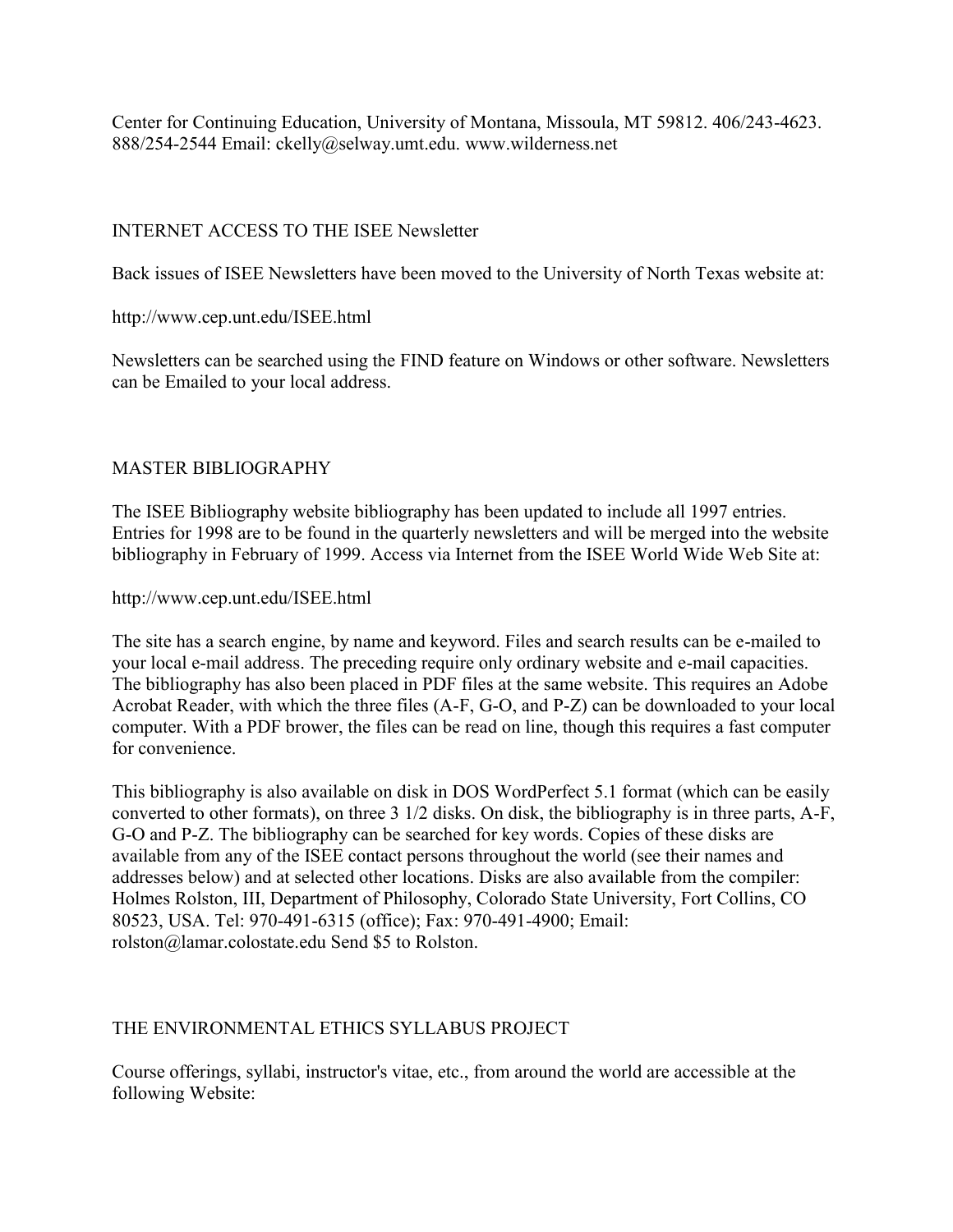Center for Continuing Education, University of Montana, Missoula, MT 59812. 406/243-4623. 888/254-2544 Email: ckelly@selway.umt.edu. www.wilderness.net

## INTERNET ACCESS TO THE ISEE Newsletter

Back issues of ISEE Newsletters have been moved to the University of North Texas website at:

http://www.cep.unt.edu/ISEE.html

Newsletters can be searched using the FIND feature on Windows or other software. Newsletters can be Emailed to your local address.

## MASTER BIBLIOGRAPHY

The ISEE Bibliography website bibliography has been updated to include all 1997 entries. Entries for 1998 are to be found in the quarterly newsletters and will be merged into the website bibliography in February of 1999. Access via Internet from the ISEE World Wide Web Site at:

http://www.cep.unt.edu/ISEE.html

The site has a search engine, by name and keyword. Files and search results can be e-mailed to your local e-mail address. The preceding require only ordinary website and e-mail capacities. The bibliography has also been placed in PDF files at the same website. This requires an Adobe Acrobat Reader, with which the three files (A-F, G-O, and P-Z) can be downloaded to your local computer. With a PDF brower, the files can be read on line, though this requires a fast computer for convenience.

This bibliography is also available on disk in DOS WordPerfect 5.1 format (which can be easily converted to other formats), on three 3 1/2 disks. On disk, the bibliography is in three parts, A-F, G-O and P-Z. The bibliography can be searched for key words. Copies of these disks are available from any of the ISEE contact persons throughout the world (see their names and addresses below) and at selected other locations. Disks are also available from the compiler: Holmes Rolston, III, Department of Philosophy, Colorado State University, Fort Collins, CO 80523, USA. Tel: 970-491-6315 (office); Fax: 970-491-4900; Email: rolston@lamar.colostate.edu Send $5 to Rolston.

## THE ENVIRONMENTAL ETHICS SYLLABUS PROJECT

Course offerings, syllabi, instructor's vitae, etc., from around the world are accessible at the following Website: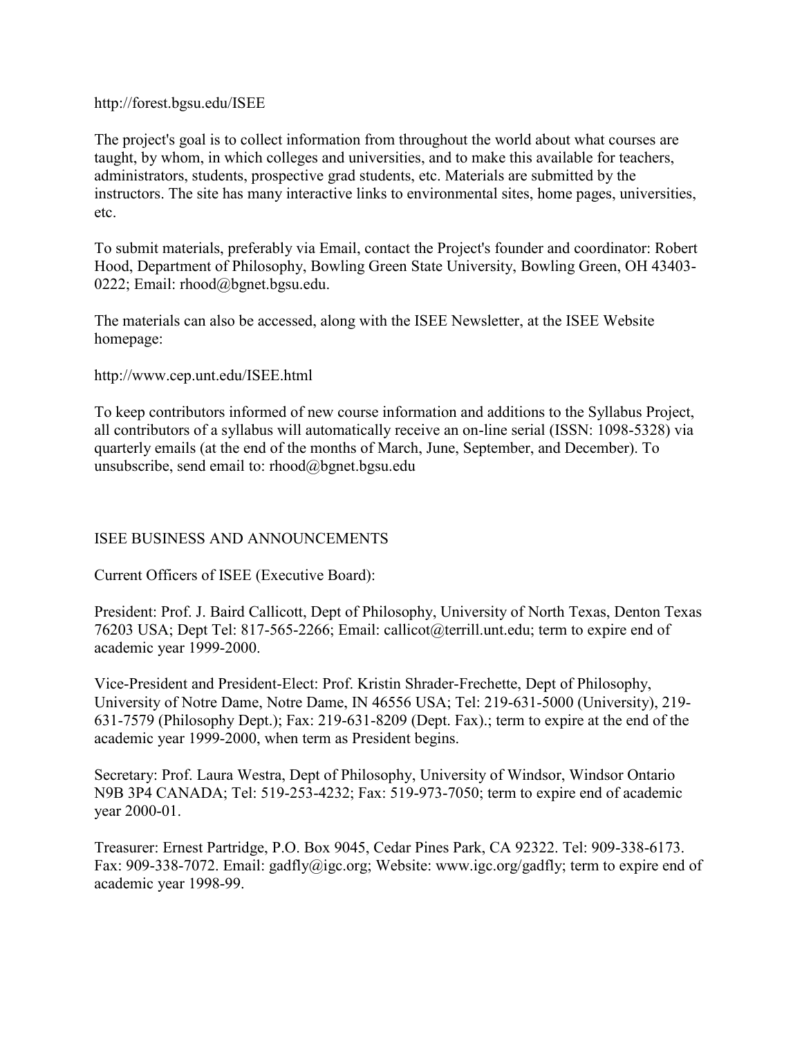http://forest.bgsu.edu/ISEE

The project's goal is to collect information from throughout the world about what courses are taught, by whom, in which colleges and universities, and to make this available for teachers, administrators, students, prospective grad students, etc. Materials are submitted by the instructors. The site has many interactive links to environmental sites, home pages, universities, etc.

To submit materials, preferably via Email, contact the Project's founder and coordinator: Robert Hood, Department of Philosophy, Bowling Green State University, Bowling Green, OH 43403-0222; Email: rhood@bgnet.bgsu.edu.

The materials can also be accessed, along with the ISEE Newsletter, at the ISEE Website homepage:

http://www.cep.unt.edu/ISEE.html

To keep contributors informed of new course information and additions to the Syllabus Project, all contributors of a syllabus will automatically receive an on-line serial (ISSN: 1098-5328) via quarterly emails (at the end of the months of March, June, September, and December). To unsubscribe, send email to: rhood@bgnet.bgsu.edu

## ISEE BUSINESS AND ANNOUNCEMENTS

Current Officers of ISEE (Executive Board):

President: Prof. J. Baird Callicott, Dept of Philosophy, University of North Texas, Denton Texas 76203 USA; Dept Tel: 817-565-2266; Email: callicot@terrill.unt.edu; term to expire end of academic year 1999-2000.

Vice-President and President-Elect: Prof. Kristin Shrader-Frechette, Dept of Philosophy, University of Notre Dame, Notre Dame, IN 46556 USA; Tel: 219-631-5000 (University), 219-631-7579 (Philosophy Dept.); Fax: 219-631-8209 (Dept. Fax).; term to expire at the end of the academic year 1999-2000, when term as President begins.

Secretary: Prof. Laura Westra, Dept of Philosophy, University of Windsor, Windsor Ontario N9B 3P4 CANADA; Tel: 519-253-4232; Fax: 519-973-7050; term to expire end of academic year 2000-01.

Treasurer: Ernest Partridge, P.O. Box 9045, Cedar Pines Park, CA 92322. Tel: 909-338-6173. Fax: 909-338-7072. Email: gadfly@igc.org; Website: www.igc.org/gadfly; term to expire end of academic year 1998-99.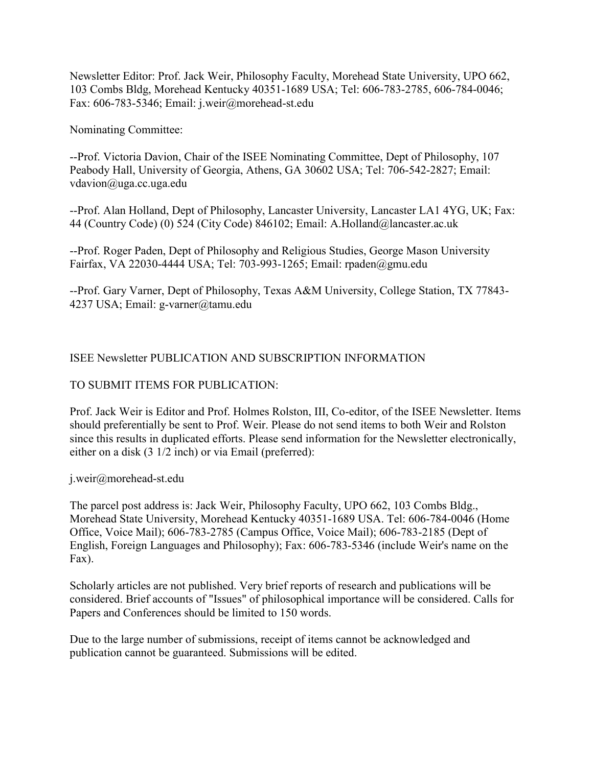Newsletter Editor: Prof. Jack Weir, Philosophy Faculty, Morehead State University, UPO 662, 103 Combs Bldg, Morehead Kentucky 40351-1689 USA; Tel: 606-783-2785, 606-784-0046; Fax: 606-783-5346; Email: j.weir@morehead-st.edu

Nominating Committee:

--Prof. Victoria Davion, Chair of the ISEE Nominating Committee, Dept of Philosophy, 107 Peabody Hall, University of Georgia, Athens, GA 30602 USA; Tel: 706-542-2827; Email: vdavion@uga.cc.uga.edu

--Prof. Alan Holland, Dept of Philosophy, Lancaster University, Lancaster LA1 4YG, UK; Fax: 44 (Country Code) (0) 524 (City Code) 846102; Email: A.Holland@lancaster.ac.uk

--Prof. Roger Paden, Dept of Philosophy and Religious Studies, George Mason University Fairfax, VA 22030-4444 USA; Tel: 703-993-1265; Email: rpaden@gmu.edu

--Prof. Gary Varner, Dept of Philosophy, Texas A&M University, College Station, TX 77843-4237 USA; Email: g-varner@tamu.edu

## ISEE Newsletter PUBLICATION AND SUBSCRIPTION INFORMATION

### TO SUBMIT ITEMS FOR PUBLICATION:

Prof. Jack Weir is Editor and Prof. Holmes Rolston, III, Co-editor, of the ISEE Newsletter. Items should preferentially be sent to Prof. Weir. Please do not send items to both Weir and Rolston since this results in duplicated efforts. Please send information for the Newsletter electronically, either on a disk (3 1/2 inch) or via Email (preferred):

j.weir@morehead-st.edu

The parcel post address is: Jack Weir, Philosophy Faculty, UPO 662, 103 Combs Bldg., Morehead State University, Morehead Kentucky 40351-1689 USA. Tel: 606-784-0046 (Home Office, Voice Mail); 606-783-2785 (Campus Office, Voice Mail); 606-783-2185 (Dept of English, Foreign Languages and Philosophy); Fax: 606-783-5346 (include Weir's name on the Fax).

Scholarly articles are not published. Very brief reports of research and publications will be considered. Brief accounts of "Issues" of philosophical importance will be considered. Calls for Papers and Conferences should be limited to 150 words.

Due to the large number of submissions, receipt of items cannot be acknowledged and publication cannot be guaranteed. Submissions will be edited.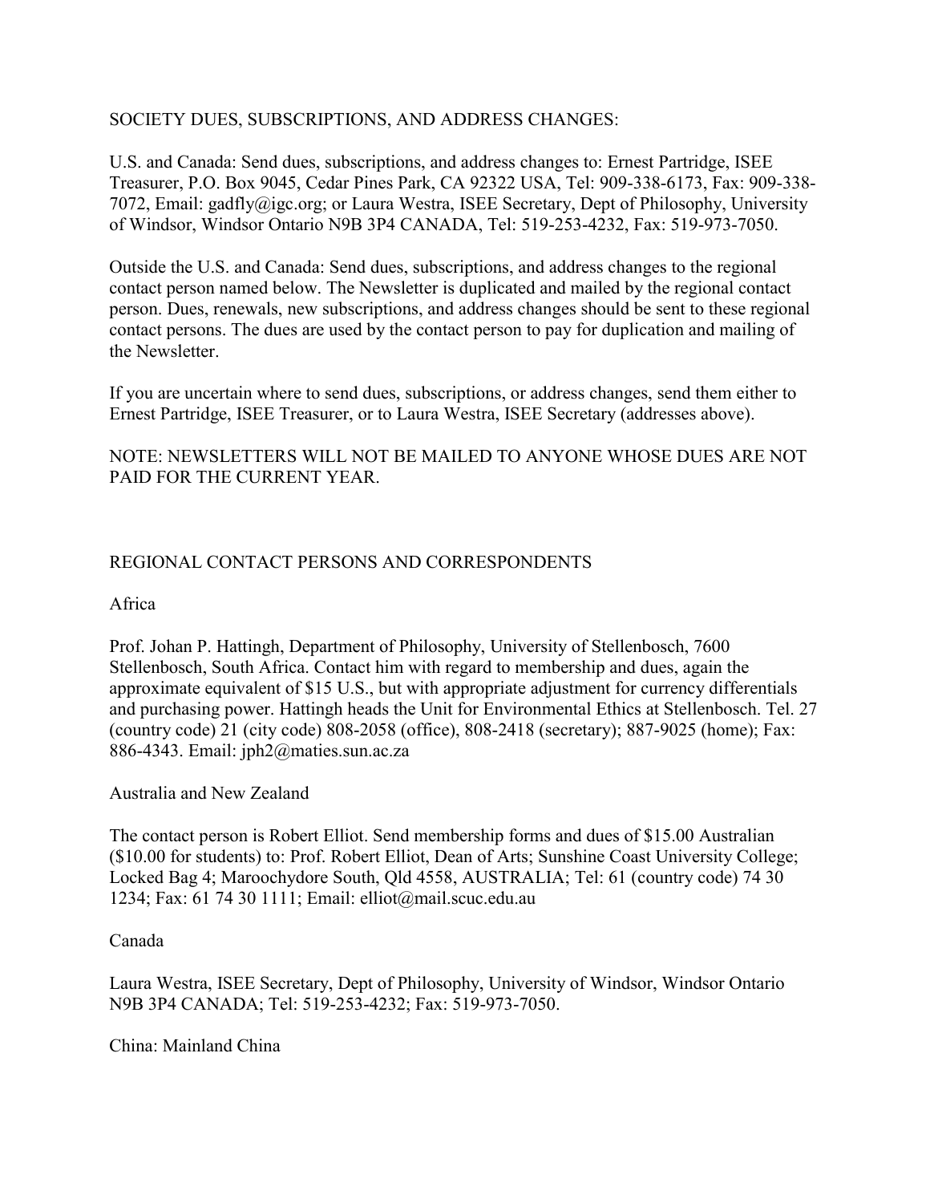SOCIETY DUES, SUBSCRIPTIONS, AND ADDRESS CHANGES:

U.S. and Canada: Send dues, subscriptions, and address changes to: Ernest Partridge, ISEE Treasurer, P.O. Box 9045, Cedar Pines Park, CA 92322 USA, Tel: 909-338-6173, Fax: 909-338-7072, Email: gadfly@igc.org; or Laura Westra, ISEE Secretary, Dept of Philosophy, University of Windsor, Windsor Ontario N9B 3P4 CANADA, Tel: 519-253-4232, Fax: 519-973-7050.

Outside the U.S. and Canada: Send dues, subscriptions, and address changes to the regional contact person named below. The Newsletter is duplicated and mailed by the regional contact person. Dues, renewals, new subscriptions, and address changes should be sent to these regional contact persons. The dues are used by the contact person to pay for duplication and mailing of the Newsletter.

If you are uncertain where to send dues, subscriptions, or address changes, send them either to Ernest Partridge, ISEE Treasurer, or to Laura Westra, ISEE Secretary (addresses above).

NOTE: NEWSLETTERS WILL NOT BE MAILED TO ANYONE WHOSE DUES ARE NOT PAID FOR THE CURRENT YEAR.

REGIONAL CONTACT PERSONS AND CORRESPONDENTS

Africa

Prof. Johan P. Hattingh, Department of Philosophy, University of Stellenbosch, 7600 Stellenbosch, South Africa. Contact him with regard to membership and dues, again the approximate equivalent of $15 U.S., but with appropriate adjustment for currency differentials and purchasing power. Hattingh heads the Unit for Environmental Ethics at Stellenbosch. Tel. 27 (country code) 21 (city code) 808-2058 (office), 808-2418 (secretary); 887-9025 (home); Fax: 886-4343. Email: jph2@maties.sun.ac.za

Australia and New Zealand

The contact person is Robert Elliot. Send membership forms and dues of $15.00 Australian ($10.00 for students) to: Prof. Robert Elliot, Dean of Arts; Sunshine Coast University College; Locked Bag 4; Maroochydore South, Qld 4558, AUSTRALIA; Tel: 61 (country code) 74 30 1234; Fax: 61 74 30 1111; Email: elliot@mail.scuc.edu.au

Canada

Laura Westra, ISEE Secretary, Dept of Philosophy, University of Windsor, Windsor Ontario N9B 3P4 CANADA; Tel: 519-253-4232; Fax: 519-973-7050.

China: Mainland China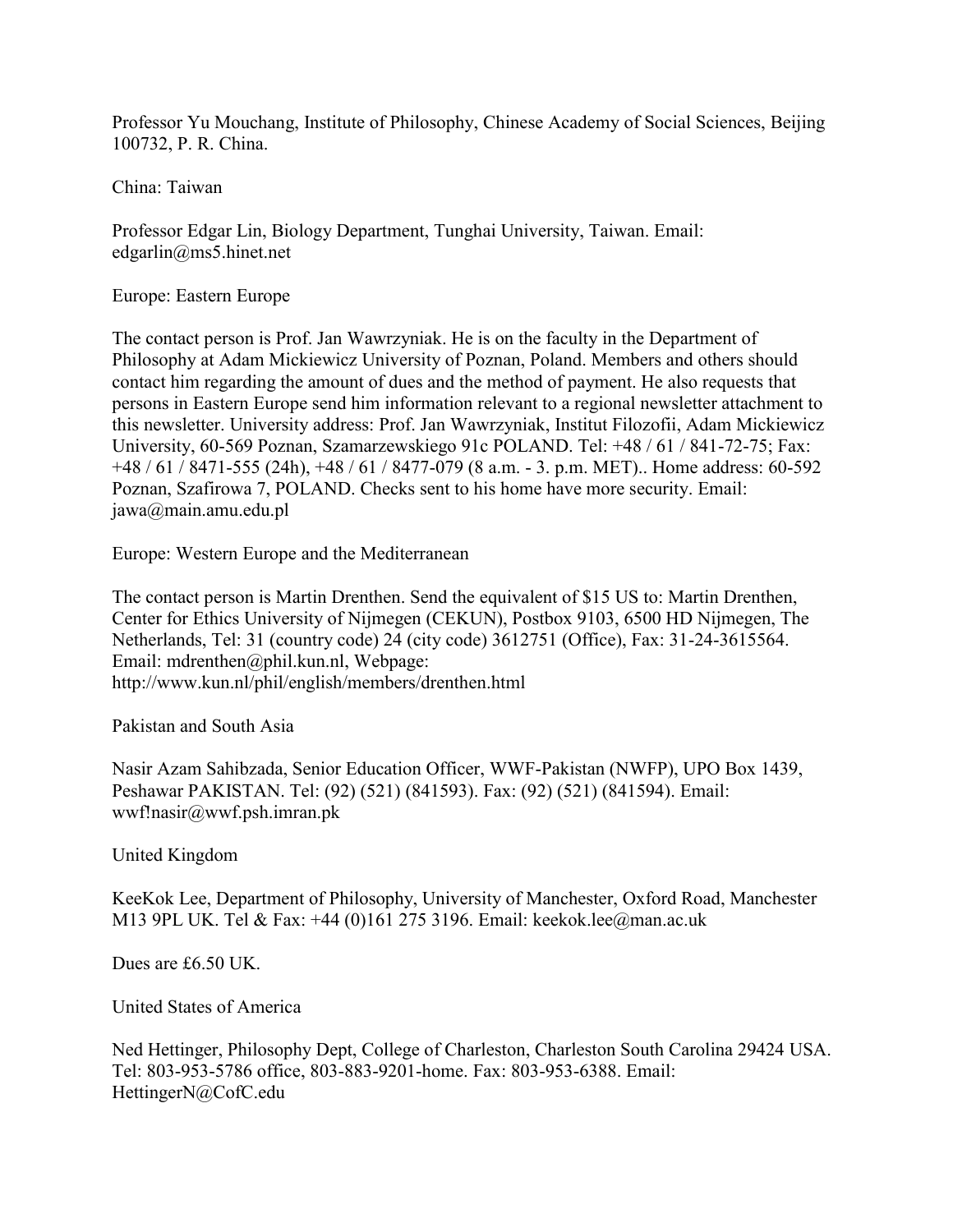Professor Yu Mouchang, Institute of Philosophy, Chinese Academy of Social Sciences, Beijing 100732, P. R. China.

China: Taiwan

Professor Edgar Lin, Biology Department, Tunghai University, Taiwan. Email: edgarlin@ms5.hinet.net

Europe: Eastern Europe

The contact person is Prof. Jan Wawrzyniak. He is on the faculty in the Department of Philosophy at Adam Mickiewicz University of Poznan, Poland. Members and others should contact him regarding the amount of dues and the method of payment. He also requests that persons in Eastern Europe send him information relevant to a regional newsletter attachment to this newsletter. University address: Prof. Jan Wawrzyniak, Institut Filozofii, Adam Mickiewicz University, 60-569 Poznan, Szamarzewskiego 91c POLAND. Tel: +48 / 61 / 841-72-75; Fax: +48 / 61 / 8471-555 (24h), +48 / 61 / 8477-079 (8 a.m. - 3. p.m. MET).. Home address: 60-592 Poznan, Szafirowa 7, POLAND. Checks sent to his home have more security. Email: jawa@main.amu.edu.pl

Europe: Western Europe and the Mediterranean

The contact person is Martin Drenthen. Send the equivalent of $15 US to: Martin Drenthen, Center for Ethics University of Nijmegen (CEKUN), Postbox 9103, 6500 HD Nijmegen, The Netherlands, Tel: 31 (country code) 24 (city code) 3612751 (Office), Fax: 31-24-3615564. Email: mdrenthen@phil.kun.nl, Webpage: http://www.kun.nl/phil/english/members/drenthen.html

Pakistan and South Asia

Nasir Azam Sahibzada, Senior Education Officer, WWF-Pakistan (NWFP), UPO Box 1439, Peshawar PAKISTAN. Tel: (92) (521) (841593). Fax: (92) (521) (841594). Email: wwf!nasir@wwf.psh.imran.pk

United Kingdom

KeeKok Lee, Department of Philosophy, University of Manchester, Oxford Road, Manchester M13 9PL UK. Tel & Fax: +44 (0)161 275 3196. Email: keekok.lee@man.ac.uk

Dues are £6.50 UK.

United States of America

Ned Hettinger, Philosophy Dept, College of Charleston, Charleston South Carolina 29424 USA. Tel: 803-953-5786 office, 803-883-9201-home. Fax: 803-953-6388. Email: HettingerN@CofC.edu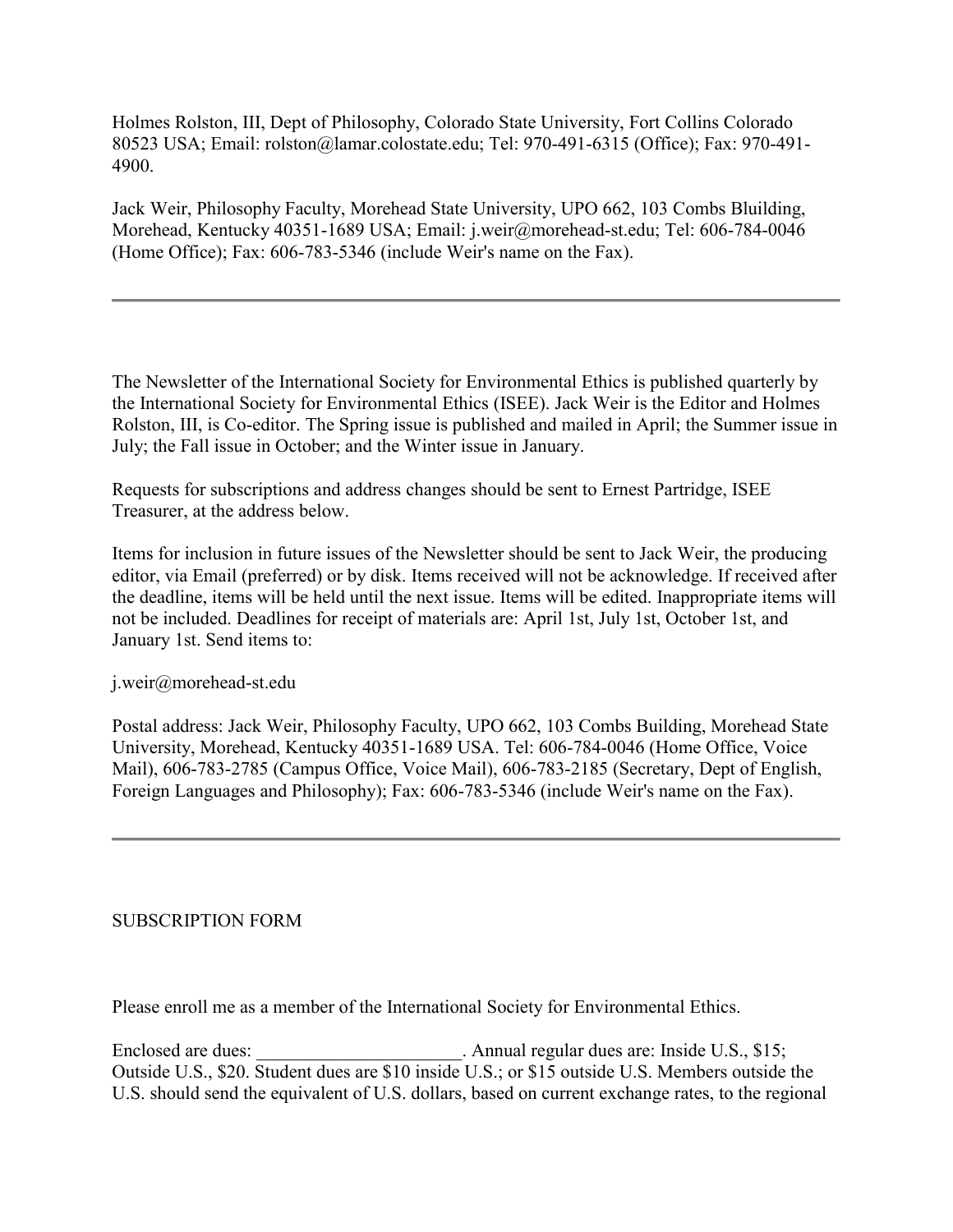Holmes Rolston, III, Dept of Philosophy, Colorado State University, Fort Collins Colorado 80523 USA; Email: rolston@lamar.colostate.edu; Tel: 970-491-6315 (Office); Fax: 970-491-4900.

Jack Weir, Philosophy Faculty, Morehead State University, UPO 662, 103 Combs Bluilding, Morehead, Kentucky 40351-1689 USA; Email: j.weir@morehead-st.edu; Tel: 606-784-0046 (Home Office); Fax: 606-783-5346 (include Weir's name on the Fax).

---

The Newsletter of the International Society for Environmental Ethics is published quarterly by the International Society for Environmental Ethics (ISEE). Jack Weir is the Editor and Holmes Rolston, III, is Co-editor. The Spring issue is published and mailed in April; the Summer issue in July; the Fall issue in October; and the Winter issue in January.

Requests for subscriptions and address changes should be sent to Ernest Partridge, ISEE Treasurer, at the address below.

Items for inclusion in future issues of the Newsletter should be sent to Jack Weir, the producing editor, via Email (preferred) or by disk. Items received will not be acknowledge. If received after the deadline, items will be held until the next issue. Items will be edited. Inappropriate items will not be included. Deadlines for receipt of materials are: April 1st, July 1st, October 1st, and January 1st. Send items to:

j.weir@morehead-st.edu

Postal address: Jack Weir, Philosophy Faculty, UPO 662, 103 Combs Building, Morehead State University, Morehead, Kentucky 40351-1689 USA. Tel: 606-784-0046 (Home Office, Voice Mail), 606-783-2785 (Campus Office, Voice Mail), 606-783-2185 (Secretary, Dept of English, Foreign Languages and Philosophy); Fax: 606-783-5346 (include Weir's name on the Fax).

---

SUBSCRIPTION FORM

Please enroll me as a member of the International Society for Environmental Ethics.

Enclosed are dues: ______________________. Annual regular dues are: Inside U.S., $15; Outside U.S., $20. Student dues are $10 inside U.S.; or $15 outside U.S. Members outside the U.S. should send the equivalent of U.S. dollars, based on current exchange rates, to the regional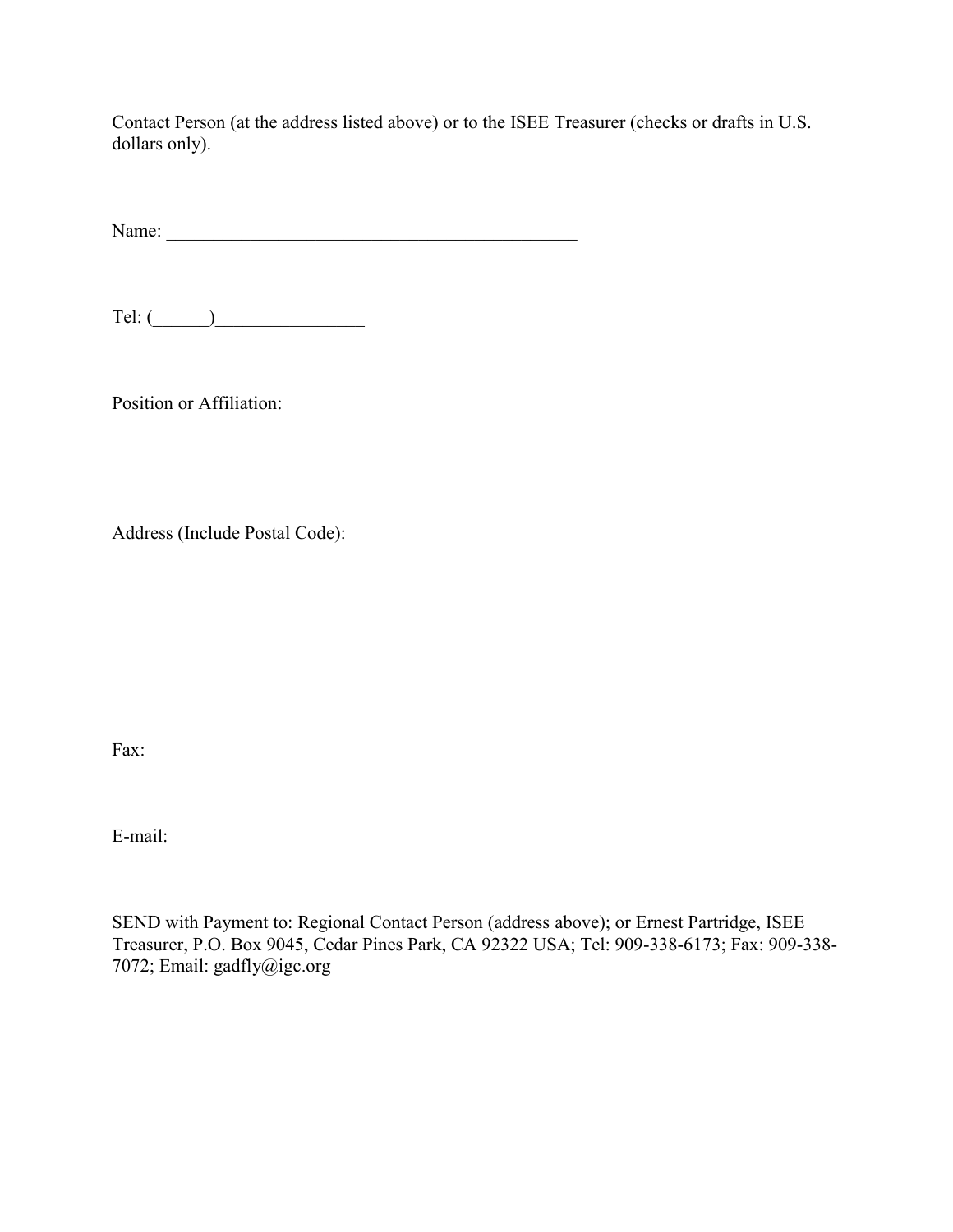Contact Person (at the address listed above) or to the ISEE Treasurer (checks or drafts in U.S. dollars only).

Name: _____________________________________________

Tel: (______)________________

Position or Affiliation:

Address (Include Postal Code):

Fax:

E-mail:

SEND with Payment to: Regional Contact Person (address above); or Ernest Partridge, ISEE Treasurer, P.O. Box 9045, Cedar Pines Park, CA 92322 USA; Tel: 909-338-6173; Fax: 909-338-7072; Email: gadfly@igc.org